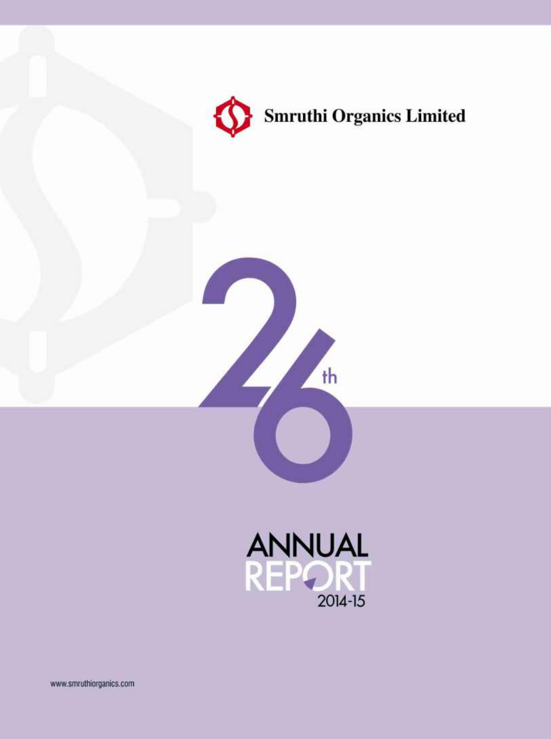# Smruthi Organics Limited

26th

# ANNUAL REPORT 2014-15

www.smruthiorganics.com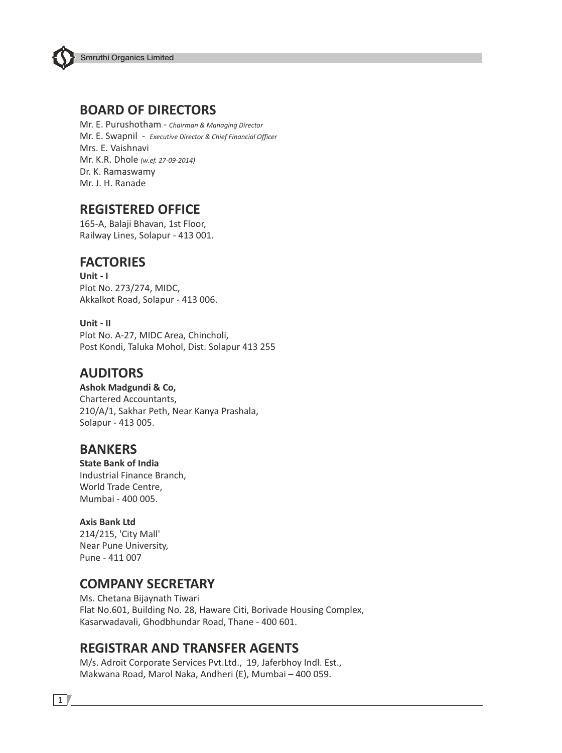## BOARD OF DIRECTORS

Mr. E. Purushotham - *Chairman & Managing Director*
Mr. E. Swapnil - *Executive Director & Chief Financial Officer*
Mrs. E. Vaishnavi
Mr. K.R. Dhole *(w.ef. 27-09-2014)*
Dr. K. Ramaswamy
Mr. J. H. Ranade

## REGISTERED OFFICE

165-A, Balaji Bhavan, 1st Floor,
Railway Lines, Solapur - 413 001.

## FACTORIES

**Unit - I**
Plot No. 273/274, MIDC,
Akkalkot Road, Solapur - 413 006.

**Unit - II**
Plot No. A-27, MIDC Area, Chincholi,
Post Kondi, Taluka Mohol, Dist. Solapur 413 255

## AUDITORS

**Ashok Madgundi & Co,**
Chartered Accountants,
210/A/1, Sakhar Peth, Near Kanya Prashala,
Solapur - 413 005.

## BANKERS

**State Bank of India**
Industrial Finance Branch,
World Trade Centre,
Mumbai - 400 005.

**Axis Bank Ltd**
214/215, 'City Mall'
Near Pune University,
Pune - 411 007

## COMPANY SECRETARY

Ms. Chetana Bijaynath Tiwari
Flat No.601, Building No. 28, Haware Citi, Borivade Housing Complex,
Kasarwadavali, Ghodbhundar Road, Thane - 400 601.

## REGISTRAR AND TRANSFER AGENTS

M/s. Adroit Corporate Services Pvt.Ltd., 19, Jaferbhoy Indl. Est.,
Makwana Road, Marol Naka, Andheri (E), Mumbai – 400 059.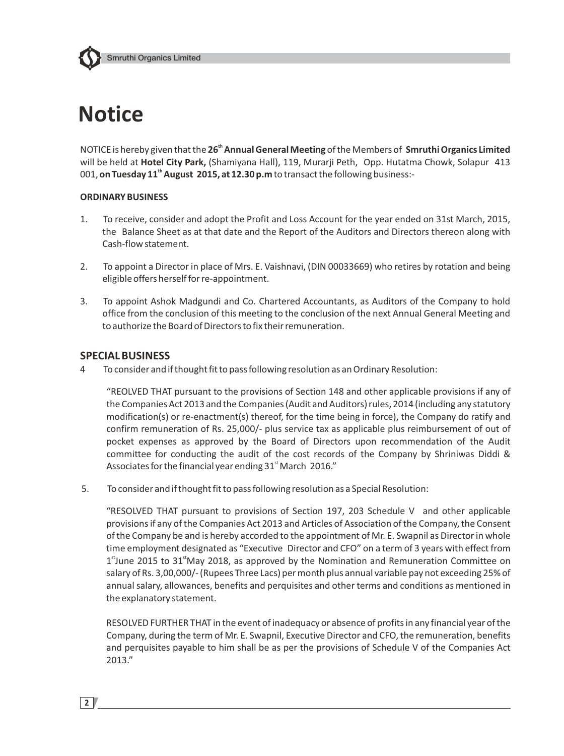# Notice

NOTICE is hereby given that the **26th Annual General Meeting** of the Members of **Smruthi Organics Limited** will be held at **Hotel City Park,** (Shamiyana Hall), 119, Murarji Peth, Opp. Hutatma Chowk, Solapur 413 001, **on Tuesday 11th August 2015, at 12.30 p.m** to transact the following business:-

**ORDINARY BUSINESS**

1. To receive, consider and adopt the Profit and Loss Account for the year ended on 31st March, 2015, the Balance Sheet as at that date and the Report of the Auditors and Directors thereon along with Cash-flow statement.

2. To appoint a Director in place of Mrs. E. Vaishnavi, (DIN 00033669) who retires by rotation and being eligible offers herself for re-appointment.

3. To appoint Ashok Madgundi and Co. Chartered Accountants, as Auditors of the Company to hold office from the conclusion of this meeting to the conclusion of the next Annual General Meeting and to authorize the Board of Directors to fix their remuneration.

## SPECIAL BUSINESS

4 To consider and if thought fit to pass following resolution as an Ordinary Resolution:

"REOLVED THAT pursuant to the provisions of Section 148 and other applicable provisions if any of the Companies Act 2013 and the Companies (Audit and Auditors) rules, 2014 (including any statutory modification(s) or re-enactment(s) thereof, for the time being in force), the Company do ratify and confirm remuneration of Rs. 25,000/- plus service tax as applicable plus reimbursement of out of pocket expenses as approved by the Board of Directors upon recommendation of the Audit committee for conducting the audit of the cost records of the Company by Shriniwas Diddi & Associates for the financial year ending 31st March 2016."

5. To consider and if thought fit to pass following resolution as a Special Resolution:

"RESOLVED THAT pursuant to provisions of Section 197, 203 Schedule V and other applicable provisions if any of the Companies Act 2013 and Articles of Association of the Company, the Consent of the Company be and is hereby accorded to the appointment of Mr. E. Swapnil as Director in whole time employment designated as "Executive Director and CFO" on a term of 3 years with effect from 1st June 2015 to 31st May 2018, as approved by the Nomination and Remuneration Committee on salary of Rs. 3,00,000/- (Rupees Three Lacs) per month plus annual variable pay not exceeding 25% of annual salary, allowances, benefits and perquisites and other terms and conditions as mentioned in the explanatory statement.

RESOLVED FURTHER THAT in the event of inadequacy or absence of profits in any financial year of the Company, during the term of Mr. E. Swapnil, Executive Director and CFO, the remuneration, benefits and perquisites payable to him shall be as per the provisions of Schedule V of the Companies Act 2013."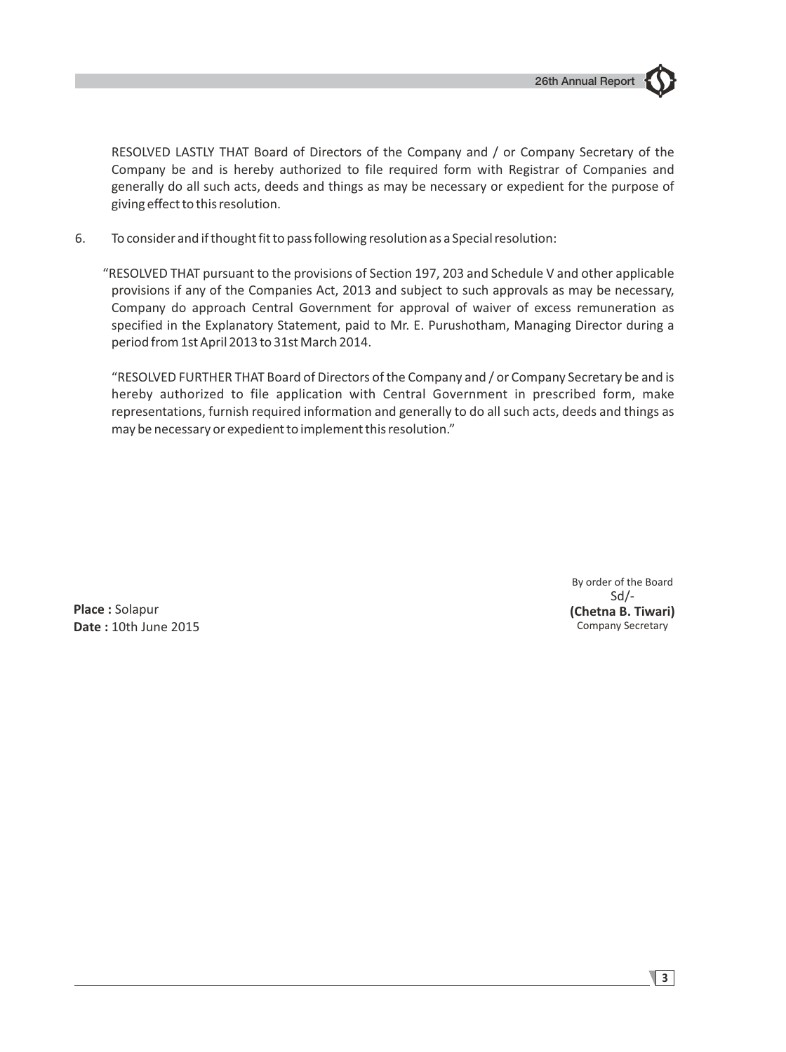RESOLVED LASTLY THAT Board of Directors of the Company and / or Company Secretary of the Company be and is hereby authorized to file required form with Registrar of Companies and generally do all such acts, deeds and things as may be necessary or expedient for the purpose of giving effect to this resolution.

6. To consider and if thought fit to pass following resolution as a Special resolution:

"RESOLVED THAT pursuant to the provisions of Section 197, 203 and Schedule V and other applicable provisions if any of the Companies Act, 2013 and subject to such approvals as may be necessary, Company do approach Central Government for approval of waiver of excess remuneration as specified in the Explanatory Statement, paid to Mr. E. Purushotham, Managing Director during a period from 1st April 2013 to 31st March 2014.

"RESOLVED FURTHER THAT Board of Directors of the Company and / or Company Secretary be and is hereby authorized to file application with Central Government in prescribed form, make representations, furnish required information and generally to do all such acts, deeds and things as may be necessary or expedient to implement this resolution."

By order of the Board
Sd/-
**(Chetna B. Tiwari)**
Company Secretary

**Place :** Solapur
**Date :** 10th June 2015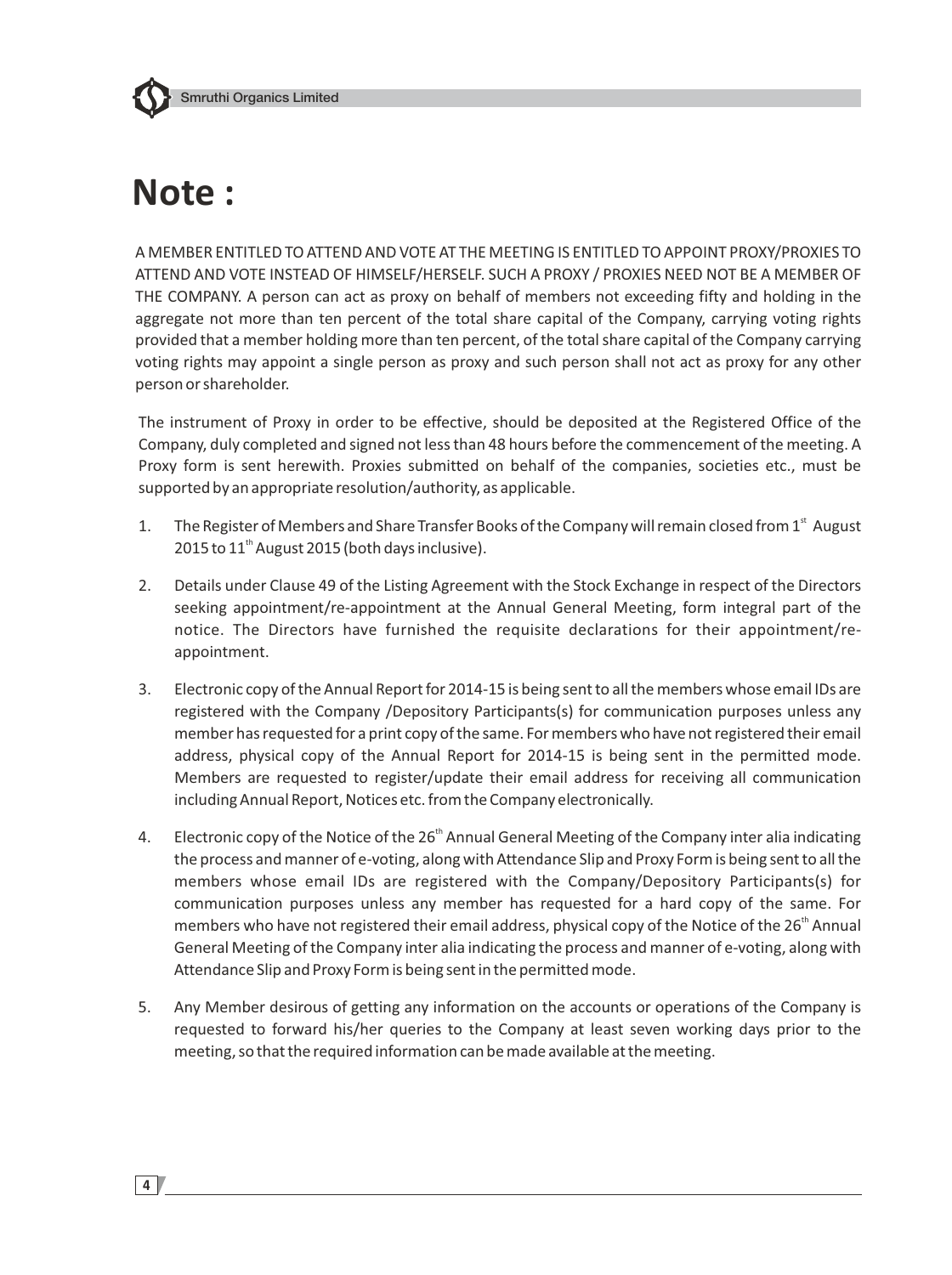# Note :

A MEMBER ENTITLED TO ATTEND AND VOTE AT THE MEETING IS ENTITLED TO APPOINT PROXY/PROXIES TO ATTEND AND VOTE INSTEAD OF HIMSELF/HERSELF. SUCH A PROXY / PROXIES NEED NOT BE A MEMBER OF THE COMPANY. A person can act as proxy on behalf of members not exceeding fifty and holding in the aggregate not more than ten percent of the total share capital of the Company, carrying voting rights provided that a member holding more than ten percent, of the total share capital of the Company carrying voting rights may appoint a single person as proxy and such person shall not act as proxy for any other person or shareholder.

The instrument of Proxy in order to be effective, should be deposited at the Registered Office of the Company, duly completed and signed not less than 48 hours before the commencement of the meeting. A Proxy form is sent herewith. Proxies submitted on behalf of the companies, societies etc., must be supported by an appropriate resolution/authority, as applicable.

1. The Register of Members and Share Transfer Books of the Company will remain closed from 1st August 2015 to 11th August 2015 (both days inclusive).

2. Details under Clause 49 of the Listing Agreement with the Stock Exchange in respect of the Directors seeking appointment/re-appointment at the Annual General Meeting, form integral part of the notice. The Directors have furnished the requisite declarations for their appointment/re-appointment.

3. Electronic copy of the Annual Report for 2014-15 is being sent to all the members whose email IDs are registered with the Company /Depository Participants(s) for communication purposes unless any member has requested for a print copy of the same. For members who have not registered their email address, physical copy of the Annual Report for 2014-15 is being sent in the permitted mode. Members are requested to register/update their email address for receiving all communication including Annual Report, Notices etc. from the Company electronically.

4. Electronic copy of the Notice of the 26th Annual General Meeting of the Company inter alia indicating the process and manner of e-voting, along with Attendance Slip and Proxy Form is being sent to all the members whose email IDs are registered with the Company/Depository Participants(s) for communication purposes unless any member has requested for a hard copy of the same. For members who have not registered their email address, physical copy of the Notice of the 26th Annual General Meeting of the Company inter alia indicating the process and manner of e-voting, along with Attendance Slip and Proxy Form is being sent in the permitted mode.

5. Any Member desirous of getting any information on the accounts or operations of the Company is requested to forward his/her queries to the Company at least seven working days prior to the meeting, so that the required information can be made available at the meeting.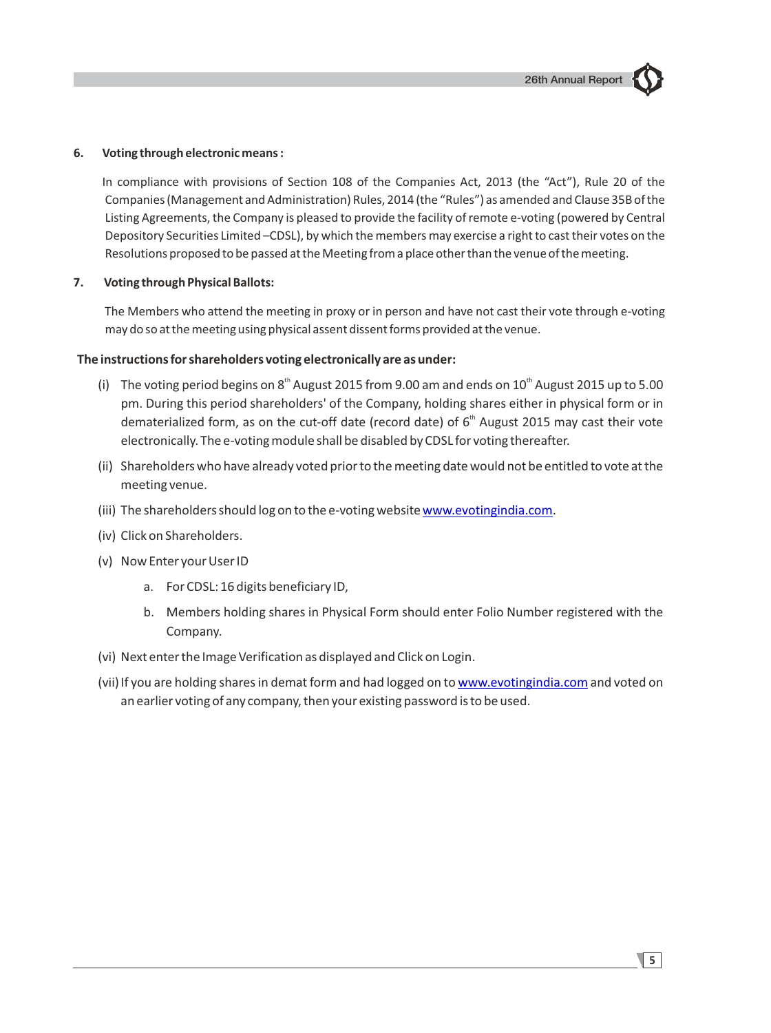**6. Voting through electronic means :**

In compliance with provisions of Section 108 of the Companies Act, 2013 (the "Act"), Rule 20 of the Companies (Management and Administration) Rules, 2014 (the "Rules") as amended and Clause 35B of the Listing Agreements, the Company is pleased to provide the facility of remote e-voting (powered by Central Depository Securities Limited –CDSL), by which the members may exercise a right to cast their votes on the Resolutions proposed to be passed at the Meeting from a place other than the venue of the meeting.

**7. Voting through Physical Ballots:**

The Members who attend the meeting in proxy or in person and have not cast their vote through e-voting may do so at the meeting using physical assent dissent forms provided at the venue.

**The instructions for shareholders voting electronically are as under:**

(i) The voting period begins on 8th August 2015 from 9.00 am and ends on 10th August 2015 up to 5.00 pm. During this period shareholders' of the Company, holding shares either in physical form or in dematerialized form, as on the cut-off date (record date) of 6th August 2015 may cast their vote electronically. The e-voting module shall be disabled by CDSL for voting thereafter.

(ii) Shareholders who have already voted prior to the meeting date would not be entitled to vote at the meeting venue.

(iii) The shareholders should log on to the e-voting website www.evotingindia.com.

(iv) Click on Shareholders.

(v) Now Enter your User ID

a. For CDSL: 16 digits beneficiary ID,

b. Members holding shares in Physical Form should enter Folio Number registered with the Company.

(vi) Next enter the Image Verification as displayed and Click on Login.

(vii) If you are holding shares in demat form and had logged on to www.evotingindia.com and voted on an earlier voting of any company, then your existing password is to be used.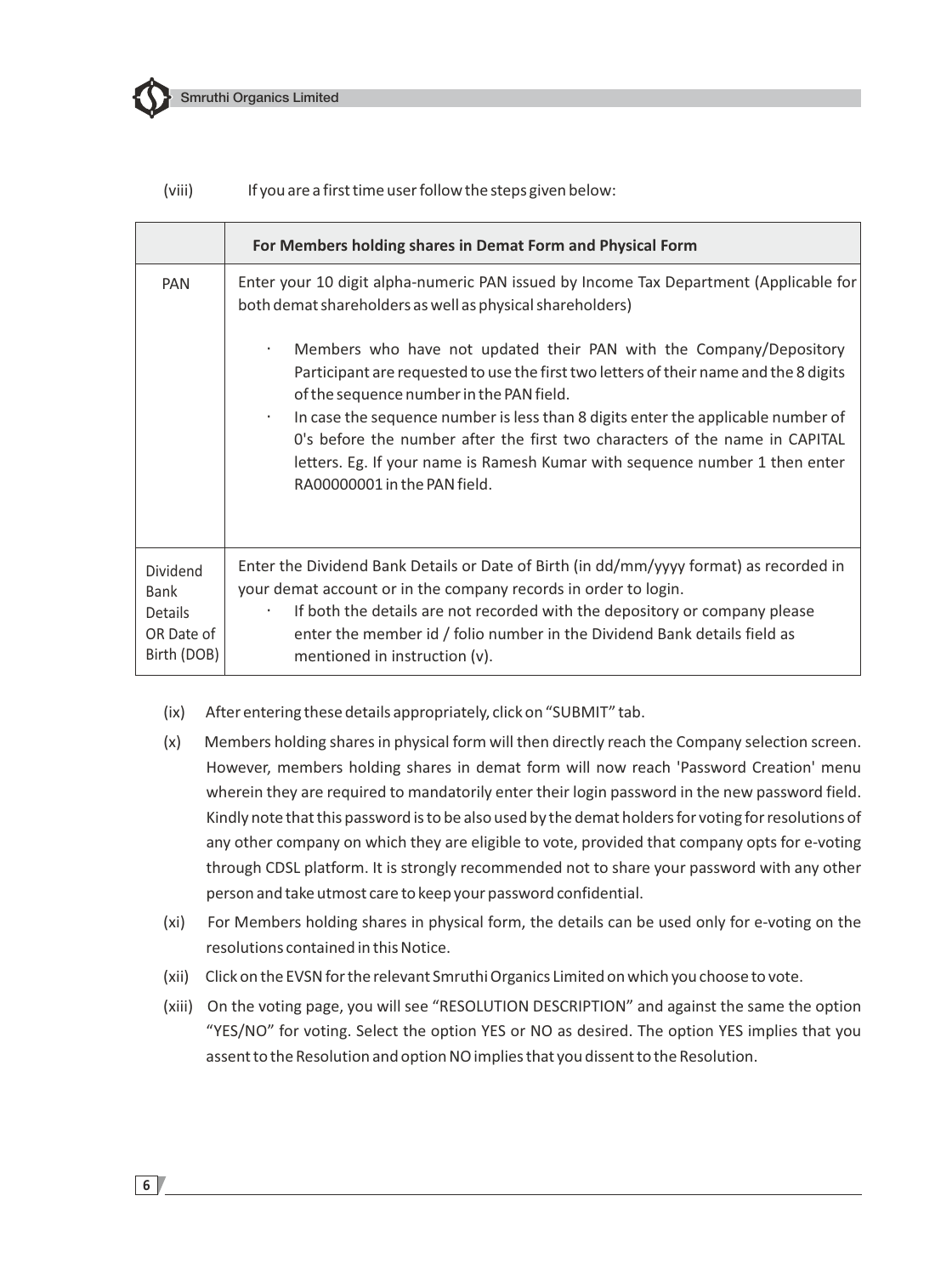(viii) If you are a first time user follow the steps given below:

| | For Members holding shares in Demat Form and Physical Form |
|---|---|
| PAN | Enter your 10 digit alpha-numeric PAN issued by Income Tax Department (Applicable for both demat shareholders as well as physical shareholders)<br><br>· Members who have not updated their PAN with the Company/Depository Participant are requested to use the first two letters of their name and the 8 digits of the sequence number in the PAN field.<br>· In case the sequence number is less than 8 digits enter the applicable number of 0's before the number after the first two characters of the name in CAPITAL letters. Eg. If your name is Ramesh Kumar with sequence number 1 then enter RA00000001 in the PAN field. |
| Dividend Bank Details OR Date of Birth (DOB) | Enter the Dividend Bank Details or Date of Birth (in dd/mm/yyyy format) as recorded in your demat account or in the company records in order to login.<br>· If both the details are not recorded with the depository or company please enter the member id / folio number in the Dividend Bank details field as mentioned in instruction (v). |

(ix) After entering these details appropriately, click on "SUBMIT" tab.

(x) Members holding shares in physical form will then directly reach the Company selection screen. However, members holding shares in demat form will now reach 'Password Creation' menu wherein they are required to mandatorily enter their login password in the new password field. Kindly note that this password is to be also used by the demat holders for voting for resolutions of any other company on which they are eligible to vote, provided that company opts for e-voting through CDSL platform. It is strongly recommended not to share your password with any other person and take utmost care to keep your password confidential.

(xi) For Members holding shares in physical form, the details can be used only for e-voting on the resolutions contained in this Notice.

(xii) Click on the EVSN for the relevant Smruthi Organics Limited on which you choose to vote.

(xiii) On the voting page, you will see "RESOLUTION DESCRIPTION" and against the same the option "YES/NO" for voting. Select the option YES or NO as desired. The option YES implies that you assent to the Resolution and option NO implies that you dissent to the Resolution.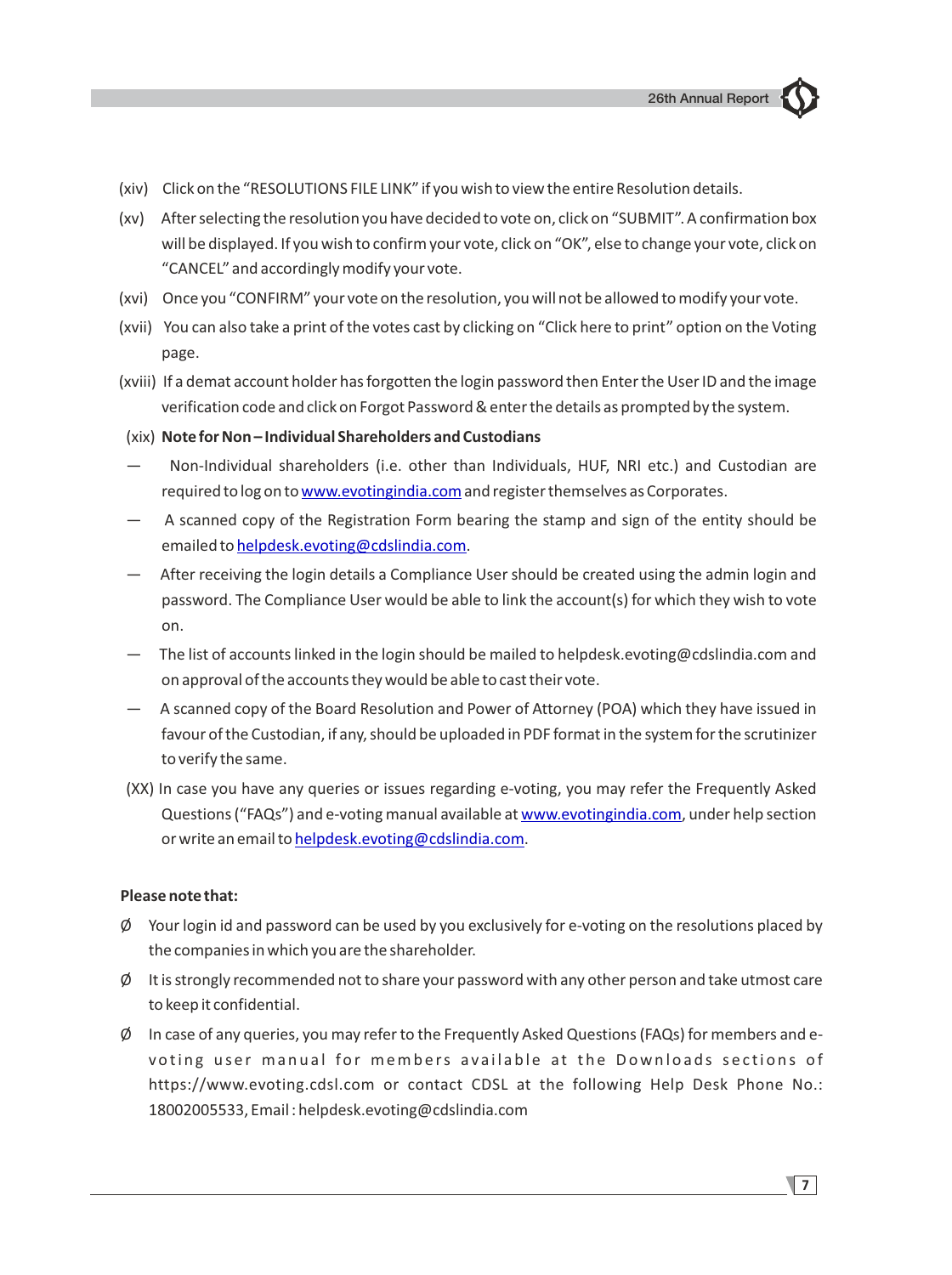(xiv) Click on the "RESOLUTIONS FILE LINK" if you wish to view the entire Resolution details.

(xv) After selecting the resolution you have decided to vote on, click on "SUBMIT". A confirmation box will be displayed. If you wish to confirm your vote, click on "OK", else to change your vote, click on "CANCEL" and accordingly modify your vote.

(xvi) Once you "CONFIRM" your vote on the resolution, you will not be allowed to modify your vote.

(xvii) You can also take a print of the votes cast by clicking on "Click here to print" option on the Voting page.

(xviii) If a demat account holder has forgotten the login password then Enter the User ID and the image verification code and click on Forgot Password & enter the details as prompted by the system.

(xix) **Note for Non – Individual Shareholders and Custodians**

— Non-Individual shareholders (i.e. other than Individuals, HUF, NRI etc.) and Custodian are required to log on to www.evotingindia.com and register themselves as Corporates.

— A scanned copy of the Registration Form bearing the stamp and sign of the entity should be emailed to helpdesk.evoting@cdslindia.com.

— After receiving the login details a Compliance User should be created using the admin login and password. The Compliance User would be able to link the account(s) for which they wish to vote on.

— The list of accounts linked in the login should be mailed to helpdesk.evoting@cdslindia.com and on approval of the accounts they would be able to cast their vote.

— A scanned copy of the Board Resolution and Power of Attorney (POA) which they have issued in favour of the Custodian, if any, should be uploaded in PDF format in the system for the scrutinizer to verify the same.

(XX) In case you have any queries or issues regarding e-voting, you may refer the Frequently Asked Questions ("FAQs") and e-voting manual available at www.evotingindia.com, under help section or write an email to helpdesk.evoting@cdslindia.com.

**Please note that:**

Ø Your login id and password can be used by you exclusively for e-voting on the resolutions placed by the companies in which you are the shareholder.

Ø It is strongly recommended not to share your password with any other person and take utmost care to keep it confidential.

Ø In case of any queries, you may refer to the Frequently Asked Questions (FAQs) for members and e-voting user manual for members available at the Downloads sections of https://www.evoting.cdsl.com or contact CDSL at the following Help Desk Phone No.: 18002005533, Email : helpdesk.evoting@cdslindia.com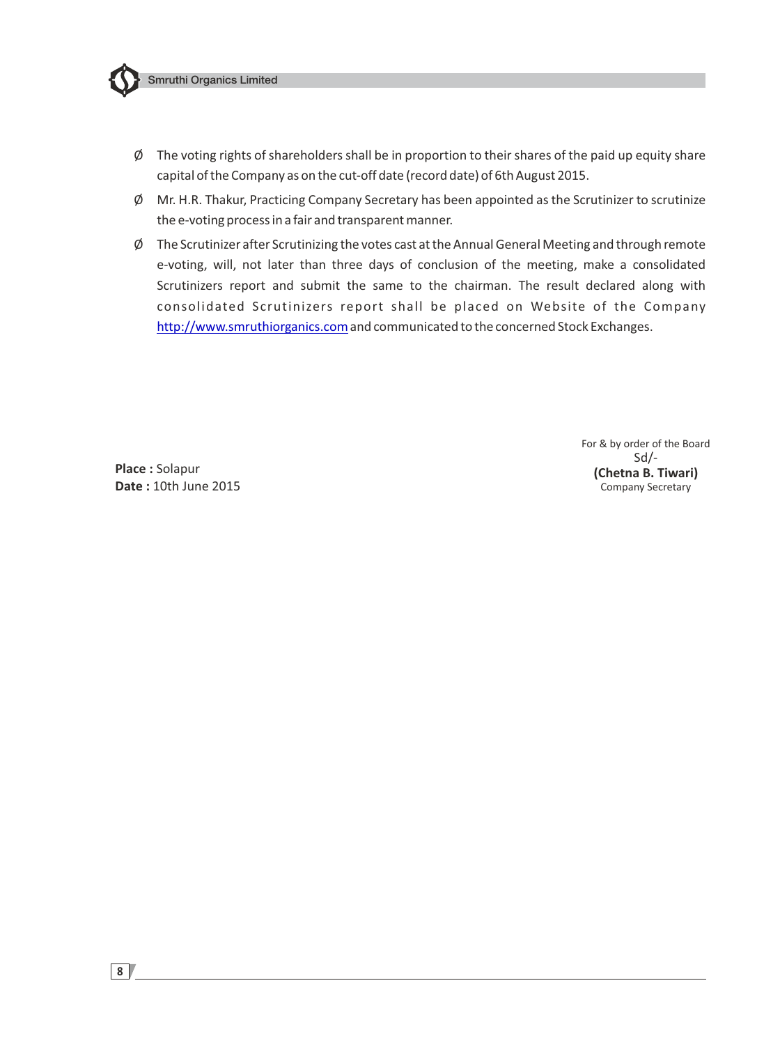- The voting rights of shareholders shall be in proportion to their shares of the paid up equity share capital of the Company as on the cut-off date (record date) of 6th August 2015.
- Mr. H.R. Thakur, Practicing Company Secretary has been appointed as the Scrutinizer to scrutinize the e-voting process in a fair and transparent manner.
- The Scrutinizer after Scrutinizing the votes cast at the Annual General Meeting and through remote e-voting, will, not later than three days of conclusion of the meeting, make a consolidated Scrutinizers report and submit the same to the chairman. The result declared along with consolidated Scrutinizers report shall be placed on Website of the Company http://www.smruthiorganics.com and communicated to the concerned Stock Exchanges.

For & by order of the Board
Sd/-
**(Chetna B. Tiwari)**
Company Secretary

**Place :** Solapur
**Date :** 10th June 2015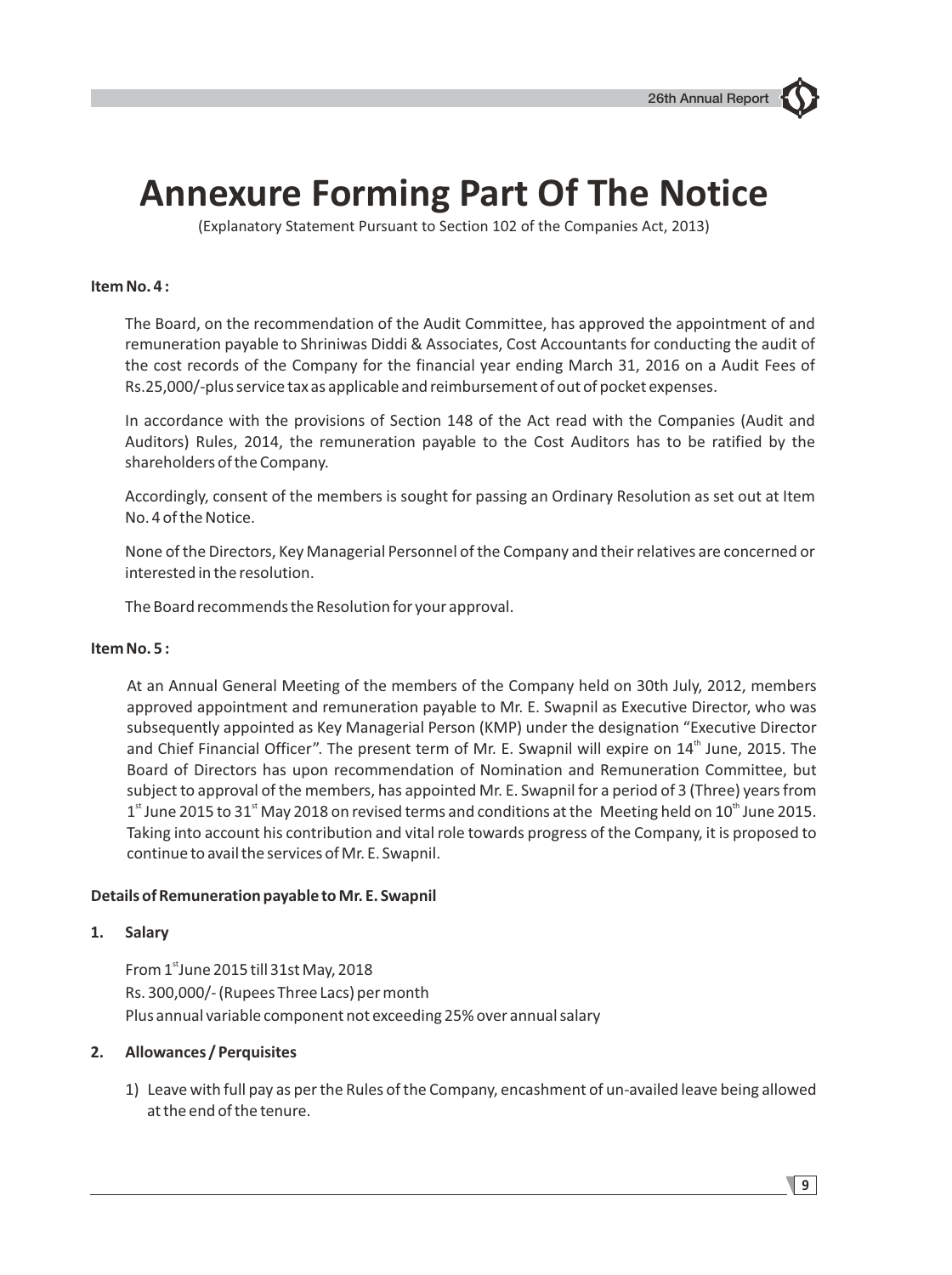# Annexure Forming Part Of The Notice

(Explanatory Statement Pursuant to Section 102 of the Companies Act, 2013)

**Item No. 4 :**

The Board, on the recommendation of the Audit Committee, has approved the appointment of and remuneration payable to Shriniwas Diddi & Associates, Cost Accountants for conducting the audit of the cost records of the Company for the financial year ending March 31, 2016 on a Audit Fees of Rs.25,000/-plus service tax as applicable and reimbursement of out of pocket expenses.

In accordance with the provisions of Section 148 of the Act read with the Companies (Audit and Auditors) Rules, 2014, the remuneration payable to the Cost Auditors has to be ratified by the shareholders of the Company.

Accordingly, consent of the members is sought for passing an Ordinary Resolution as set out at Item No. 4 of the Notice.

None of the Directors, Key Managerial Personnel of the Company and their relatives are concerned or interested in the resolution.

The Board recommends the Resolution for your approval.

**Item No. 5 :**

At an Annual General Meeting of the members of the Company held on 30th July, 2012, members approved appointment and remuneration payable to Mr. E. Swapnil as Executive Director, who was subsequently appointed as Key Managerial Person (KMP) under the designation "Executive Director and Chief Financial Officer". The present term of Mr. E. Swapnil will expire on 14th June, 2015. The Board of Directors has upon recommendation of Nomination and Remuneration Committee, but subject to approval of the members, has appointed Mr. E. Swapnil for a period of 3 (Three) years from 1st June 2015 to 31st May 2018 on revised terms and conditions at the Meeting held on 10th June 2015. Taking into account his contribution and vital role towards progress of the Company, it is proposed to continue to avail the services of Mr. E. Swapnil.

**Details of Remuneration payable to Mr. E. Swapnil**

**1. Salary**

From 1st June 2015 till 31st May, 2018
Rs. 300,000/- (Rupees Three Lacs) per month
Plus annual variable component not exceeding 25% over annual salary

**2. Allowances / Perquisites**

1) Leave with full pay as per the Rules of the Company, encashment of un-availed leave being allowed at the end of the tenure.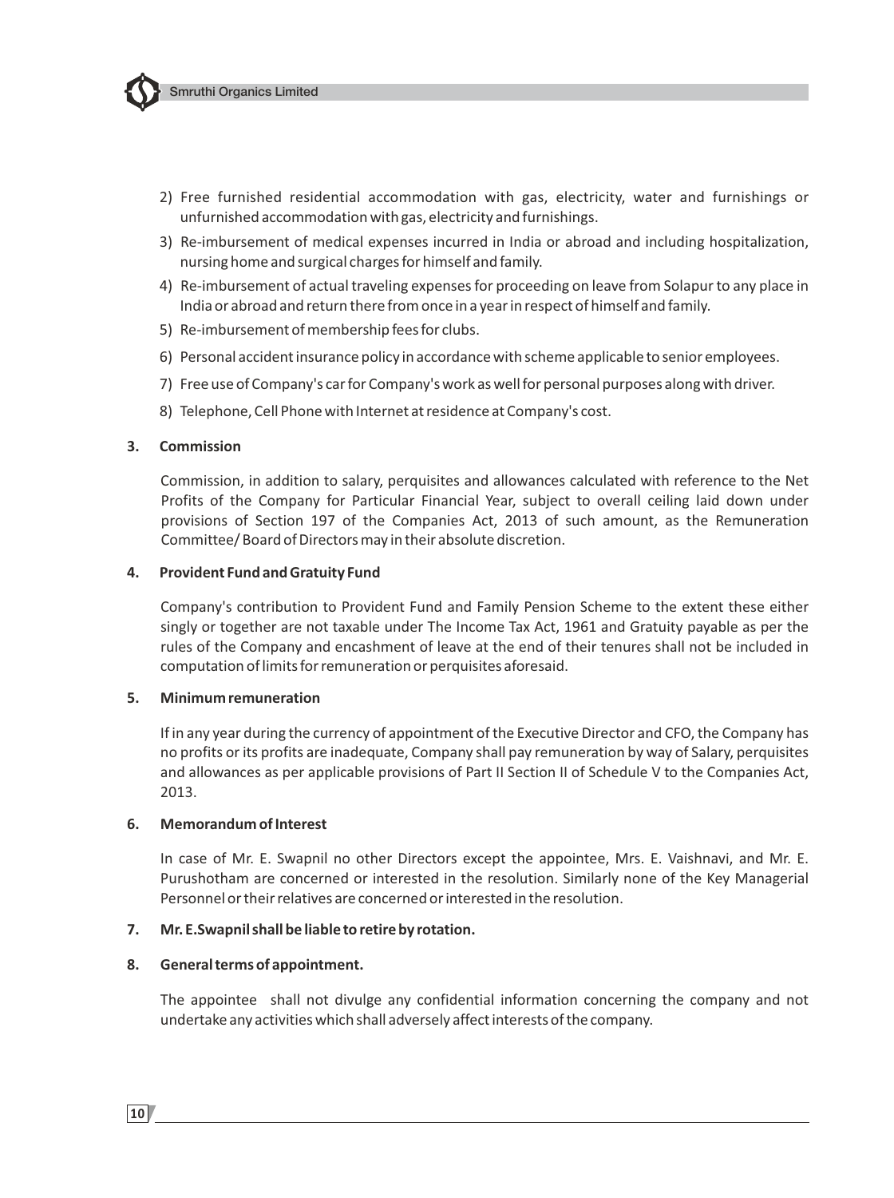2) Free furnished residential accommodation with gas, electricity, water and furnishings or unfurnished accommodation with gas, electricity and furnishings.
3) Re-imbursement of medical expenses incurred in India or abroad and including hospitalization, nursing home and surgical charges for himself and family.
4) Re-imbursement of actual traveling expenses for proceeding on leave from Solapur to any place in India or abroad and return there from once in a year in respect of himself and family.
5) Re-imbursement of membership fees for clubs.
6) Personal accident insurance policy in accordance with scheme applicable to senior employees.
7) Free use of Company's car for Company's work as well for personal purposes along with driver.
8) Telephone, Cell Phone with Internet at residence at Company's cost.

**3. Commission**

Commission, in addition to salary, perquisites and allowances calculated with reference to the Net Profits of the Company for Particular Financial Year, subject to overall ceiling laid down under provisions of Section 197 of the Companies Act, 2013 of such amount, as the Remuneration Committee/ Board of Directors may in their absolute discretion.

**4. Provident Fund and Gratuity Fund**

Company's contribution to Provident Fund and Family Pension Scheme to the extent these either singly or together are not taxable under The Income Tax Act, 1961 and Gratuity payable as per the rules of the Company and encashment of leave at the end of their tenures shall not be included in computation of limits for remuneration or perquisites aforesaid.

**5. Minimum remuneration**

If in any year during the currency of appointment of the Executive Director and CFO, the Company has no profits or its profits are inadequate, Company shall pay remuneration by way of Salary, perquisites and allowances as per applicable provisions of Part II Section II of Schedule V to the Companies Act, 2013.

**6. Memorandum of Interest**

In case of Mr. E. Swapnil no other Directors except the appointee, Mrs. E. Vaishnavi, and Mr. E. Purushotham are concerned or interested in the resolution. Similarly none of the Key Managerial Personnel or their relatives are concerned or interested in the resolution.

**7. Mr. E.Swapnil shall be liable to retire by rotation.**

**8. General terms of appointment.**

The appointee shall not divulge any confidential information concerning the company and not undertake any activities which shall adversely affect interests of the company.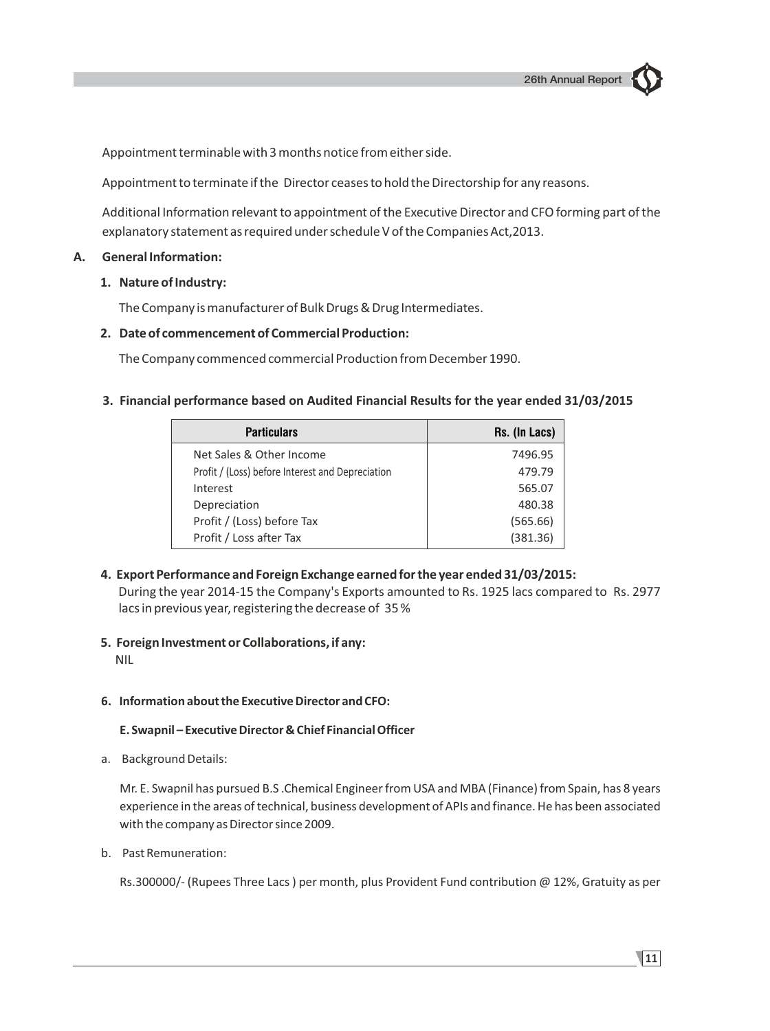Appointment terminable with 3 months notice from either side.

Appointment to terminate if the Director ceases to hold the Directorship for any reasons.

Additional Information relevant to appointment of the Executive Director and CFO forming part of the explanatory statement as required under schedule V of the Companies Act,2013.

**A. General Information:**

**1. Nature of Industry:**

The Company is manufacturer of Bulk Drugs & Drug Intermediates.

**2. Date of commencement of Commercial Production:**

The Company commenced commercial Production from December 1990.

**3. Financial performance based on Audited Financial Results for the year ended 31/03/2015**

| Particulars | Rs. (In Lacs) |
|---|---|
| Net Sales & Other Income | 7496.95 |
| Profit / (Loss) before Interest and Depreciation | 479.79 |
| Interest | 565.07 |
| Depreciation | 480.38 |
| Profit / (Loss) before Tax | (565.66) |
| Profit / Loss after Tax | (381.36) |

**4. Export Performance and Foreign Exchange earned for the year ended 31/03/2015:**

During the year 2014-15 the Company's Exports amounted to Rs. 1925 lacs compared to Rs. 2977 lacs in previous year, registering the decrease of 35 %

**5. Foreign Investment or Collaborations, if any:**

NIL

**6. Information about the Executive Director and CFO:**

**E. Swapnil – Executive Director & Chief Financial Officer**

a. Background Details:

Mr. E. Swapnil has pursued B.S .Chemical Engineer from USA and MBA (Finance) from Spain, has 8 years experience in the areas of technical, business development of APIs and finance. He has been associated with the company as Director since 2009.

b. Past Remuneration:

Rs.300000/- (Rupees Three Lacs ) per month, plus Provident Fund contribution @ 12%, Gratuity as per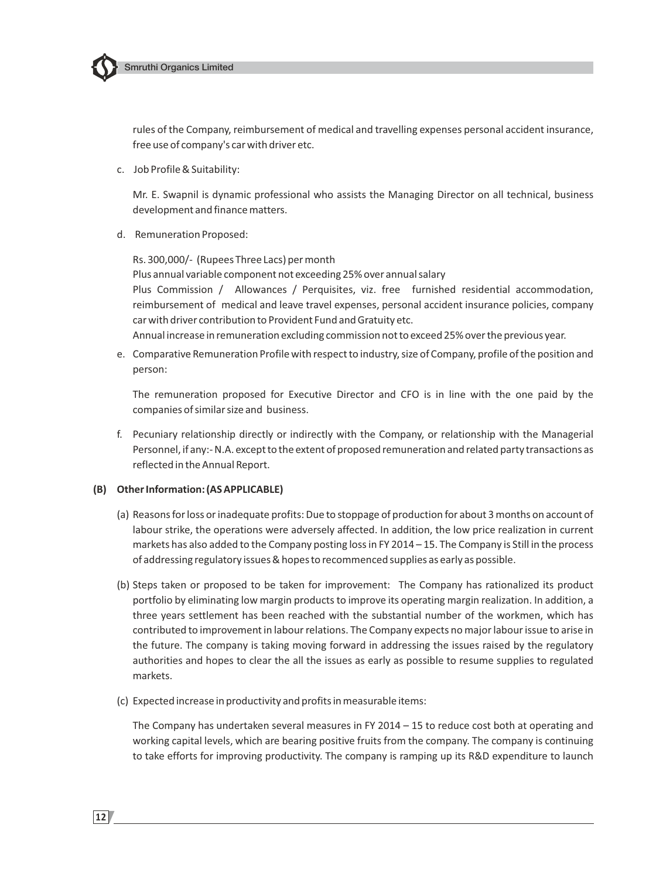rules of the Company, reimbursement of medical and travelling expenses personal accident insurance, free use of company's car with driver etc.

c. Job Profile & Suitability:

   Mr. E. Swapnil is dynamic professional who assists the Managing Director on all technical, business development and finance matters.

d. Remuneration Proposed:

   Rs. 300,000/- (Rupees Three Lacs) per month
   Plus annual variable component not exceeding 25% over annual salary
   Plus Commission / Allowances / Perquisites, viz. free furnished residential accommodation, reimbursement of medical and leave travel expenses, personal accident insurance policies, company car with driver contribution to Provident Fund and Gratuity etc.
   Annual increase in remuneration excluding commission not to exceed 25% over the previous year.

e. Comparative Remuneration Profile with respect to industry, size of Company, profile of the position and person:

   The remuneration proposed for Executive Director and CFO is in line with the one paid by the companies of similar size and business.

f. Pecuniary relationship directly or indirectly with the Company, or relationship with the Managerial Personnel, if any:- N.A. except to the extent of proposed remuneration and related party transactions as reflected in the Annual Report.

**(B) Other Information: (AS APPLICABLE)**

(a) Reasons for loss or inadequate profits: Due to stoppage of production for about 3 months on account of labour strike, the operations were adversely affected. In addition, the low price realization in current markets has also added to the Company posting loss in FY 2014 – 15. The Company is Still in the process of addressing regulatory issues & hopes to recommenced supplies as early as possible.

(b) Steps taken or proposed to be taken for improvement: The Company has rationalized its product portfolio by eliminating low margin products to improve its operating margin realization. In addition, a three years settlement has been reached with the substantial number of the workmen, which has contributed to improvement in labour relations. The Company expects no major labour issue to arise in the future. The company is taking moving forward in addressing the issues raised by the regulatory authorities and hopes to clear the all the issues as early as possible to resume supplies to regulated markets.

(c) Expected increase in productivity and profits in measurable items:

   The Company has undertaken several measures in FY 2014 – 15 to reduce cost both at operating and working capital levels, which are bearing positive fruits from the company. The company is continuing to take efforts for improving productivity. The company is ramping up its R&D expenditure to launch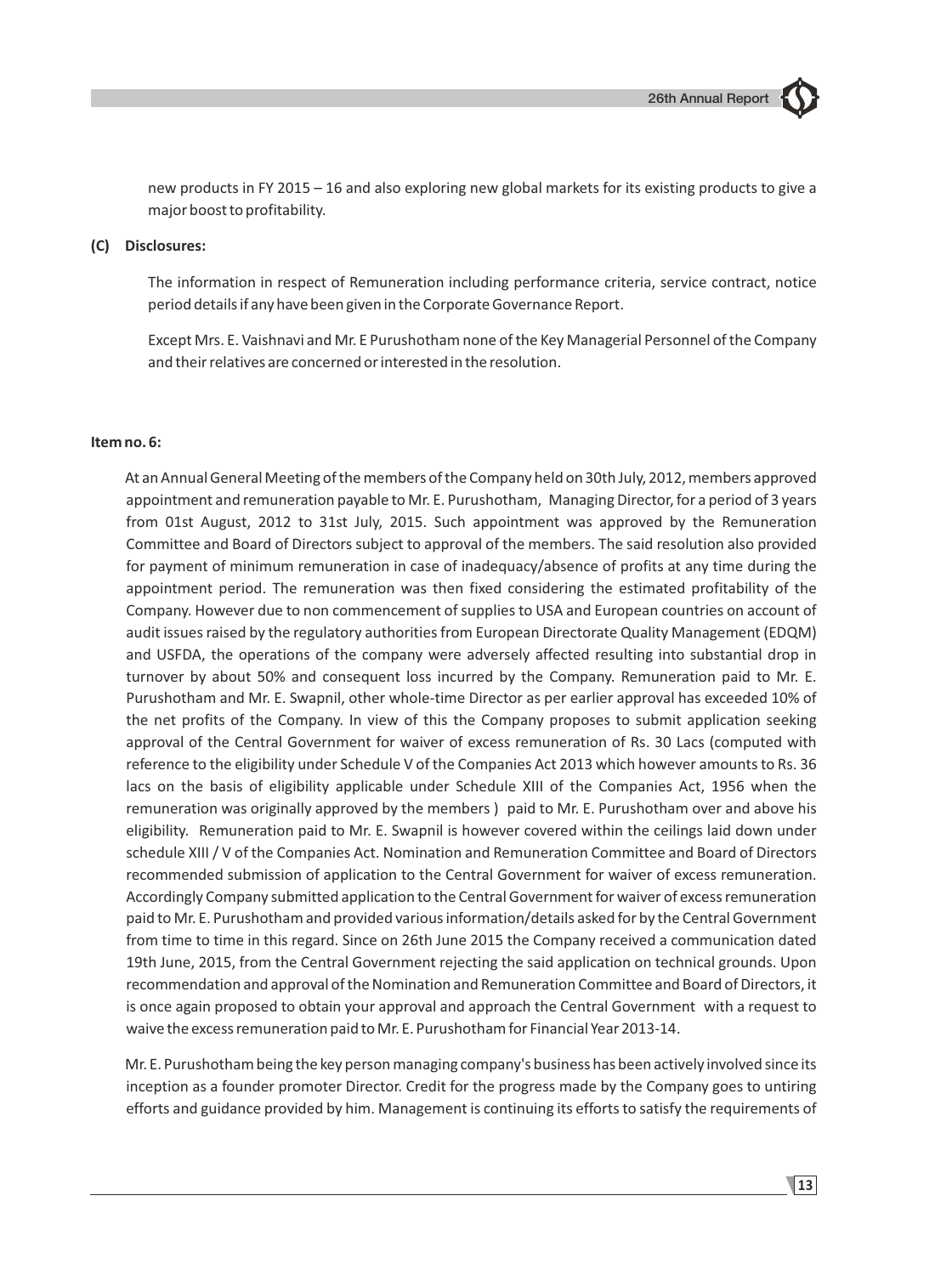new products in FY 2015 – 16 and also exploring new global markets for its existing products to give a major boost to profitability.

**(C) Disclosures:**

The information in respect of Remuneration including performance criteria, service contract, notice period details if any have been given in the Corporate Governance Report.

Except Mrs. E. Vaishnavi and Mr. E Purushotham none of the Key Managerial Personnel of the Company and their relatives are concerned or interested in the resolution.

**Item no. 6:**

At an Annual General Meeting of the members of the Company held on 30th July, 2012, members approved appointment and remuneration payable to Mr. E. Purushotham, Managing Director, for a period of 3 years from 01st August, 2012 to 31st July, 2015. Such appointment was approved by the Remuneration Committee and Board of Directors subject to approval of the members. The said resolution also provided for payment of minimum remuneration in case of inadequacy/absence of profits at any time during the appointment period. The remuneration was then fixed considering the estimated profitability of the Company. However due to non commencement of supplies to USA and European countries on account of audit issues raised by the regulatory authorities from European Directorate Quality Management (EDQM) and USFDA, the operations of the company were adversely affected resulting into substantial drop in turnover by about 50% and consequent loss incurred by the Company. Remuneration paid to Mr. E. Purushotham and Mr. E. Swapnil, other whole-time Director as per earlier approval has exceeded 10% of the net profits of the Company. In view of this the Company proposes to submit application seeking approval of the Central Government for waiver of excess remuneration of Rs. 30 Lacs (computed with reference to the eligibility under Schedule V of the Companies Act 2013 which however amounts to Rs. 36 lacs on the basis of eligibility applicable under Schedule XIII of the Companies Act, 1956 when the remuneration was originally approved by the members ) paid to Mr. E. Purushotham over and above his eligibility. Remuneration paid to Mr. E. Swapnil is however covered within the ceilings laid down under schedule XIII / V of the Companies Act. Nomination and Remuneration Committee and Board of Directors recommended submission of application to the Central Government for waiver of excess remuneration. Accordingly Company submitted application to the Central Government for waiver of excess remuneration paid to Mr. E. Purushotham and provided various information/details asked for by the Central Government from time to time in this regard. Since on 26th June 2015 the Company received a communication dated 19th June, 2015, from the Central Government rejecting the said application on technical grounds. Upon recommendation and approval of the Nomination and Remuneration Committee and Board of Directors, it is once again proposed to obtain your approval and approach the Central Government with a request to waive the excess remuneration paid to Mr. E. Purushotham for Financial Year 2013-14.

Mr. E. Purushotham being the key person managing company's business has been actively involved since its inception as a founder promoter Director. Credit for the progress made by the Company goes to untiring efforts and guidance provided by him. Management is continuing its efforts to satisfy the requirements of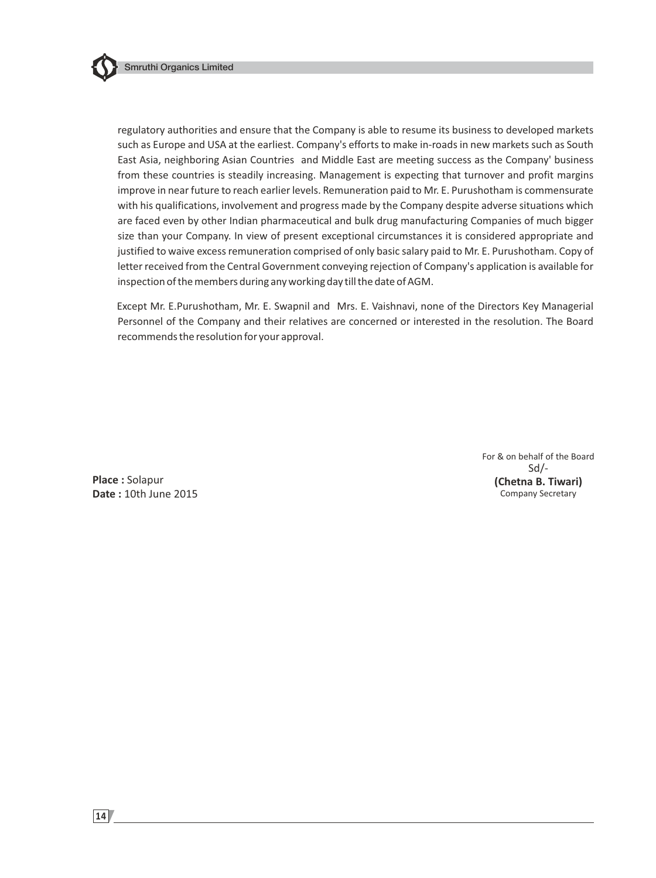regulatory authorities and ensure that the Company is able to resume its business to developed markets such as Europe and USA at the earliest. Company's efforts to make in-roads in new markets such as South East Asia, neighboring Asian Countries and Middle East are meeting success as the Company' business from these countries is steadily increasing. Management is expecting that turnover and profit margins improve in near future to reach earlier levels. Remuneration paid to Mr. E. Purushotham is commensurate with his qualifications, involvement and progress made by the Company despite adverse situations which are faced even by other Indian pharmaceutical and bulk drug manufacturing Companies of much bigger size than your Company. In view of present exceptional circumstances it is considered appropriate and justified to waive excess remuneration comprised of only basic salary paid to Mr. E. Purushotham. Copy of letter received from the Central Government conveying rejection of Company's application is available for inspection of the members during any working day till the date of AGM.

Except Mr. E.Purushotham, Mr. E. Swapnil and Mrs. E. Vaishnavi, none of the Directors Key Managerial Personnel of the Company and their relatives are concerned or interested in the resolution. The Board recommends the resolution for your approval.

**Place :** Solapur
**Date :** 10th June 2015

For & on behalf of the Board
Sd/-
**(Chetna B. Tiwari)**
Company Secretary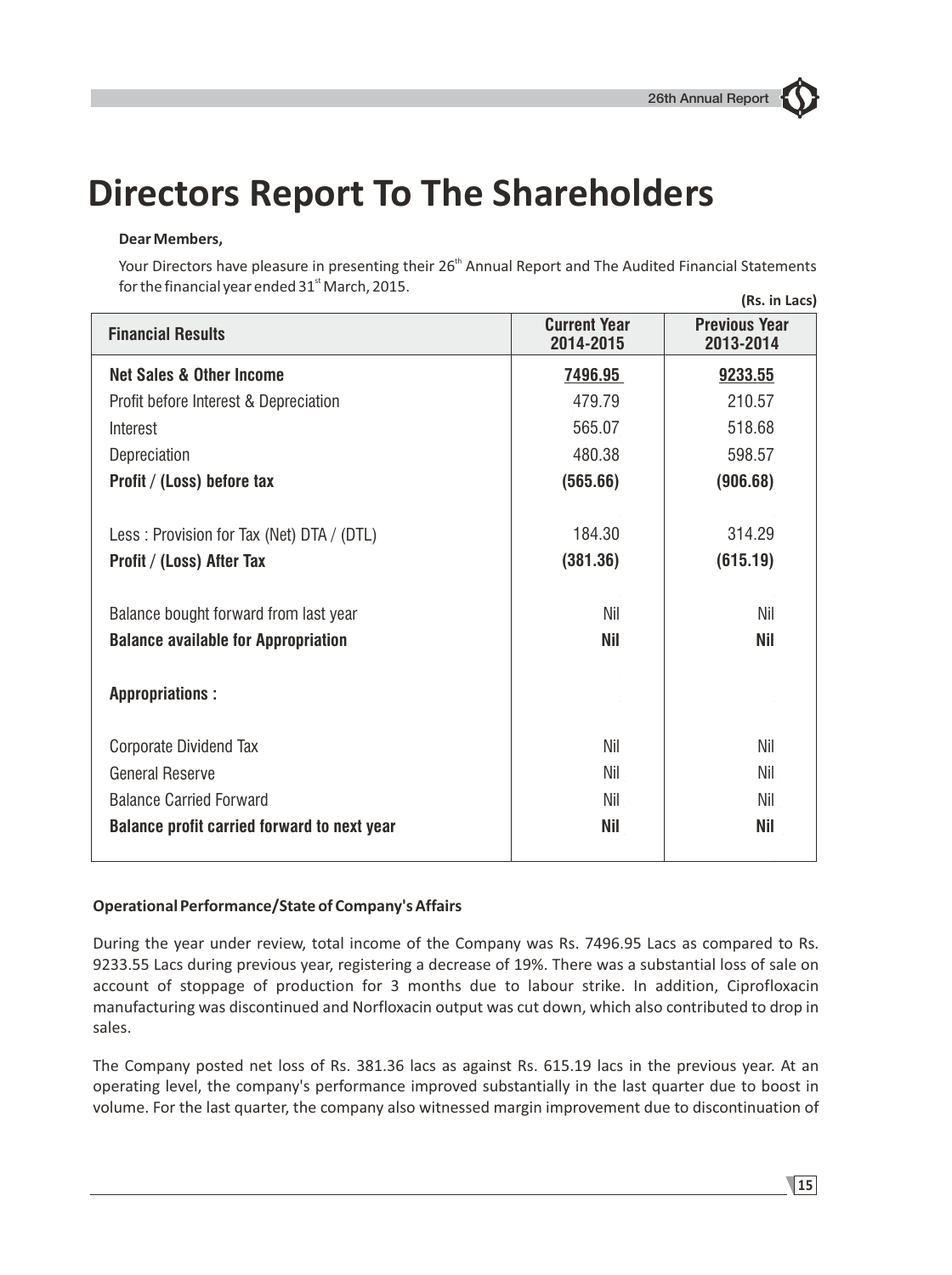# Directors Report To The Shareholders

**Dear Members,**

Your Directors have pleasure in presenting their 26th Annual Report and The Audited Financial Statements for the financial year ended 31st March, 2015.

**(Rs. in Lacs)**

| Financial Results | Current Year 2014-2015 | Previous Year 2013-2014 |
|---|---|---|
| **Net Sales & Other Income** | **7496.95** | **9233.55** |
| Profit before Interest & Depreciation | 479.79 | 210.57 |
| Interest | 565.07 | 518.68 |
| Depreciation | 480.38 | 598.57 |
| **Profit / (Loss) before tax** | **(565.66)** | **(906.68)** |
| Less : Provision for Tax (Net) DTA / (DTL) | 184.30 | 314.29 |
| **Profit / (Loss) After Tax** | **(381.36)** | **(615.19)** |
| Balance bought forward from last year | Nil | Nil |
| **Balance available for Appropriation** | **Nil** | **Nil** |
| **Appropriations :** | | |
| Corporate Dividend Tax | Nil | Nil |
| General Reserve | Nil | Nil |
| Balance Carried Forward | Nil | Nil |
| **Balance profit carried forward to next year** | **Nil** | **Nil** |

**Operational Performance/State of Company's Affairs**

During the year under review, total income of the Company was Rs. 7496.95 Lacs as compared to Rs. 9233.55 Lacs during previous year, registering a decrease of 19%. There was a substantial loss of sale on account of stoppage of production for 3 months due to labour strike. In addition, Ciprofloxacin manufacturing was discontinued and Norfloxacin output was cut down, which also contributed to drop in sales.

The Company posted net loss of Rs. 381.36 lacs as against Rs. 615.19 lacs in the previous year. At an operating level, the company's performance improved substantially in the last quarter due to boost in volume. For the last quarter, the company also witnessed margin improvement due to discontinuation of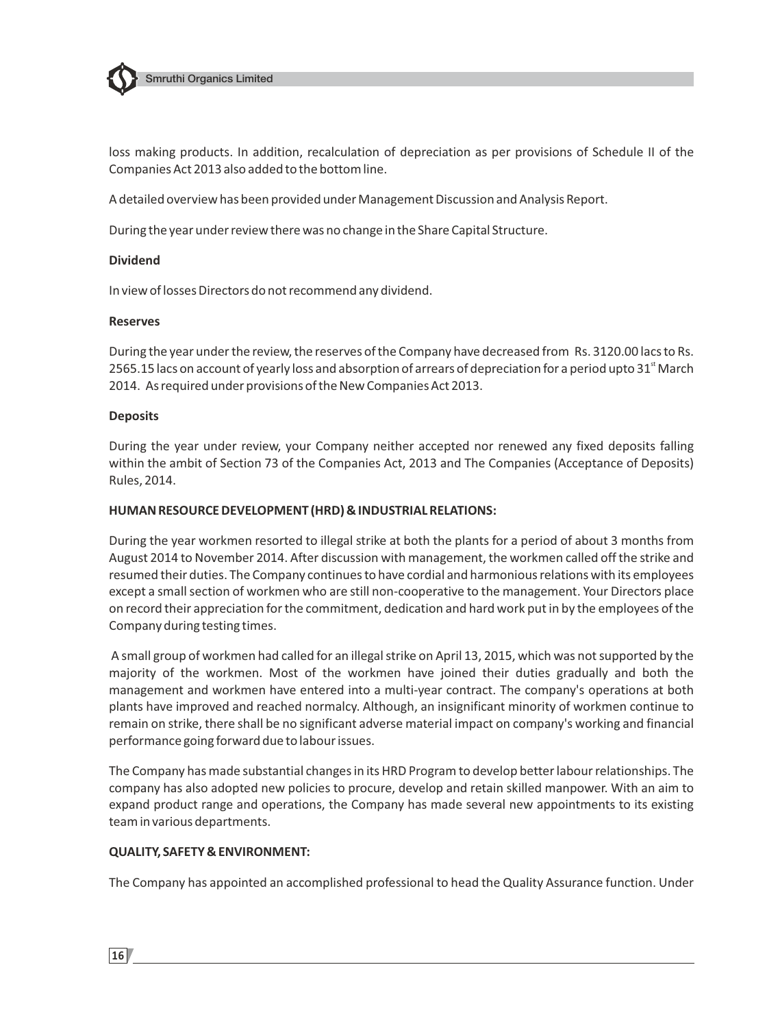loss making products. In addition, recalculation of depreciation as per provisions of Schedule II of the Companies Act 2013 also added to the bottom line.

A detailed overview has been provided under Management Discussion and Analysis Report.

During the year under review there was no change in the Share Capital Structure.

**Dividend**

In view of losses Directors do not recommend any dividend.

**Reserves**

During the year under the review, the reserves of the Company have decreased from Rs. 3120.00 lacs to Rs. 2565.15 lacs on account of yearly loss and absorption of arrears of depreciation for a period upto 31st March 2014. As required under provisions of the New Companies Act 2013.

**Deposits**

During the year under review, your Company neither accepted nor renewed any fixed deposits falling within the ambit of Section 73 of the Companies Act, 2013 and The Companies (Acceptance of Deposits) Rules, 2014.

**HUMAN RESOURCE DEVELOPMENT (HRD) & INDUSTRIAL RELATIONS:**

During the year workmen resorted to illegal strike at both the plants for a period of about 3 months from August 2014 to November 2014. After discussion with management, the workmen called off the strike and resumed their duties. The Company continues to have cordial and harmonious relations with its employees except a small section of workmen who are still non-cooperative to the management. Your Directors place on record their appreciation for the commitment, dedication and hard work put in by the employees of the Company during testing times.

A small group of workmen had called for an illegal strike on April 13, 2015, which was not supported by the majority of the workmen. Most of the workmen have joined their duties gradually and both the management and workmen have entered into a multi-year contract. The company's operations at both plants have improved and reached normalcy. Although, an insignificant minority of workmen continue to remain on strike, there shall be no significant adverse material impact on company's working and financial performance going forward due to labour issues.

The Company has made substantial changes in its HRD Program to develop better labour relationships. The company has also adopted new policies to procure, develop and retain skilled manpower. With an aim to expand product range and operations, the Company has made several new appointments to its existing team in various departments.

**QUALITY, SAFETY & ENVIRONMENT:**

The Company has appointed an accomplished professional to head the Quality Assurance function. Under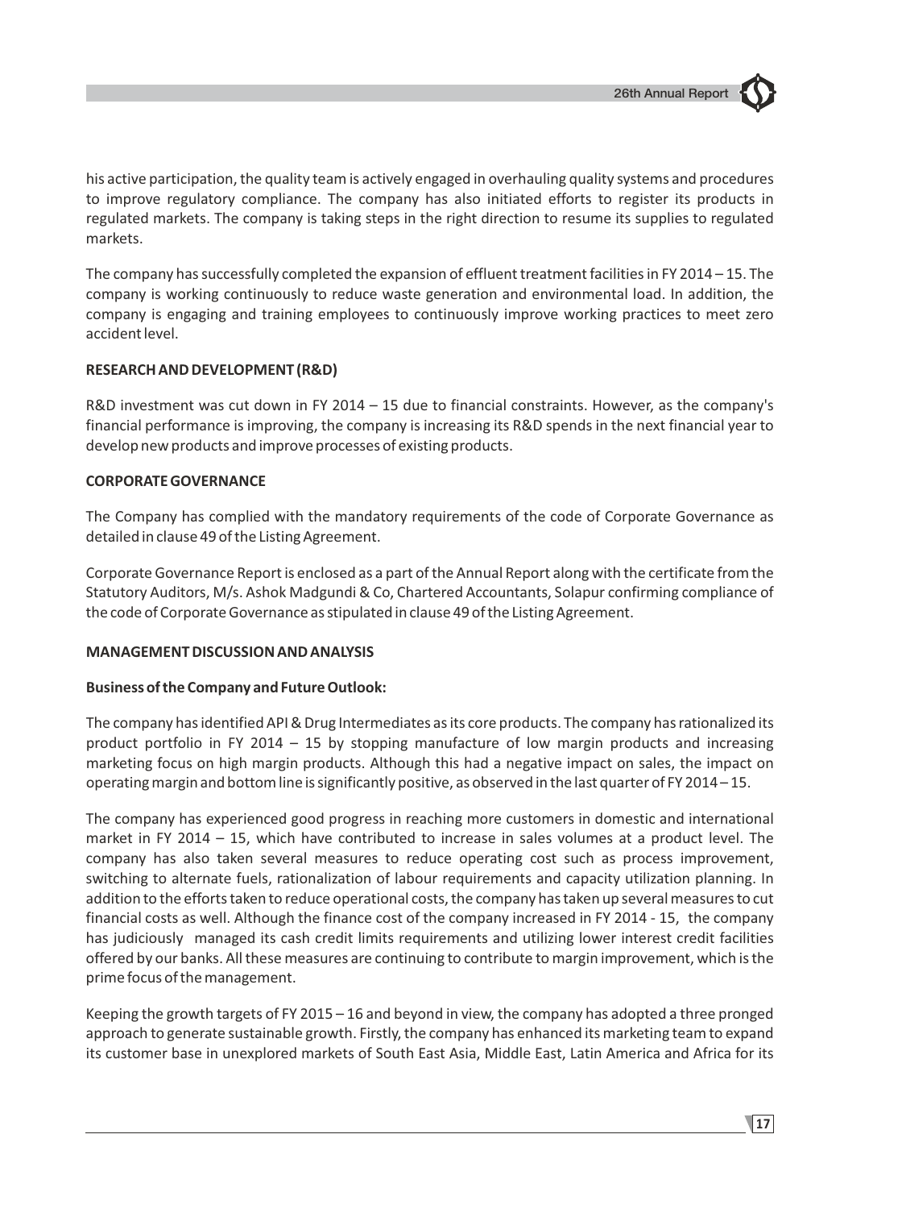his active participation, the quality team is actively engaged in overhauling quality systems and procedures to improve regulatory compliance. The company has also initiated efforts to register its products in regulated markets. The company is taking steps in the right direction to resume its supplies to regulated markets.

The company has successfully completed the expansion of effluent treatment facilities in FY 2014 – 15. The company is working continuously to reduce waste generation and environmental load. In addition, the company is engaging and training employees to continuously improve working practices to meet zero accident level.

**RESEARCH AND DEVELOPMENT (R&D)**

R&D investment was cut down in FY 2014 – 15 due to financial constraints. However, as the company's financial performance is improving, the company is increasing its R&D spends in the next financial year to develop new products and improve processes of existing products.

**CORPORATE GOVERNANCE**

The Company has complied with the mandatory requirements of the code of Corporate Governance as detailed in clause 49 of the Listing Agreement.

Corporate Governance Report is enclosed as a part of the Annual Report along with the certificate from the Statutory Auditors, M/s. Ashok Madgundi & Co, Chartered Accountants, Solapur confirming compliance of the code of Corporate Governance as stipulated in clause 49 of the Listing Agreement.

**MANAGEMENT DISCUSSION AND ANALYSIS**

**Business of the Company and Future Outlook:**

The company has identified API & Drug Intermediates as its core products. The company has rationalized its product portfolio in FY 2014 – 15 by stopping manufacture of low margin products and increasing marketing focus on high margin products. Although this had a negative impact on sales, the impact on operating margin and bottom line is significantly positive, as observed in the last quarter of FY 2014 – 15.

The company has experienced good progress in reaching more customers in domestic and international market in FY 2014 – 15, which have contributed to increase in sales volumes at a product level. The company has also taken several measures to reduce operating cost such as process improvement, switching to alternate fuels, rationalization of labour requirements and capacity utilization planning. In addition to the efforts taken to reduce operational costs, the company has taken up several measures to cut financial costs as well. Although the finance cost of the company increased in FY 2014 - 15, the company has judiciously managed its cash credit limits requirements and utilizing lower interest credit facilities offered by our banks. All these measures are continuing to contribute to margin improvement, which is the prime focus of the management.

Keeping the growth targets of FY 2015 – 16 and beyond in view, the company has adopted a three pronged approach to generate sustainable growth. Firstly, the company has enhanced its marketing team to expand its customer base in unexplored markets of South East Asia, Middle East, Latin America and Africa for its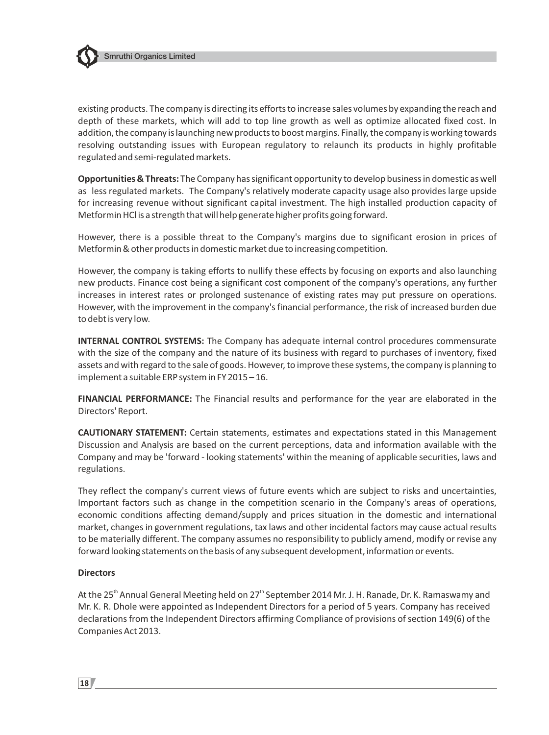existing products. The company is directing its efforts to increase sales volumes by expanding the reach and depth of these markets, which will add to top line growth as well as optimize allocated fixed cost. In addition, the company is launching new products to boost margins. Finally, the company is working towards resolving outstanding issues with European regulatory to relaunch its products in highly profitable regulated and semi-regulated markets.

**Opportunities & Threats:** The Company has significant opportunity to develop business in domestic as well as less regulated markets. The Company's relatively moderate capacity usage also provides large upside for increasing revenue without significant capital investment. The high installed production capacity of Metformin HCl is a strength that will help generate higher profits going forward.

However, there is a possible threat to the Company's margins due to significant erosion in prices of Metformin & other products in domestic market due to increasing competition.

However, the company is taking efforts to nullify these effects by focusing on exports and also launching new products. Finance cost being a significant cost component of the company's operations, any further increases in interest rates or prolonged sustenance of existing rates may put pressure on operations. However, with the improvement in the company's financial performance, the risk of increased burden due to debt is very low.

**INTERNAL CONTROL SYSTEMS:** The Company has adequate internal control procedures commensurate with the size of the company and the nature of its business with regard to purchases of inventory, fixed assets and with regard to the sale of goods. However, to improve these systems, the company is planning to implement a suitable ERP system in FY 2015 – 16.

**FINANCIAL PERFORMANCE:** The Financial results and performance for the year are elaborated in the Directors' Report.

**CAUTIONARY STATEMENT:** Certain statements, estimates and expectations stated in this Management Discussion and Analysis are based on the current perceptions, data and information available with the Company and may be 'forward - looking statements' within the meaning of applicable securities, laws and regulations.

They reflect the company's current views of future events which are subject to risks and uncertainties, Important factors such as change in the competition scenario in the Company's areas of operations, economic conditions affecting demand/supply and prices situation in the domestic and international market, changes in government regulations, tax laws and other incidental factors may cause actual results to be materially different. The company assumes no responsibility to publicly amend, modify or revise any forward looking statements on the basis of any subsequent development, information or events.

**Directors**

At the 25th Annual General Meeting held on 27th September 2014 Mr. J. H. Ranade, Dr. K. Ramaswamy and Mr. K. R. Dhole were appointed as Independent Directors for a period of 5 years. Company has received declarations from the Independent Directors affirming Compliance of provisions of section 149(6) of the Companies Act 2013.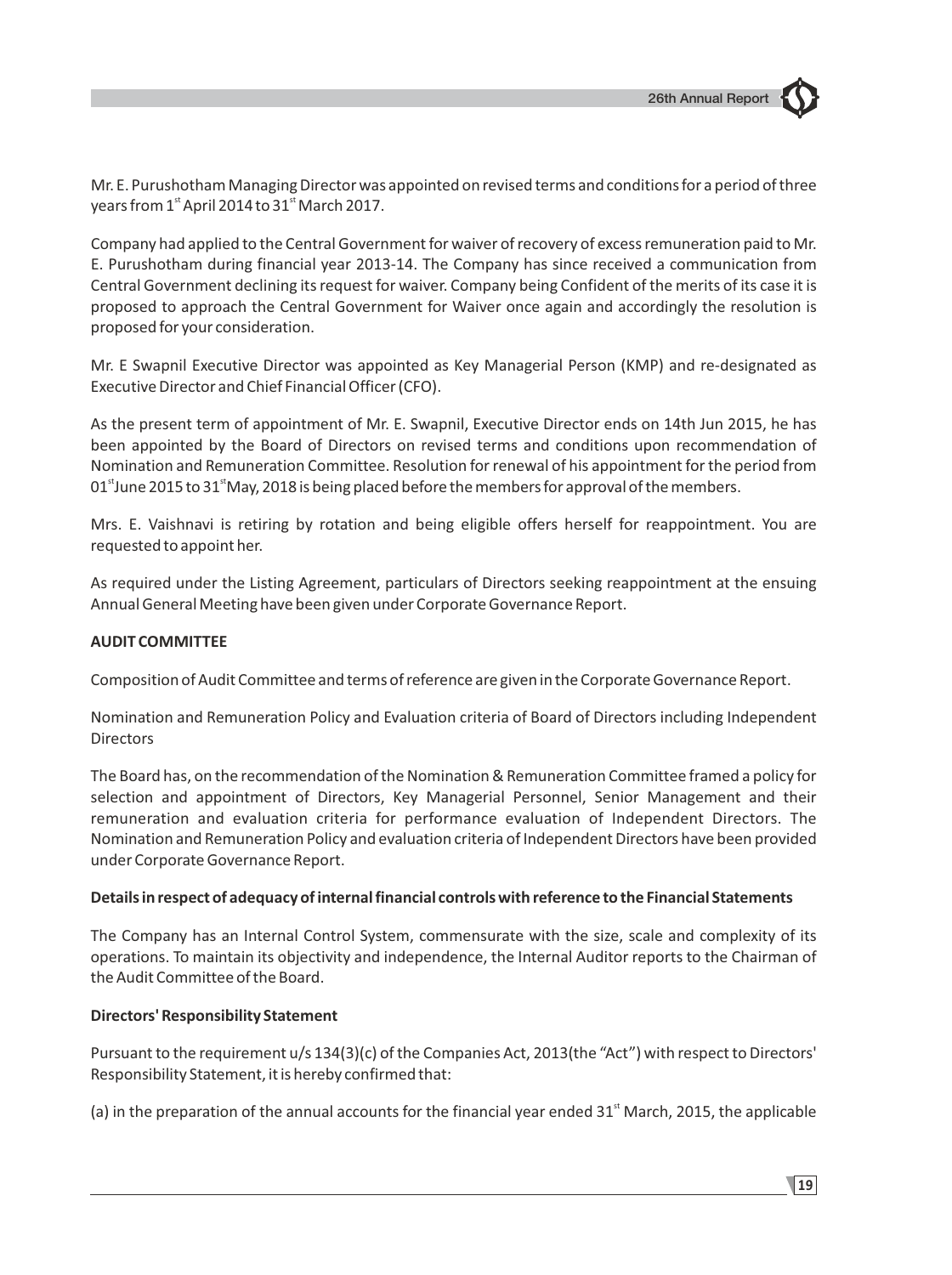Mr. E. Purushotham Managing Director was appointed on revised terms and conditions for a period of three years from 1st April 2014 to 31st March 2017.

Company had applied to the Central Government for waiver of recovery of excess remuneration paid to Mr. E. Purushotham during financial year 2013-14. The Company has since received a communication from Central Government declining its request for waiver. Company being Confident of the merits of its case it is proposed to approach the Central Government for Waiver once again and accordingly the resolution is proposed for your consideration.

Mr. E Swapnil Executive Director was appointed as Key Managerial Person (KMP) and re-designated as Executive Director and Chief Financial Officer (CFO).

As the present term of appointment of Mr. E. Swapnil, Executive Director ends on 14th Jun 2015, he has been appointed by the Board of Directors on revised terms and conditions upon recommendation of Nomination and Remuneration Committee. Resolution for renewal of his appointment for the period from 01st June 2015 to 31st May, 2018 is being placed before the members for approval of the members.

Mrs. E. Vaishnavi is retiring by rotation and being eligible offers herself for reappointment. You are requested to appoint her.

As required under the Listing Agreement, particulars of Directors seeking reappointment at the ensuing Annual General Meeting have been given under Corporate Governance Report.

**AUDIT COMMITTEE**

Composition of Audit Committee and terms of reference are given in the Corporate Governance Report.

Nomination and Remuneration Policy and Evaluation criteria of Board of Directors including Independent Directors

The Board has, on the recommendation of the Nomination & Remuneration Committee framed a policy for selection and appointment of Directors, Key Managerial Personnel, Senior Management and their remuneration and evaluation criteria for performance evaluation of Independent Directors. The Nomination and Remuneration Policy and evaluation criteria of Independent Directors have been provided under Corporate Governance Report.

**Details in respect of adequacy of internal financial controls with reference to the Financial Statements**

The Company has an Internal Control System, commensurate with the size, scale and complexity of its operations. To maintain its objectivity and independence, the Internal Auditor reports to the Chairman of the Audit Committee of the Board.

**Directors' Responsibility Statement**

Pursuant to the requirement u/s 134(3)(c) of the Companies Act, 2013(the "Act") with respect to Directors' Responsibility Statement, it is hereby confirmed that:

(a) in the preparation of the annual accounts for the financial year ended 31st March, 2015, the applicable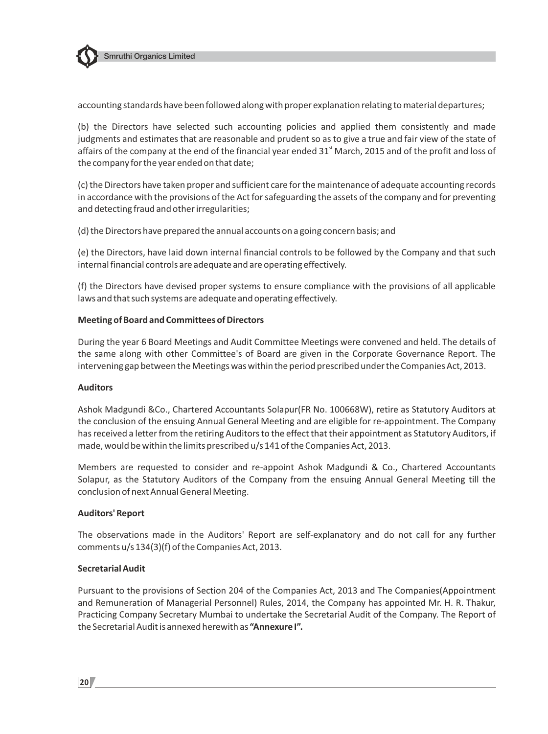accounting standards have been followed along with proper explanation relating to material departures;

(b) the Directors have selected such accounting policies and applied them consistently and made judgments and estimates that are reasonable and prudent so as to give a true and fair view of the state of affairs of the company at the end of the financial year ended 31st March, 2015 and of the profit and loss of the company for the year ended on that date;

(c) the Directors have taken proper and sufficient care for the maintenance of adequate accounting records in accordance with the provisions of the Act for safeguarding the assets of the company and for preventing and detecting fraud and other irregularities;

(d) the Directors have prepared the annual accounts on a going concern basis; and

(e) the Directors, have laid down internal financial controls to be followed by the Company and that such internal financial controls are adequate and are operating effectively.

(f) the Directors have devised proper systems to ensure compliance with the provisions of all applicable laws and that such systems are adequate and operating effectively.

**Meeting of Board and Committees of Directors**

During the year 6 Board Meetings and Audit Committee Meetings were convened and held. The details of the same along with other Committee's of Board are given in the Corporate Governance Report. The intervening gap between the Meetings was within the period prescribed under the Companies Act, 2013.

**Auditors**

Ashok Madgundi &Co., Chartered Accountants Solapur(FR No. 100668W), retire as Statutory Auditors at the conclusion of the ensuing Annual General Meeting and are eligible for re-appointment. The Company has received a letter from the retiring Auditors to the effect that their appointment as Statutory Auditors, if made, would be within the limits prescribed u/s 141 of the Companies Act, 2013.

Members are requested to consider and re-appoint Ashok Madgundi & Co., Chartered Accountants Solapur, as the Statutory Auditors of the Company from the ensuing Annual General Meeting till the conclusion of next Annual General Meeting.

**Auditors' Report**

The observations made in the Auditors' Report are self-explanatory and do not call for any further comments u/s 134(3)(f) of the Companies Act, 2013.

**Secretarial Audit**

Pursuant to the provisions of Section 204 of the Companies Act, 2013 and The Companies(Appointment and Remuneration of Managerial Personnel) Rules, 2014, the Company has appointed Mr. H. R. Thakur, Practicing Company Secretary Mumbai to undertake the Secretarial Audit of the Company. The Report of the Secretarial Audit is annexed herewith as **"Annexure I".**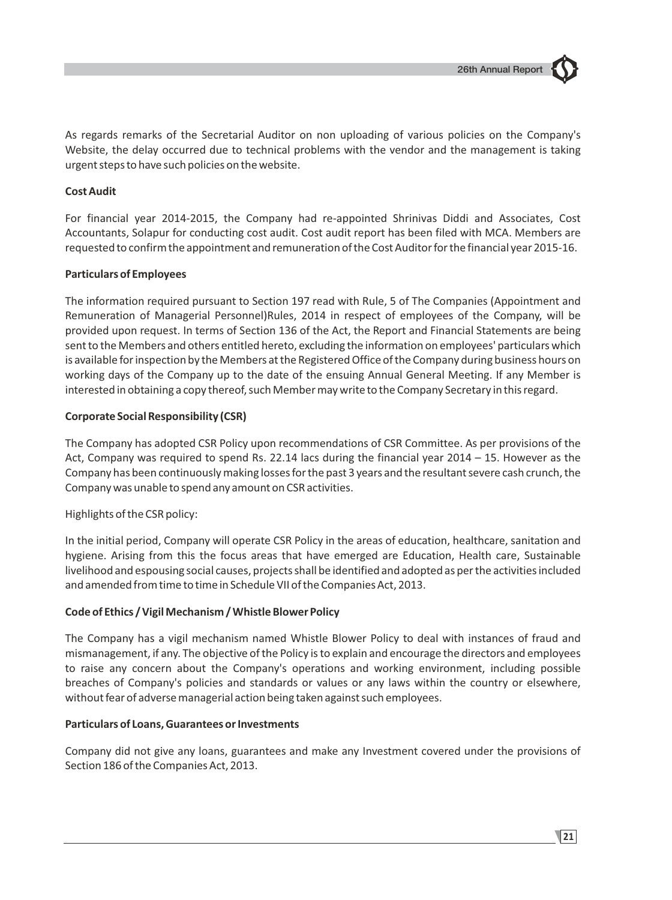As regards remarks of the Secretarial Auditor on non uploading of various policies on the Company's Website, the delay occurred due to technical problems with the vendor and the management is taking urgent steps to have such policies on the website.

**Cost Audit**

For financial year 2014-2015, the Company had re-appointed Shrinivas Diddi and Associates, Cost Accountants, Solapur for conducting cost audit. Cost audit report has been filed with MCA. Members are requested to confirm the appointment and remuneration of the Cost Auditor for the financial year 2015-16.

**Particulars of Employees**

The information required pursuant to Section 197 read with Rule, 5 of The Companies (Appointment and Remuneration of Managerial Personnel)Rules, 2014 in respect of employees of the Company, will be provided upon request. In terms of Section 136 of the Act, the Report and Financial Statements are being sent to the Members and others entitled hereto, excluding the information on employees' particulars which is available for inspection by the Members at the Registered Office of the Company during business hours on working days of the Company up to the date of the ensuing Annual General Meeting. If any Member is interested in obtaining a copy thereof, such Member may write to the Company Secretary in this regard.

**Corporate Social Responsibility (CSR)**

The Company has adopted CSR Policy upon recommendations of CSR Committee. As per provisions of the Act, Company was required to spend Rs. 22.14 lacs during the financial year 2014 – 15. However as the Company has been continuously making losses for the past 3 years and the resultant severe cash crunch, the Company was unable to spend any amount on CSR activities.

Highlights of the CSR policy:

In the initial period, Company will operate CSR Policy in the areas of education, healthcare, sanitation and hygiene. Arising from this the focus areas that have emerged are Education, Health care, Sustainable livelihood and espousing social causes, projects shall be identified and adopted as per the activities included and amended from time to time in Schedule VII of the Companies Act, 2013.

**Code of Ethics / Vigil Mechanism / Whistle Blower Policy**

The Company has a vigil mechanism named Whistle Blower Policy to deal with instances of fraud and mismanagement, if any. The objective of the Policy is to explain and encourage the directors and employees to raise any concern about the Company's operations and working environment, including possible breaches of Company's policies and standards or values or any laws within the country or elsewhere, without fear of adverse managerial action being taken against such employees.

**Particulars of Loans, Guarantees or Investments**

Company did not give any loans, guarantees and make any Investment covered under the provisions of Section 186 of the Companies Act, 2013.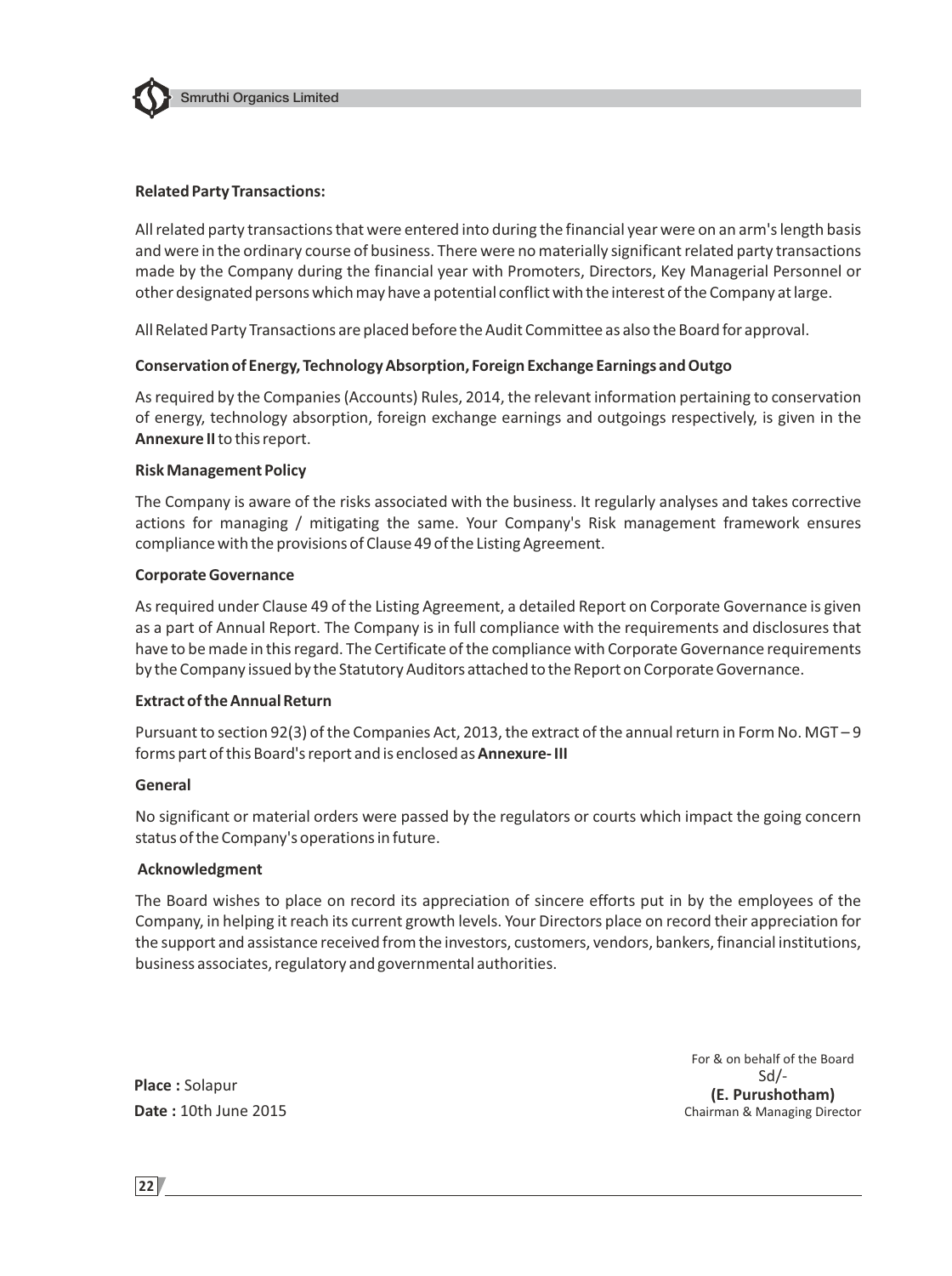**Related Party Transactions:**

All related party transactions that were entered into during the financial year were on an arm's length basis and were in the ordinary course of business. There were no materially significant related party transactions made by the Company during the financial year with Promoters, Directors, Key Managerial Personnel or other designated persons which may have a potential conflict with the interest of the Company at large.

All Related Party Transactions are placed before the Audit Committee as also the Board for approval.

**Conservation of Energy, Technology Absorption, Foreign Exchange Earnings and Outgo**

As required by the Companies (Accounts) Rules, 2014, the relevant information pertaining to conservation of energy, technology absorption, foreign exchange earnings and outgoings respectively, is given in the **Annexure II** to this report.

**Risk Management Policy**

The Company is aware of the risks associated with the business. It regularly analyses and takes corrective actions for managing / mitigating the same. Your Company's Risk management framework ensures compliance with the provisions of Clause 49 of the Listing Agreement.

**Corporate Governance**

As required under Clause 49 of the Listing Agreement, a detailed Report on Corporate Governance is given as a part of Annual Report. The Company is in full compliance with the requirements and disclosures that have to be made in this regard. The Certificate of the compliance with Corporate Governance requirements by the Company issued by the Statutory Auditors attached to the Report on Corporate Governance.

**Extract of the Annual Return**

Pursuant to section 92(3) of the Companies Act, 2013, the extract of the annual return in Form No. MGT – 9 forms part of this Board's report and is enclosed as **Annexure- III**

**General**

No significant or material orders were passed by the regulators or courts which impact the going concern status of the Company's operations in future.

**Acknowledgment**

The Board wishes to place on record its appreciation of sincere efforts put in by the employees of the Company, in helping it reach its current growth levels. Your Directors place on record their appreciation for the support and assistance received from the investors, customers, vendors, bankers, financial institutions, business associates, regulatory and governmental authorities.

For & on behalf of the Board

Sd/-

**(E. Purushotham)**

Chairman & Managing Director

**Place :** Solapur

**Date :** 10th June 2015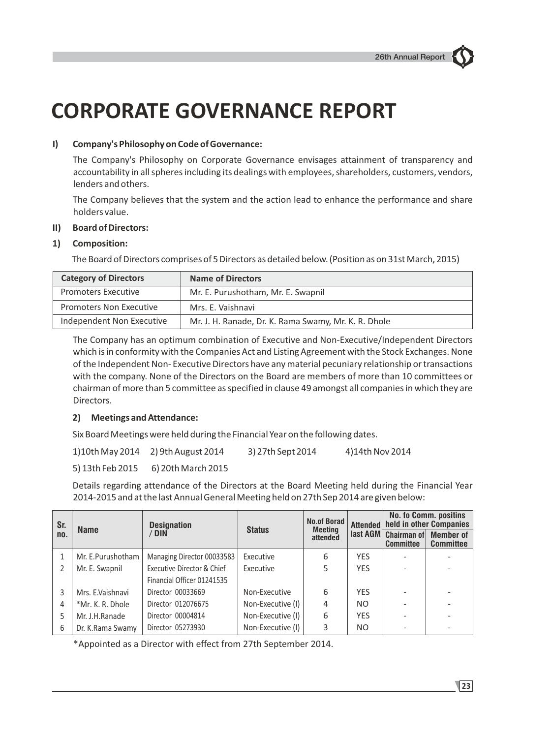# CORPORATE GOVERNANCE REPORT

**I) Company's Philosophy on Code of Governance:**

The Company's Philosophy on Corporate Governance envisages attainment of transparency and accountability in all spheres including its dealings with employees, shareholders, customers, vendors, lenders and others.

The Company believes that the system and the action lead to enhance the performance and share holders value.

**II) Board of Directors:**

**1) Composition:**

The Board of Directors comprises of 5 Directors as detailed below. (Position as on 31st March, 2015)

| Category of Directors | Name of Directors |
|---|---|
| Promoters Executive | Mr. E. Purushotham, Mr. E. Swapnil |
| Promoters Non Executive | Mrs. E. Vaishnavi |
| Independent Non Executive | Mr. J. H. Ranade, Dr. K. Rama Swamy, Mr. K. R. Dhole |

The Company has an optimum combination of Executive and Non-Executive/Independent Directors which is in conformity with the Companies Act and Listing Agreement with the Stock Exchanges. None of the Independent Non- Executive Directors have any material pecuniary relationship or transactions with the company. None of the Directors on the Board are members of more than 10 committees or chairman of more than 5 committee as specified in clause 49 amongst all companies in which they are Directors.

**2) Meetings and Attendance:**

Six Board Meetings were held during the Financial Year on the following dates.

1)10th May 2014 2) 9th August 2014 3) 27th Sept 2014 4)14th Nov 2014

5) 13th Feb 2015 6) 20th March 2015

Details regarding attendance of the Directors at the Board Meeting held during the Financial Year 2014-2015 and at the last Annual General Meeting held on 27th Sep 2014 are given below:

| Sr. no. | Name | Designation / DIN | Status | No.of Borad Meeting attended | Attended last AGM | No. fo Comm. positins held in other Companies | |
|---|---|---|---|---|---|---|---|
| | | | | | | Chairman of Committee | Member of Committee |
| 1 | Mr. E.Purushotham | Managing Director 00033583 | Executive | 6 | YES | - | - |
| 2 | Mr. E. Swapnil | Executive Director & Chief Financial Officer 01241535 | Executive | 5 | YES | - | - |
| 3 | Mrs. E.Vaishnavi | Director 00033669 | Non-Executive | 6 | YES | - | - |
| 4 | *Mr. K. R. Dhole | Director 012076675 | Non-Executive (I) | 4 | NO | - | - |
| 5 | Mr. J.H.Ranade | Director 00004814 | Non-Executive (I) | 6 | YES | - | - |
| 6 | Dr. K.Rama Swamy | Director 05273930 | Non-Executive (I) | 3 | NO | - | - |

*Appointed as a Director with effect from 27th September 2014.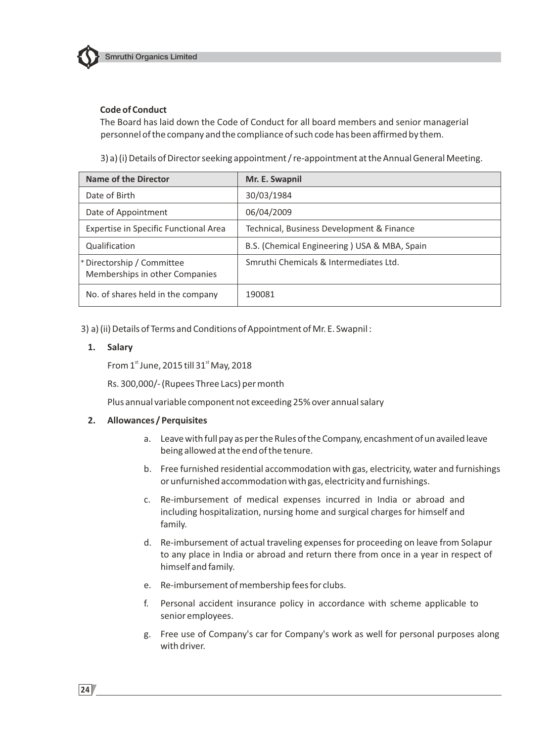**Code of Conduct**

The Board has laid down the Code of Conduct for all board members and senior managerial personnel of the company and the compliance of such code has been affirmed by them.

3) a) (i) Details of Director seeking appointment / re-appointment at the Annual General Meeting.

| Name of the Director | Mr. E. Swapnil |
|---|---|
| Date of Birth | 30/03/1984 |
| Date of Appointment | 06/04/2009 |
| Expertise in Specific Functional Area | Technical, Business Development & Finance |
| Qualification | B.S. (Chemical Engineering ) USA & MBA, Spain |
| * Directorship / Committee Memberships in other Companies | Smruthi Chemicals & Intermediates Ltd. |
| No. of shares held in the company | 190081 |

3) a) (ii) Details of Terms and Conditions of Appointment of Mr. E. Swapnil :

**1. Salary**

From 1st June, 2015 till 31st May, 2018

Rs. 300,000/- (Rupees Three Lacs) per month

Plus annual variable component not exceeding 25% over annual salary

**2. Allowances / Perquisites**

a. Leave with full pay as per the Rules of the Company, encashment of un availed leave being allowed at the end of the tenure.

b. Free furnished residential accommodation with gas, electricity, water and furnishings or unfurnished accommodation with gas, electricity and furnishings.

c. Re-imbursement of medical expenses incurred in India or abroad and including hospitalization, nursing home and surgical charges for himself and family.

d. Re-imbursement of actual traveling expenses for proceeding on leave from Solapur to any place in India or abroad and return there from once in a year in respect of himself and family.

e. Re-imbursement of membership fees for clubs.

f. Personal accident insurance policy in accordance with scheme applicable to senior employees.

g. Free use of Company's car for Company's work as well for personal purposes along with driver.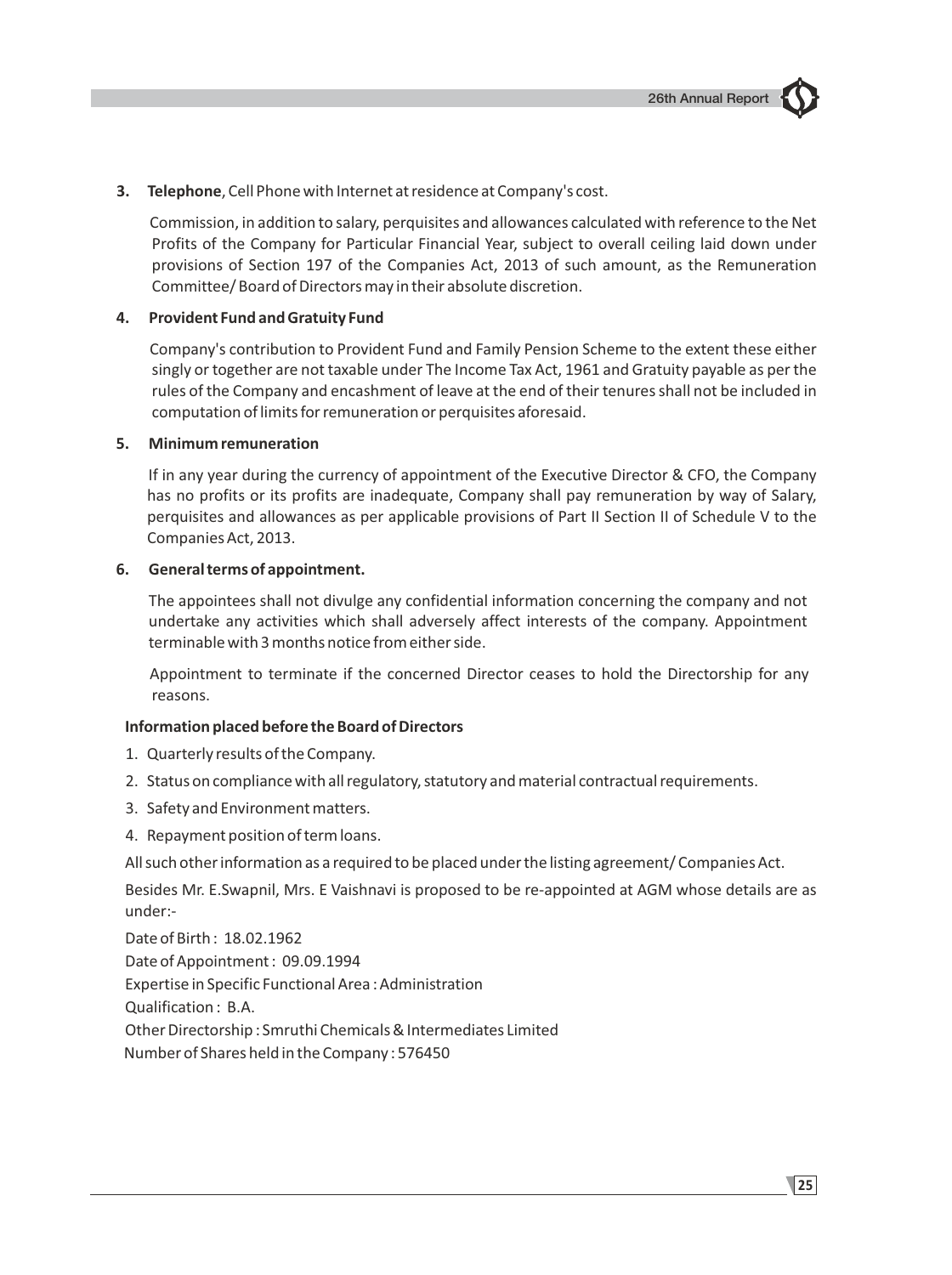**3. Telephone**, Cell Phone with Internet at residence at Company's cost.

Commission, in addition to salary, perquisites and allowances calculated with reference to the Net Profits of the Company for Particular Financial Year, subject to overall ceiling laid down under provisions of Section 197 of the Companies Act, 2013 of such amount, as the Remuneration Committee/ Board of Directors may in their absolute discretion.

**4. Provident Fund and Gratuity Fund**

Company's contribution to Provident Fund and Family Pension Scheme to the extent these either singly or together are not taxable under The Income Tax Act, 1961 and Gratuity payable as per the rules of the Company and encashment of leave at the end of their tenures shall not be included in computation of limits for remuneration or perquisites aforesaid.

**5. Minimum remuneration**

If in any year during the currency of appointment of the Executive Director & CFO, the Company has no profits or its profits are inadequate, Company shall pay remuneration by way of Salary, perquisites and allowances as per applicable provisions of Part II Section II of Schedule V to the Companies Act, 2013.

**6. General terms of appointment.**

The appointees shall not divulge any confidential information concerning the company and not undertake any activities which shall adversely affect interests of the company. Appointment terminable with 3 months notice from either side.

Appointment to terminate if the concerned Director ceases to hold the Directorship for any reasons.

**Information placed before the Board of Directors**

1. Quarterly results of the Company.
2. Status on compliance with all regulatory, statutory and material contractual requirements.
3. Safety and Environment matters.
4. Repayment position of term loans.

All such other information as a required to be placed under the listing agreement/ Companies Act.

Besides Mr. E.Swapnil, Mrs. E Vaishnavi is proposed to be re-appointed at AGM whose details are as under:-

Date of Birth : 18.02.1962

Date of Appointment : 09.09.1994

Expertise in Specific Functional Area : Administration

Qualification : B.A.

Other Directorship : Smruthi Chemicals & Intermediates Limited

Number of Shares held in the Company : 576450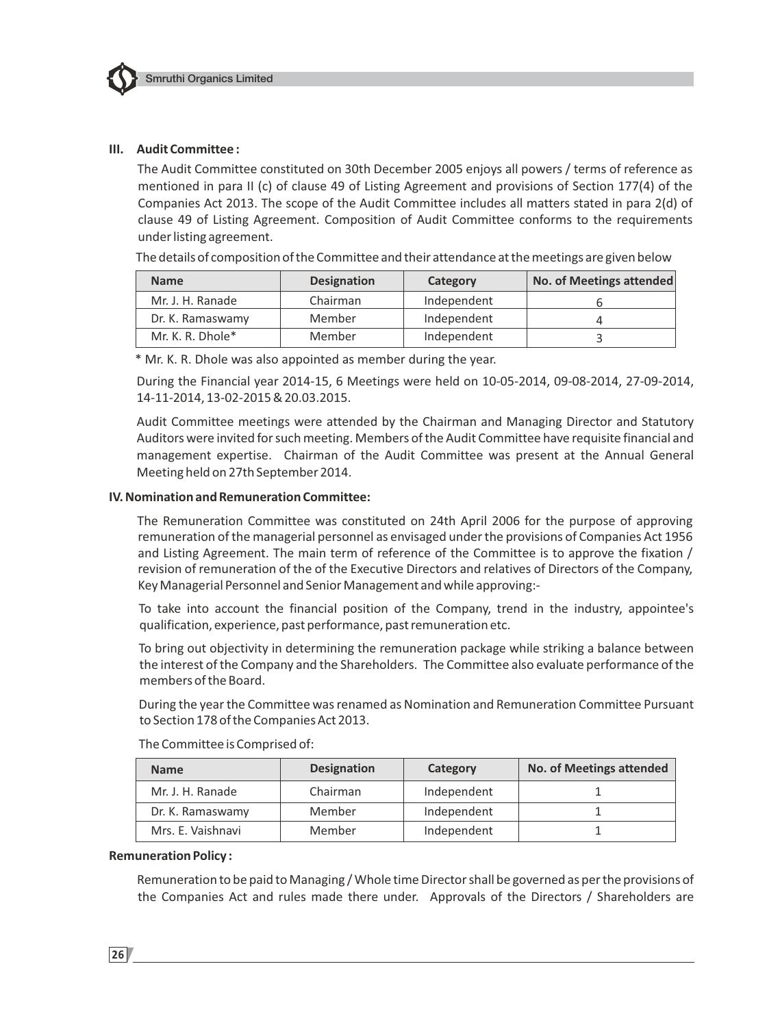### III. Audit Committee :

The Audit Committee constituted on 30th December 2005 enjoys all powers / terms of reference as mentioned in para II (c) of clause 49 of Listing Agreement and provisions of Section 177(4) of the Companies Act 2013. The scope of the Audit Committee includes all matters stated in para 2(d) of clause 49 of Listing Agreement. Composition of Audit Committee conforms to the requirements under listing agreement.

The details of composition of the Committee and their attendance at the meetings are given below

| Name | Designation | Category | No. of Meetings attended |
|---|---|---|---|
| Mr. J. H. Ranade | Chairman | Independent | 6 |
| Dr. K. Ramaswamy | Member | Independent | 4 |
| Mr. K. R. Dhole* | Member | Independent | 3 |

* Mr. K. R. Dhole was also appointed as member during the year.

During the Financial year 2014-15, 6 Meetings were held on 10-05-2014, 09-08-2014, 27-09-2014, 14-11-2014, 13-02-2015 & 20.03.2015.

Audit Committee meetings were attended by the Chairman and Managing Director and Statutory Auditors were invited for such meeting. Members of the Audit Committee have requisite financial and management expertise. Chairman of the Audit Committee was present at the Annual General Meeting held on 27th September 2014.

### IV. Nomination and Remuneration Committee:

The Remuneration Committee was constituted on 24th April 2006 for the purpose of approving remuneration of the managerial personnel as envisaged under the provisions of Companies Act 1956 and Listing Agreement. The main term of reference of the Committee is to approve the fixation / revision of remuneration of the of the Executive Directors and relatives of Directors of the Company, Key Managerial Personnel and Senior Management and while approving:-

To take into account the financial position of the Company, trend in the industry, appointee's qualification, experience, past performance, past remuneration etc.

To bring out objectivity in determining the remuneration package while striking a balance between the interest of the Company and the Shareholders. The Committee also evaluate performance of the members of the Board.

During the year the Committee was renamed as Nomination and Remuneration Committee Pursuant to Section 178 of the Companies Act 2013.

The Committee is Comprised of:

| Name | Designation | Category | No. of Meetings attended |
|---|---|---|---|
| Mr. J. H. Ranade | Chairman | Independent | 1 |
| Dr. K. Ramaswamy | Member | Independent | 1 |
| Mrs. E. Vaishnavi | Member | Independent | 1 |

**Remuneration Policy :**

Remuneration to be paid to Managing / Whole time Director shall be governed as per the provisions of the Companies Act and rules made there under. Approvals of the Directors / Shareholders are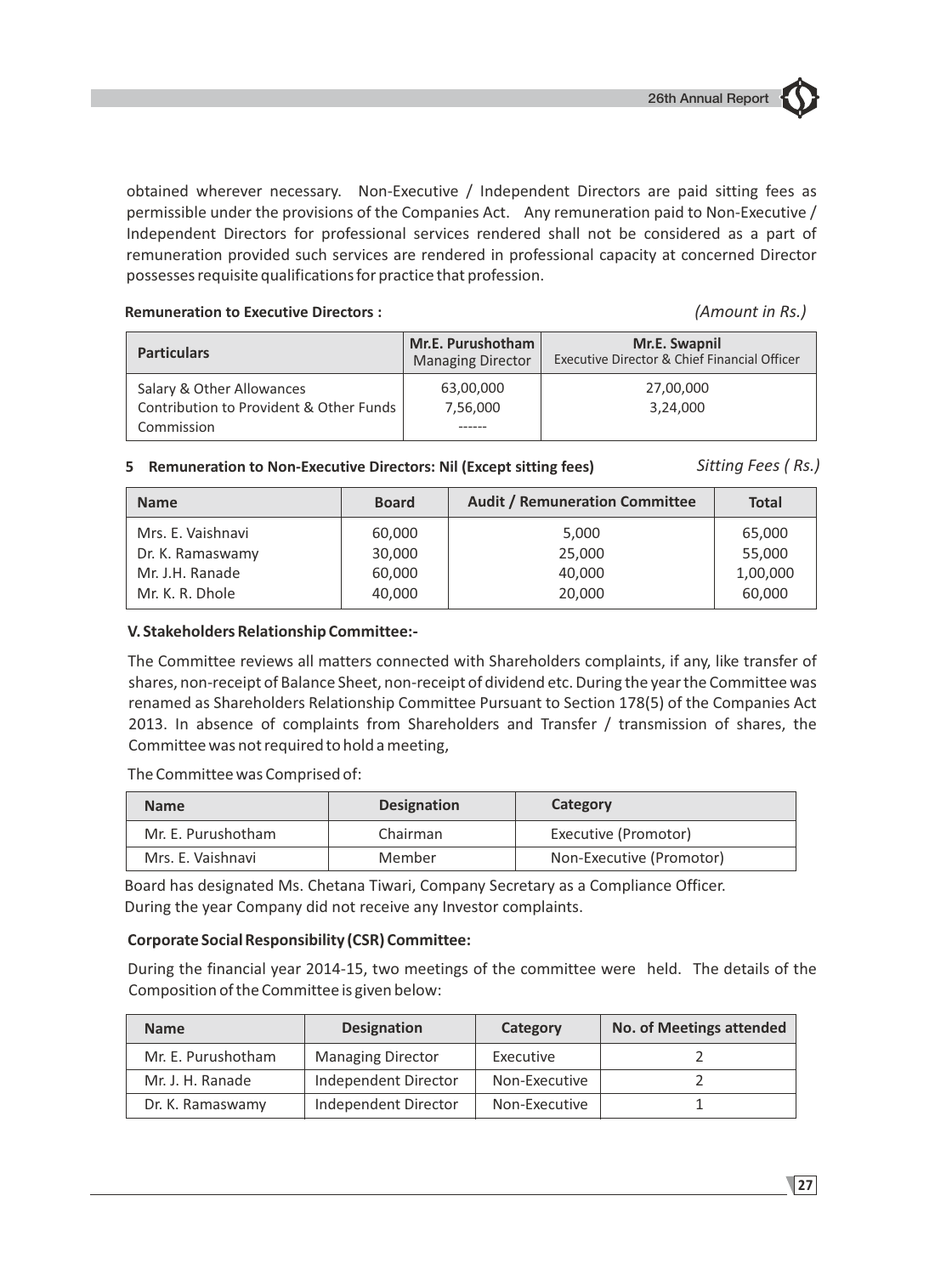obtained wherever necessary. Non-Executive / Independent Directors are paid sitting fees as permissible under the provisions of the Companies Act. Any remuneration paid to Non-Executive / Independent Directors for professional services rendered shall not be considered as a part of remuneration provided such services are rendered in professional capacity at concerned Director possesses requisite qualifications for practice that profession.

**Remuneration to Executive Directors :** *(Amount in Rs.)*

| Particulars | Mr.E. Purushotham Managing Director | Mr.E. Swapnil Executive Director & Chief Financial Officer |
|---|---|---|
| Salary & Other Allowances | 63,00,000 | 27,00,000 |
| Contribution to Provident & Other Funds | 7,56,000 | 3,24,000 |
| Commission | ------ | |

**5 Remuneration to Non-Executive Directors: Nil (Except sitting fees)** *Sitting Fees ( Rs.)*

| Name | Board | Audit / Remuneration Committee | Total |
|---|---|---|---|
| Mrs. E. Vaishnavi | 60,000 | 5,000 | 65,000 |
| Dr. K. Ramaswamy | 30,000 | 25,000 | 55,000 |
| Mr. J.H. Ranade | 60,000 | 40,000 | 1,00,000 |
| Mr. K. R. Dhole | 40,000 | 20,000 | 60,000 |

**V. Stakeholders Relationship Committee:-**

The Committee reviews all matters connected with Shareholders complaints, if any, like transfer of shares, non-receipt of Balance Sheet, non-receipt of dividend etc. During the year the Committee was renamed as Shareholders Relationship Committee Pursuant to Section 178(5) of the Companies Act 2013. In absence of complaints from Shareholders and Transfer / transmission of shares, the Committee was not required to hold a meeting,

The Committee was Comprised of:

| Name | Designation | Category |
|---|---|---|
| Mr. E. Purushotham | Chairman | Executive (Promotor) |
| Mrs. E. Vaishnavi | Member | Non-Executive (Promotor) |

Board has designated Ms. Chetana Tiwari, Company Secretary as a Compliance Officer.
During the year Company did not receive any Investor complaints.

**Corporate Social Responsibility (CSR) Committee:**

During the financial year 2014-15, two meetings of the committee were held. The details of the Composition of the Committee is given below:

| Name | Designation | Category | No. of Meetings attended |
|---|---|---|---|
| Mr. E. Purushotham | Managing Director | Executive | 2 |
| Mr. J. H. Ranade | Independent Director | Non-Executive | 2 |
| Dr. K. Ramaswamy | Independent Director | Non-Executive | 1 |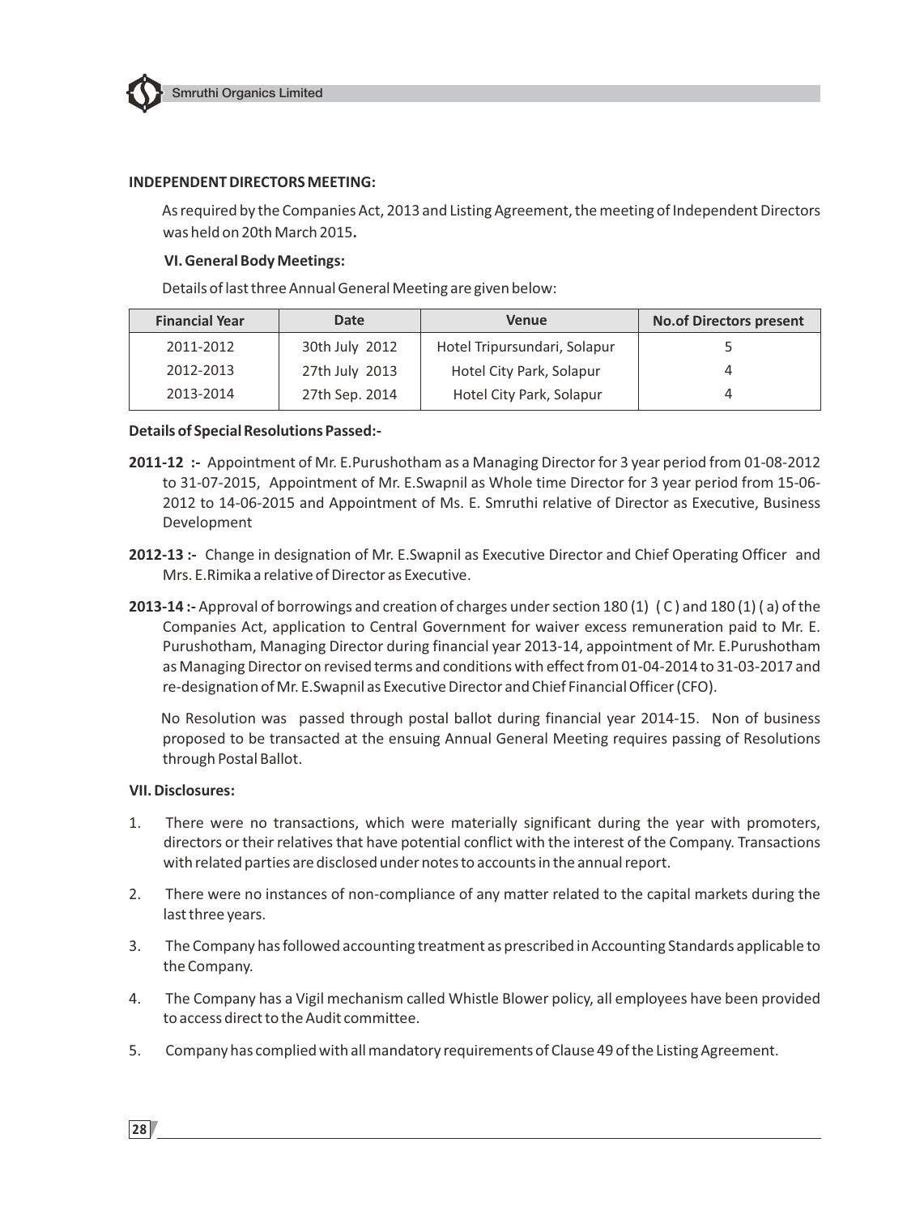**INDEPENDENT DIRECTORS MEETING:**

As required by the Companies Act, 2013 and Listing Agreement, the meeting of Independent Directors was held on 20th March 2015**.**

**VI. General Body Meetings:**

Details of last three Annual General Meeting are given below:

| Financial Year | Date | Venue | No.of Directors present |
|---|---|---|---|
| 2011-2012 | 30th July 2012 | Hotel Tripursundari, Solapur | 5 |
| 2012-2013 | 27th July 2013 | Hotel City Park, Solapur | 4 |
| 2013-2014 | 27th Sep. 2014 | Hotel City Park, Solapur | 4 |

**Details of Special Resolutions Passed:-**

**2011-12 :-** Appointment of Mr. E.Purushotham as a Managing Director for 3 year period from 01-08-2012 to 31-07-2015, Appointment of Mr. E.Swapnil as Whole time Director for 3 year period from 15-06-2012 to 14-06-2015 and Appointment of Ms. E. Smruthi relative of Director as Executive, Business Development

**2012-13 :-** Change in designation of Mr. E.Swapnil as Executive Director and Chief Operating Officer and Mrs. E.Rimika a relative of Director as Executive.

**2013-14 :-** Approval of borrowings and creation of charges under section 180 (1) ( C ) and 180 (1) ( a) of the Companies Act, application to Central Government for waiver excess remuneration paid to Mr. E. Purushotham, Managing Director during financial year 2013-14, appointment of Mr. E.Purushotham as Managing Director on revised terms and conditions with effect from 01-04-2014 to 31-03-2017 and re-designation of Mr. E.Swapnil as Executive Director and Chief Financial Officer (CFO).

No Resolution was passed through postal ballot during financial year 2014-15. Non of business proposed to be transacted at the ensuing Annual General Meeting requires passing of Resolutions through Postal Ballot.

**VII. Disclosures:**

1. There were no transactions, which were materially significant during the year with promoters, directors or their relatives that have potential conflict with the interest of the Company. Transactions with related parties are disclosed under notes to accounts in the annual report.
2. There were no instances of non-compliance of any matter related to the capital markets during the last three years.
3. The Company has followed accounting treatment as prescribed in Accounting Standards applicable to the Company.
4. The Company has a Vigil mechanism called Whistle Blower policy, all employees have been provided to access direct to the Audit committee.
5. Company has complied with all mandatory requirements of Clause 49 of the Listing Agreement.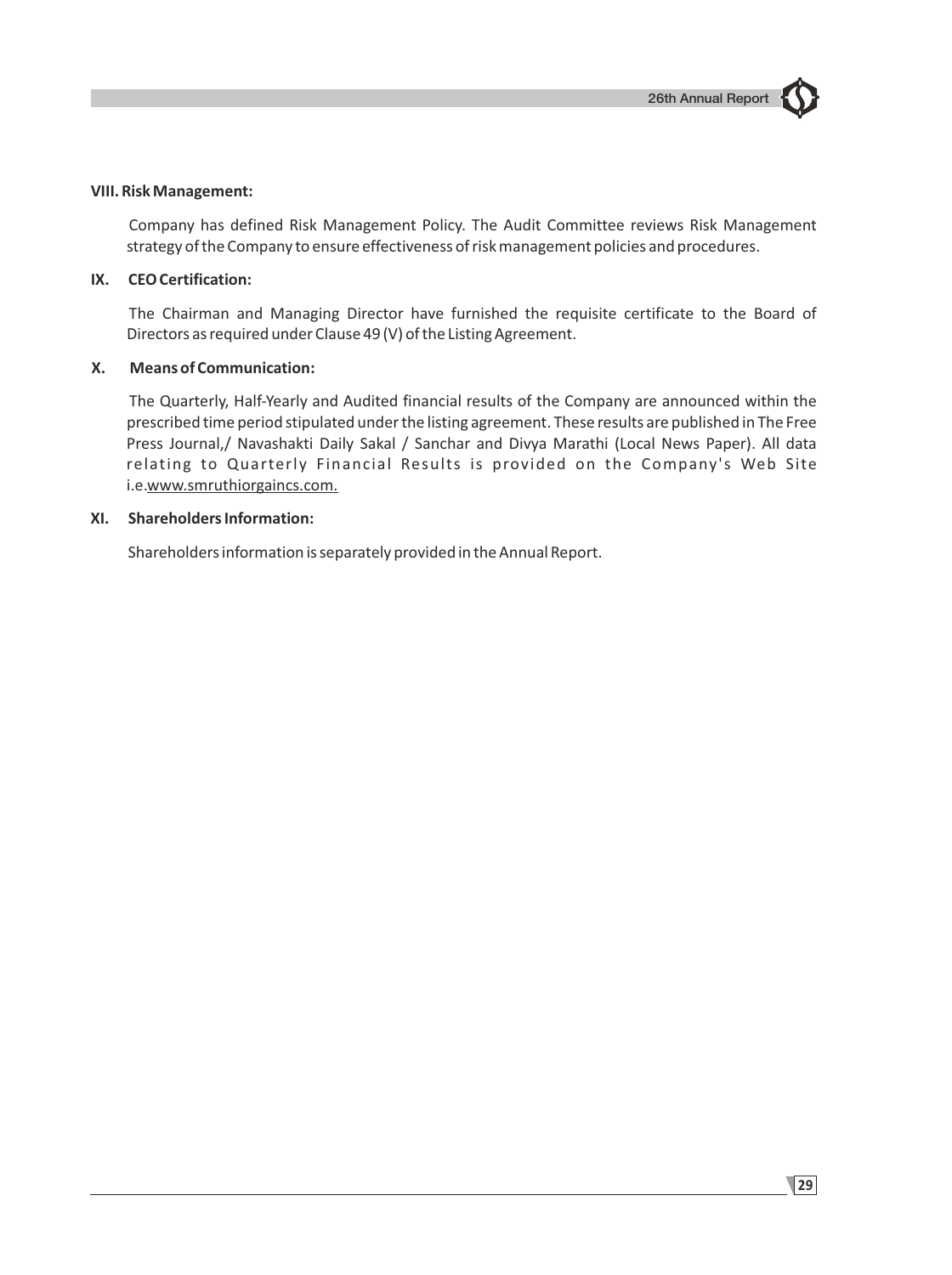**VIII. Risk Management:**

Company has defined Risk Management Policy. The Audit Committee reviews Risk Management strategy of the Company to ensure effectiveness of risk management policies and procedures.

**IX. CEO Certification:**

The Chairman and Managing Director have furnished the requisite certificate to the Board of Directors as required under Clause 49 (V) of the Listing Agreement.

**X. Means of Communication:**

The Quarterly, Half-Yearly and Audited financial results of the Company are announced within the prescribed time period stipulated under the listing agreement. These results are published in The Free Press Journal,/ Navashakti Daily Sakal / Sanchar and Divya Marathi (Local News Paper). All data relating to Quarterly Financial Results is provided on the Company's Web Site i.e.www.smruthiorgaincs.com.

**XI. Shareholders Information:**

Shareholders information is separately provided in the Annual Report.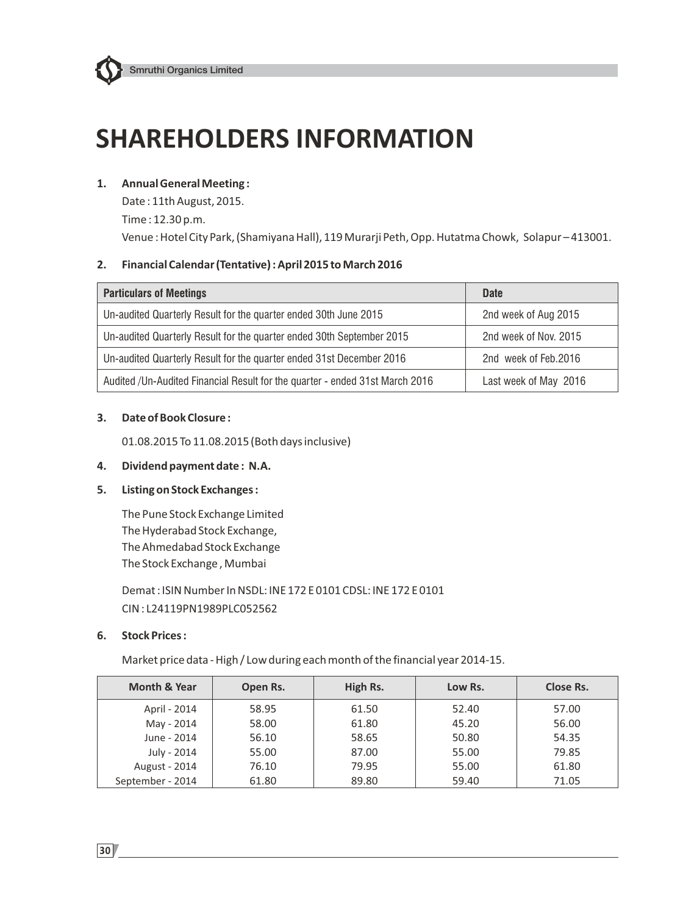# SHAREHOLDERS INFORMATION

1. **Annual General Meeting :**

   Date : 11th August, 2015.

   Time : 12.30 p.m.

   Venue : Hotel City Park, (Shamiyana Hall), 119 Murarji Peth, Opp. Hutatma Chowk, Solapur – 413001.

2. **Financial Calendar (Tentative) : April 2015 to March 2016**

| Particulars of Meetings | Date |
|---|---|
| Un-audited Quarterly Result for the quarter ended 30th June 2015 | 2nd week of Aug 2015 |
| Un-audited Quarterly Result for the quarter ended 30th September 2015 | 2nd week of Nov. 2015 |
| Un-audited Quarterly Result for the quarter ended 31st December 2016 | 2nd week of Feb.2016 |
| Audited /Un-Audited Financial Result for the quarter - ended 31st March 2016 | Last week of May 2016 |

3. **Date of Book Closure :**

   01.08.2015 To 11.08.2015 (Both days inclusive)

4. **Dividend payment date : N.A.**

5. **Listing on Stock Exchanges :**

   The Pune Stock Exchange Limited
   The Hyderabad Stock Exchange,
   The Ahmedabad Stock Exchange
   The Stock Exchange , Mumbai

   Demat : ISIN Number In NSDL: INE 172 E 0101 CDSL: INE 172 E 0101
   CIN : L24119PN1989PLC052562

6. **Stock Prices :**

   Market price data - High / Low during each month of the financial year 2014-15.

| Month & Year | Open Rs. | High Rs. | Low Rs. | Close Rs. |
|---|---|---|---|---|
| April - 2014 | 58.95 | 61.50 | 52.40 | 57.00 |
| May - 2014 | 58.00 | 61.80 | 45.20 | 56.00 |
| June - 2014 | 56.10 | 58.65 | 50.80 | 54.35 |
| July - 2014 | 55.00 | 87.00 | 55.00 | 79.85 |
| August - 2014 | 76.10 | 79.95 | 55.00 | 61.80 |
| September - 2014 | 61.80 | 89.80 | 59.40 | 71.05 |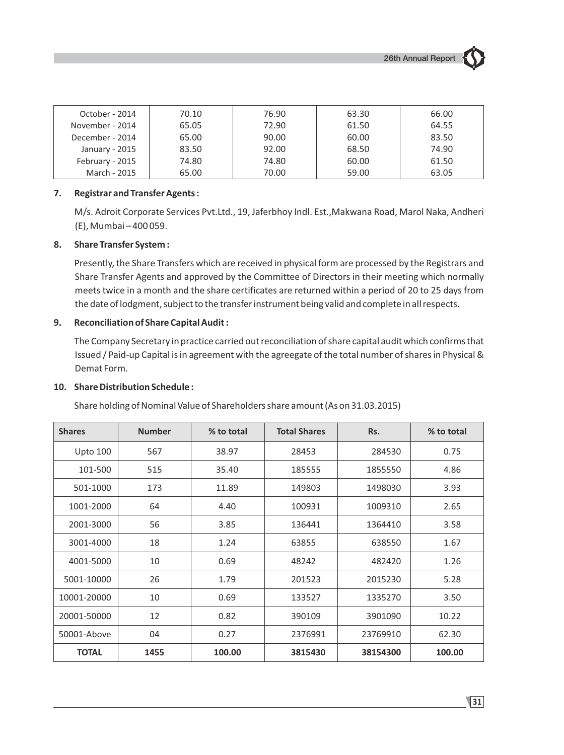| | | | | |
|---|---|---|---|---|
| October - 2014 | 70.10 | 76.90 | 63.30 | 66.00 |
| November - 2014 | 65.05 | 72.90 | 61.50 | 64.55 |
| December - 2014 | 65.00 | 90.00 | 60.00 | 83.50 |
| January - 2015 | 83.50 | 92.00 | 68.50 | 74.90 |
| February - 2015 | 74.80 | 74.80 | 60.00 | 61.50 |
| March - 2015 | 65.00 | 70.00 | 59.00 | 63.05 |

**7. Registrar and Transfer Agents :**

M/s. Adroit Corporate Services Pvt.Ltd., 19, Jaferbhoy Indl. Est.,Makwana Road, Marol Naka, Andheri (E), Mumbai – 400 059.

**8. Share Transfer System :**

Presently, the Share Transfers which are received in physical form are processed by the Registrars and Share Transfer Agents and approved by the Committee of Directors in their meeting which normally meets twice in a month and the share certificates are returned within a period of 20 to 25 days from the date of lodgment, subject to the transfer instrument being valid and complete in all respects.

**9. Reconciliation of Share Capital Audit :**

The Company Secretary in practice carried out reconciliation of share capital audit which confirms that Issued / Paid-up Capital is in agreement with the agreegate of the total number of shares in Physical & Demat Form.

**10. Share Distribution Schedule :**

Share holding of Nominal Value of Shareholders share amount (As on 31.03.2015)

| Shares | Number | % to total | Total Shares | Rs. | % to total |
|---|---|---|---|---|---|
| Upto 100 | 567 | 38.97 | 28453 | 284530 | 0.75 |
| 101-500 | 515 | 35.40 | 185555 | 1855550 | 4.86 |
| 501-1000 | 173 | 11.89 | 149803 | 1498030 | 3.93 |
| 1001-2000 | 64 | 4.40 | 100931 | 1009310 | 2.65 |
| 2001-3000 | 56 | 3.85 | 136441 | 1364410 | 3.58 |
| 3001-4000 | 18 | 1.24 | 63855 | 638550 | 1.67 |
| 4001-5000 | 10 | 0.69 | 48242 | 482420 | 1.26 |
| 5001-10000 | 26 | 1.79 | 201523 | 2015230 | 5.28 |
| 10001-20000 | 10 | 0.69 | 133527 | 1335270 | 3.50 |
| 20001-50000 | 12 | 0.82 | 390109 | 3901090 | 10.22 |
| 50001-Above | 04 | 0.27 | 2376991 | 23769910 | 62.30 |
| **TOTAL** | **1455** | **100.00** | **3815430** | **38154300** | **100.00** |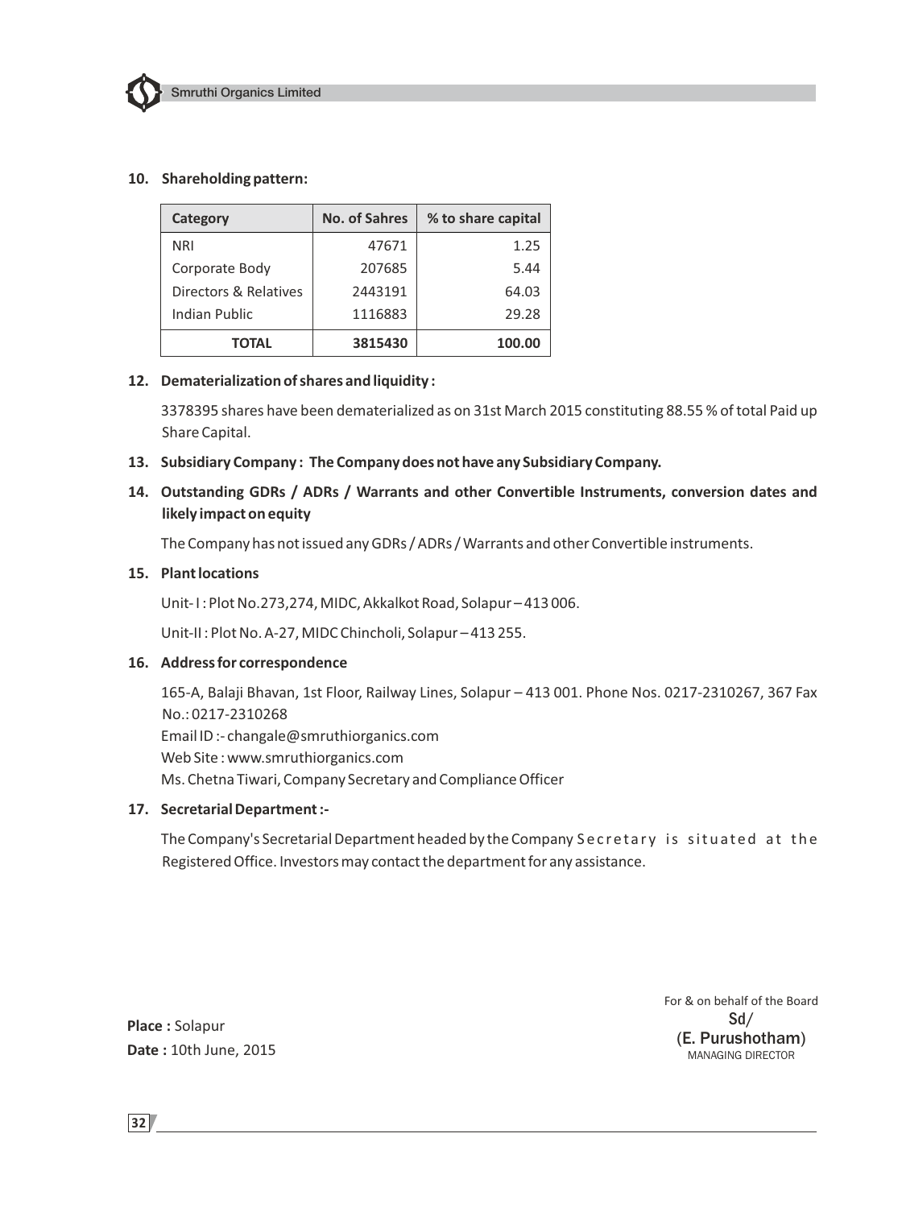**10. Shareholding pattern:**

| Category | No. of Sahres | % to share capital |
|---|---|---|
| NRI | 47671 | 1.25 |
| Corporate Body | 207685 | 5.44 |
| Directors & Relatives | 2443191 | 64.03 |
| Indian Public | 1116883 | 29.28 |
| **TOTAL** | **3815430** | **100.00** |

**12. Dematerialization of shares and liquidity :**

3378395 shares have been dematerialized as on 31st March 2015 constituting 88.55 % of total Paid up Share Capital.

**13. Subsidiary Company : The Company does not have any Subsidiary Company.**

**14. Outstanding GDRs / ADRs / Warrants and other Convertible Instruments, conversion dates and likely impact on equity**

The Company has not issued any GDRs / ADRs / Warrants and other Convertible instruments.

**15. Plant locations**

Unit- I : Plot No.273,274, MIDC, Akkalkot Road, Solapur – 413 006.

Unit-II : Plot No. A-27, MIDC Chincholi, Solapur – 413 255.

**16. Address for correspondence**

165-A, Balaji Bhavan, 1st Floor, Railway Lines, Solapur – 413 001. Phone Nos. 0217-2310267, 367 Fax No.: 0217-2310268
Email ID :- changale@smruthiorganics.com
Web Site : www.smruthiorganics.com
Ms. Chetna Tiwari, Company Secretary and Compliance Officer

**17. Secretarial Department :-**

The Company's Secretarial Department headed by the Company Secretary is situated at the Registered Office. Investors may contact the department for any assistance.

**Place :** Solapur
**Date :** 10th June, 2015

For & on behalf of the Board
Sd/
(E. Purushotham)
MANAGING DIRECTOR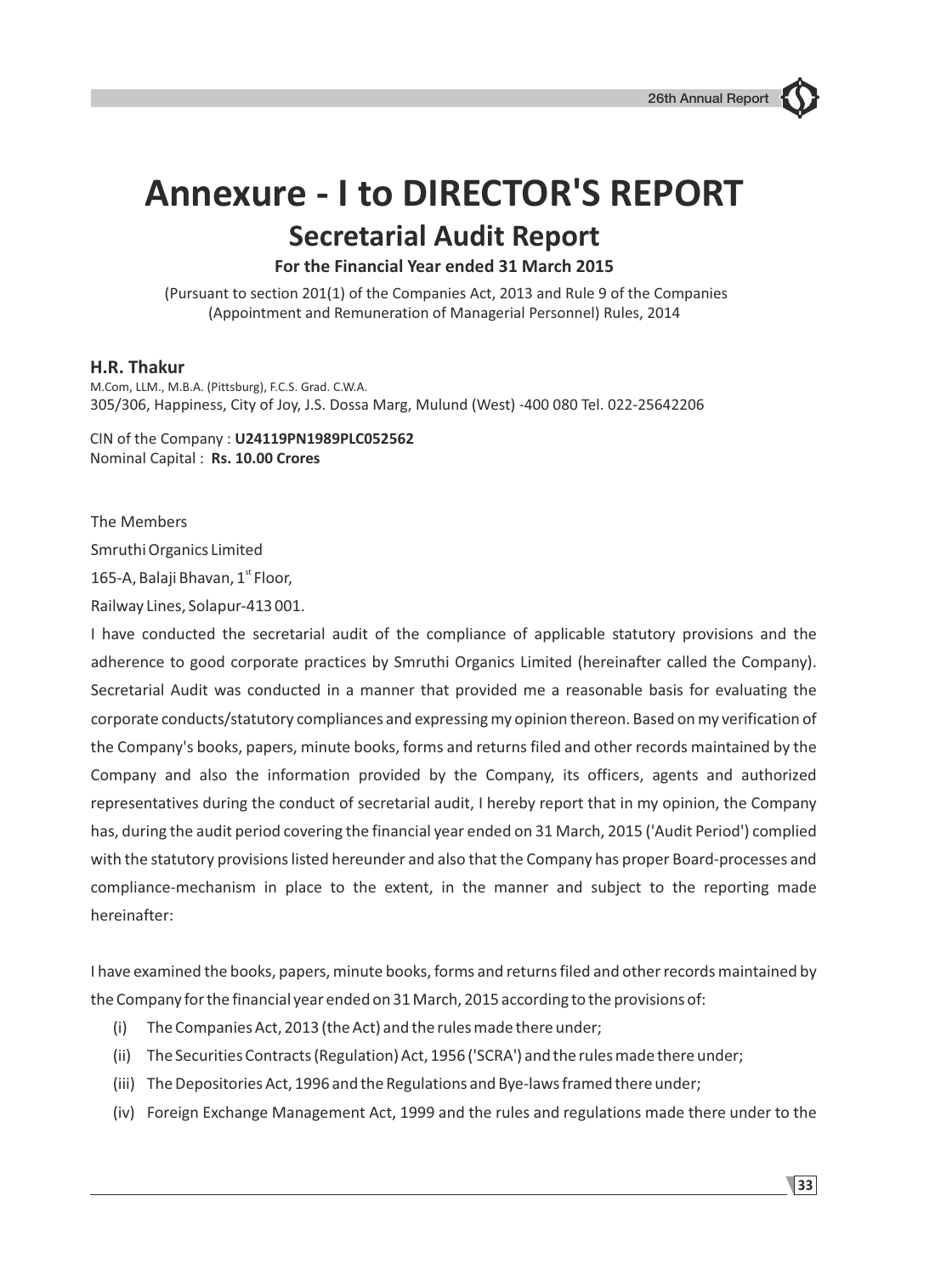# Annexure - I to DIRECTOR'S REPORT

## Secretarial Audit Report

**For the Financial Year ended 31 March 2015**

(Pursuant to section 201(1) of the Companies Act, 2013 and Rule 9 of the Companies (Appointment and Remuneration of Managerial Personnel) Rules, 2014

**H.R. Thakur**

M.Com, LLM., M.B.A. (Pittsburg), F.C.S. Grad. C.W.A.

305/306, Happiness, City of Joy, J.S. Dossa Marg, Mulund (West) -400 080 Tel. 022-25642206

CIN of the Company : **U24119PN1989PLC052562**

Nominal Capital : **Rs. 10.00 Crores**

The Members

Smruthi Organics Limited

165-A, Balaji Bhavan, 1st Floor,

Railway Lines, Solapur-413 001.

I have conducted the secretarial audit of the compliance of applicable statutory provisions and the adherence to good corporate practices by Smruthi Organics Limited (hereinafter called the Company). Secretarial Audit was conducted in a manner that provided me a reasonable basis for evaluating the corporate conducts/statutory compliances and expressing my opinion thereon. Based on my verification of the Company's books, papers, minute books, forms and returns filed and other records maintained by the Company and also the information provided by the Company, its officers, agents and authorized representatives during the conduct of secretarial audit, I hereby report that in my opinion, the Company has, during the audit period covering the financial year ended on 31 March, 2015 ('Audit Period') complied with the statutory provisions listed hereunder and also that the Company has proper Board-processes and compliance-mechanism in place to the extent, in the manner and subject to the reporting made hereinafter:

I have examined the books, papers, minute books, forms and returns filed and other records maintained by the Company for the financial year ended on 31 March, 2015 according to the provisions of:

(i) The Companies Act, 2013 (the Act) and the rules made there under;

(ii) The Securities Contracts (Regulation) Act, 1956 ('SCRA') and the rules made there under;

(iii) The Depositories Act, 1996 and the Regulations and Bye-laws framed there under;

(iv) Foreign Exchange Management Act, 1999 and the rules and regulations made there under to the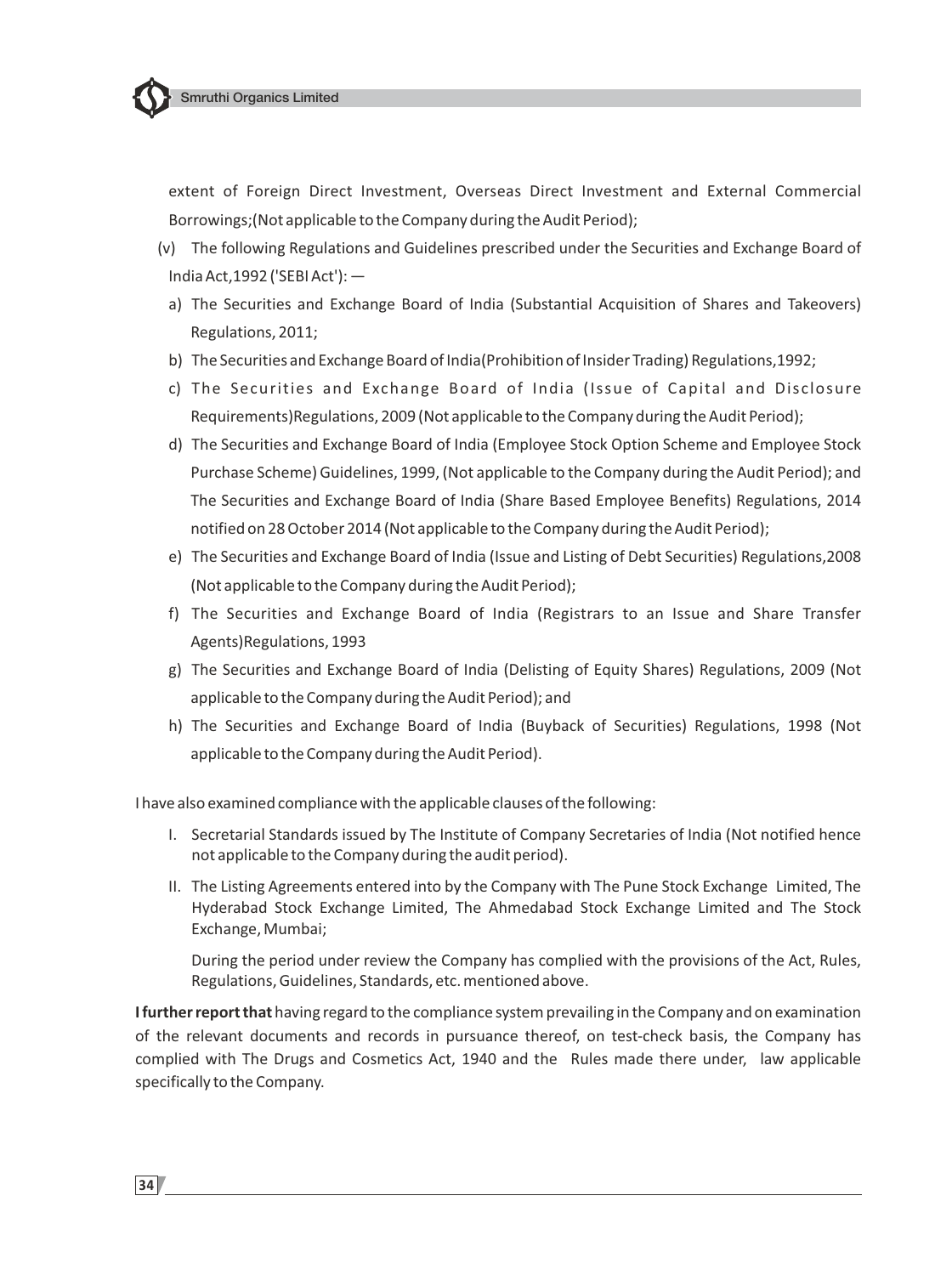extent of Foreign Direct Investment, Overseas Direct Investment and External Commercial Borrowings;(Not applicable to the Company during the Audit Period);

(v) The following Regulations and Guidelines prescribed under the Securities and Exchange Board of India Act,1992 ('SEBI Act'): —

a) The Securities and Exchange Board of India (Substantial Acquisition of Shares and Takeovers) Regulations, 2011;

b) The Securities and Exchange Board of India(Prohibition of Insider Trading) Regulations,1992;

c) The Securities and Exchange Board of India (Issue of Capital and Disclosure Requirements)Regulations, 2009 (Not applicable to the Company during the Audit Period);

d) The Securities and Exchange Board of India (Employee Stock Option Scheme and Employee Stock Purchase Scheme) Guidelines, 1999, (Not applicable to the Company during the Audit Period); and The Securities and Exchange Board of India (Share Based Employee Benefits) Regulations, 2014 notified on 28 October 2014 (Not applicable to the Company during the Audit Period);

e) The Securities and Exchange Board of India (Issue and Listing of Debt Securities) Regulations,2008 (Not applicable to the Company during the Audit Period);

f) The Securities and Exchange Board of India (Registrars to an Issue and Share Transfer Agents)Regulations, 1993

g) The Securities and Exchange Board of India (Delisting of Equity Shares) Regulations, 2009 (Not applicable to the Company during the Audit Period); and

h) The Securities and Exchange Board of India (Buyback of Securities) Regulations, 1998 (Not applicable to the Company during the Audit Period).

I have also examined compliance with the applicable clauses of the following:

I. Secretarial Standards issued by The Institute of Company Secretaries of India (Not notified hence not applicable to the Company during the audit period).

II. The Listing Agreements entered into by the Company with The Pune Stock Exchange Limited, The Hyderabad Stock Exchange Limited, The Ahmedabad Stock Exchange Limited and The Stock Exchange, Mumbai;

During the period under review the Company has complied with the provisions of the Act, Rules, Regulations, Guidelines, Standards, etc. mentioned above.

**I further report that** having regard to the compliance system prevailing in the Company and on examination of the relevant documents and records in pursuance thereof, on test-check basis, the Company has complied with The Drugs and Cosmetics Act, 1940 and the Rules made there under, law applicable specifically to the Company.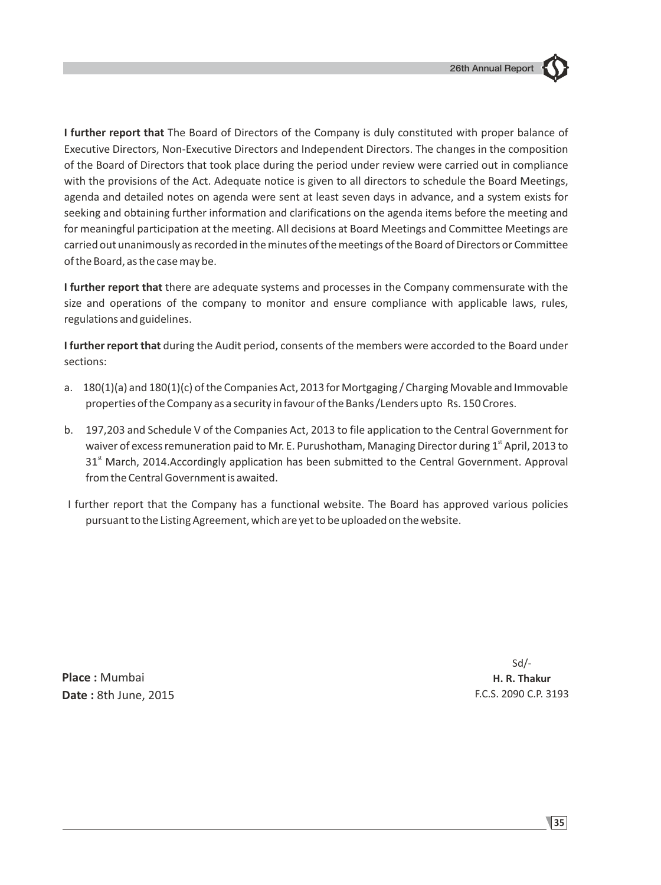**I further report that** The Board of Directors of the Company is duly constituted with proper balance of Executive Directors, Non-Executive Directors and Independent Directors. The changes in the composition of the Board of Directors that took place during the period under review were carried out in compliance with the provisions of the Act. Adequate notice is given to all directors to schedule the Board Meetings, agenda and detailed notes on agenda were sent at least seven days in advance, and a system exists for seeking and obtaining further information and clarifications on the agenda items before the meeting and for meaningful participation at the meeting. All decisions at Board Meetings and Committee Meetings are carried out unanimously as recorded in the minutes of the meetings of the Board of Directors or Committee of the Board, as the case may be.

**I further report that** there are adequate systems and processes in the Company commensurate with the size and operations of the company to monitor and ensure compliance with applicable laws, rules, regulations and guidelines.

**I further report that** during the Audit period, consents of the members were accorded to the Board under sections:

a. 180(1)(a) and 180(1)(c) of the Companies Act, 2013 for Mortgaging / Charging Movable and Immovable properties of the Company as a security in favour of the Banks /Lenders upto Rs. 150 Crores.

b. 197,203 and Schedule V of the Companies Act, 2013 to file application to the Central Government for waiver of excess remuneration paid to Mr. E. Purushotham, Managing Director during 1st April, 2013 to 31st March, 2014.Accordingly application has been submitted to the Central Government. Approval from the Central Government is awaited.

I further report that the Company has a functional website. The Board has approved various policies pursuant to the Listing Agreement, which are yet to be uploaded on the website.

**Place :** Mumbai
**Date :** 8th June, 2015

Sd/-
**H. R. Thakur**
F.C.S. 2090 C.P. 3193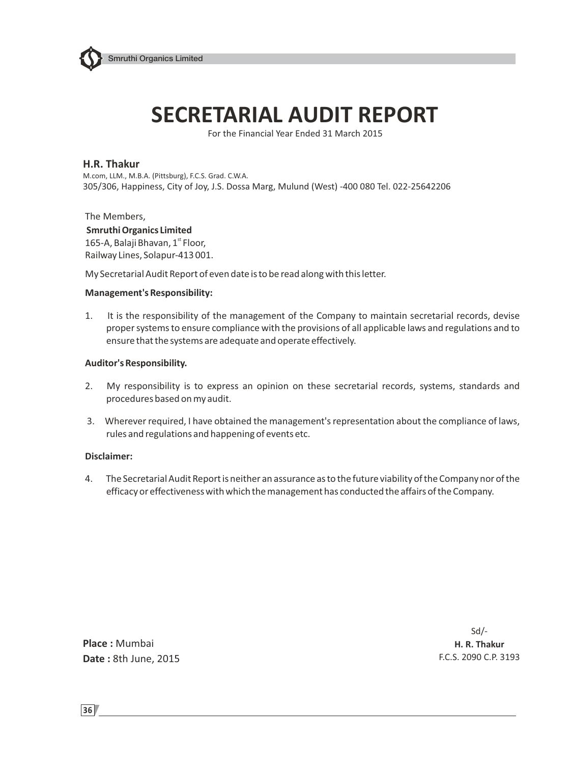# SECRETARIAL AUDIT REPORT

For the Financial Year Ended 31 March 2015

**H.R. Thakur**

M.com, LLM., M.B.A. (Pittsburg), F.C.S. Grad. C.W.A.

305/306, Happiness, City of Joy, J.S. Dossa Marg, Mulund (West) -400 080 Tel. 022-25642206

The Members,

**Smruthi Organics Limited**

165-A, Balaji Bhavan, 1st Floor,

Railway Lines, Solapur-413 001.

My Secretarial Audit Report of even date is to be read along with this letter.

**Management's Responsibility:**

1. It is the responsibility of the management of the Company to maintain secretarial records, devise proper systems to ensure compliance with the provisions of all applicable laws and regulations and to ensure that the systems are adequate and operate effectively.

**Auditor's Responsibility.**

2. My responsibility is to express an opinion on these secretarial records, systems, standards and procedures based on my audit.

3. Wherever required, I have obtained the management's representation about the compliance of laws, rules and regulations and happening of events etc.

**Disclaimer:**

4. The Secretarial Audit Report is neither an assurance as to the future viability of the Company nor of the efficacy or effectiveness with which the management has conducted the affairs of the Company.

**Place :** Mumbai

**Date :** 8th June, 2015

Sd/-

**H. R. Thakur**

F.C.S. 2090 C.P. 3193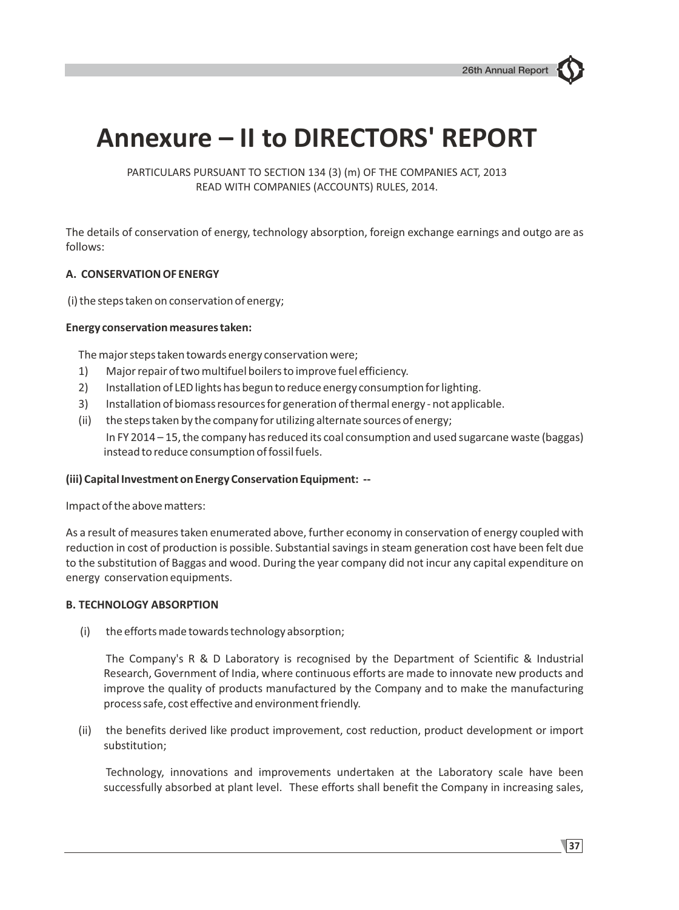# Annexure – II to DIRECTORS' REPORT

PARTICULARS PURSUANT TO SECTION 134 (3) (m) OF THE COMPANIES ACT, 2013
READ WITH COMPANIES (ACCOUNTS) RULES, 2014.

The details of conservation of energy, technology absorption, foreign exchange earnings and outgo are as follows:

**A. CONSERVATION OF ENERGY**

(i) the steps taken on conservation of energy;

**Energy conservation measures taken:**

The major steps taken towards energy conservation were;

1) Major repair of two multifuel boilers to improve fuel efficiency.
2) Installation of LED lights has begun to reduce energy consumption for lighting.
3) Installation of biomass resources for generation of thermal energy - not applicable.

(ii) the steps taken by the company for utilizing alternate sources of energy;

In FY 2014 – 15, the company has reduced its coal consumption and used sugarcane waste (baggas) instead to reduce consumption of fossil fuels.

**(iii) Capital Investment on Energy Conservation Equipment: --**

Impact of the above matters:

As a result of measures taken enumerated above, further economy in conservation of energy coupled with reduction in cost of production is possible. Substantial savings in steam generation cost have been felt due to the substitution of Baggas and wood. During the year company did not incur any capital expenditure on energy conservation equipments.

**B. TECHNOLOGY ABSORPTION**

(i) the efforts made towards technology absorption;

The Company's R & D Laboratory is recognised by the Department of Scientific & Industrial Research, Government of India, where continuous efforts are made to innovate new products and improve the quality of products manufactured by the Company and to make the manufacturing process safe, cost effective and environment friendly.

(ii) the benefits derived like product improvement, cost reduction, product development or import substitution;

Technology, innovations and improvements undertaken at the Laboratory scale have been successfully absorbed at plant level. These efforts shall benefit the Company in increasing sales,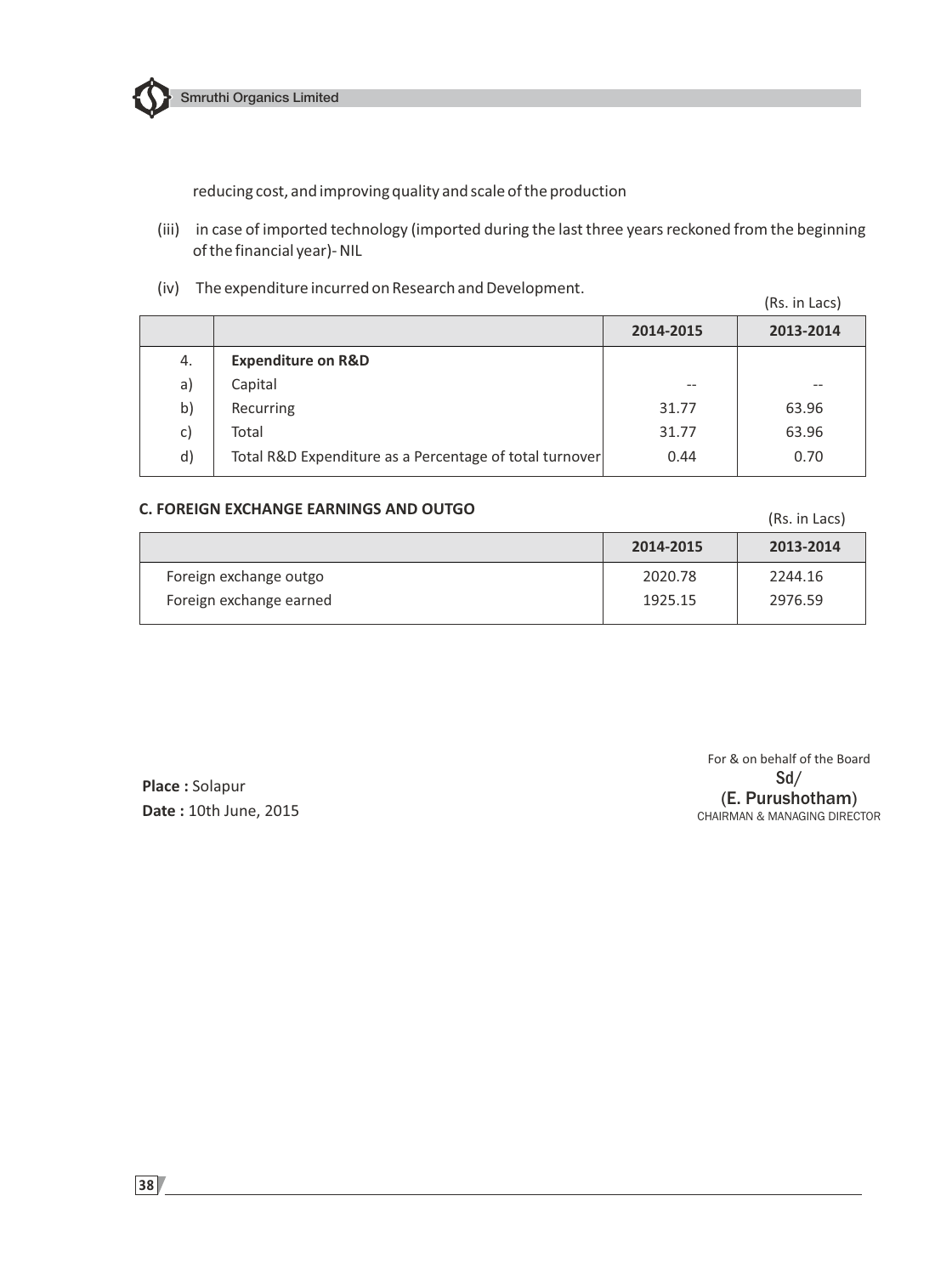reducing cost, and improving quality and scale of the production

(iii) in case of imported technology (imported during the last three years reckoned from the beginning of the financial year)- NIL

(iv) The expenditure incurred on Research and Development.

(Rs. in Lacs)

| | | 2014-2015 | 2013-2014 |
|---|---|---|---|
| 4. | **Expenditure on R&D** | | |
| a) | Capital | -- | -- |
| b) | Recurring | 31.77 | 63.96 |
| c) | Total | 31.77 | 63.96 |
| d) | Total R&D Expenditure as a Percentage of total turnover | 0.44 | 0.70 |

**C. FOREIGN EXCHANGE EARNINGS AND OUTGO**

(Rs. in Lacs)

| | 2014-2015 | 2013-2014 |
|---|---|---|
| Foreign exchange outgo | 2020.78 | 2244.16 |
| Foreign exchange earned | 1925.15 | 2976.59 |

**Place :** Solapur
**Date :** 10th June, 2015

For & on behalf of the Board
Sd/
(E. Purushotham)
CHAIRMAN & MANAGING DIRECTOR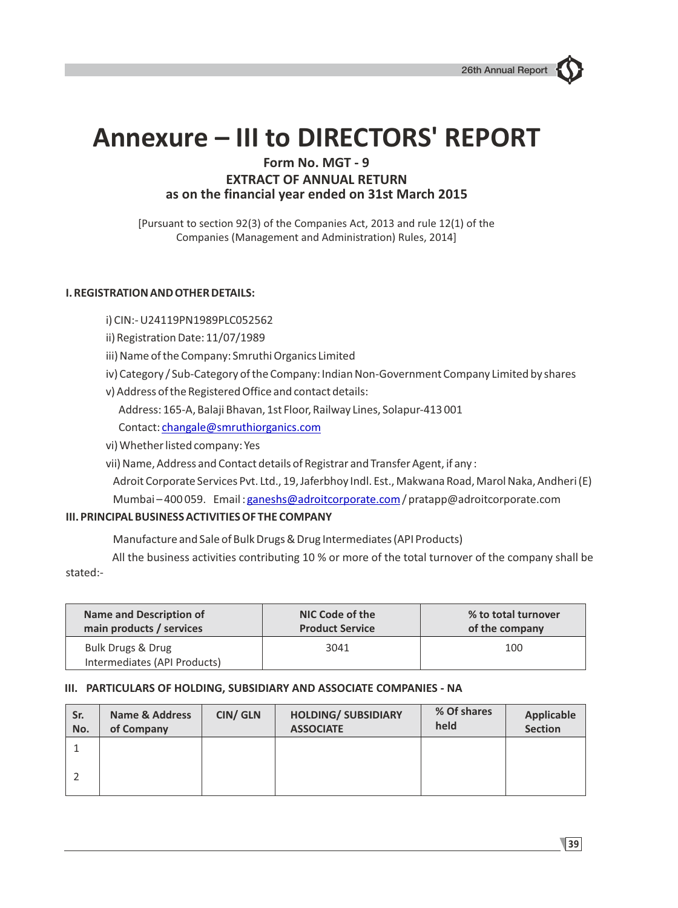# Annexure – III to DIRECTORS' REPORT

**Form No. MGT - 9**
**EXTRACT OF ANNUAL RETURN**
**as on the financial year ended on 31st March 2015**

[Pursuant to section 92(3) of the Companies Act, 2013 and rule 12(1) of the Companies (Management and Administration) Rules, 2014]

## I. REGISTRATION AND OTHER DETAILS:

i) CIN:- U24119PN1989PLC052562

ii) Registration Date: 11/07/1989

iii) Name of the Company: Smruthi Organics Limited

iv) Category / Sub-Category of the Company: Indian Non-Government Company Limited by shares

v) Address of the Registered Office and contact details:

Address: 165-A, Balaji Bhavan, 1st Floor, Railway Lines, Solapur-413 001

Contact: changale@smruthiorganics.com

vi) Whether listed company: Yes

vii) Name, Address and Contact details of Registrar and Transfer Agent, if any :

Adroit Corporate Services Pvt. Ltd., 19, Jaferbhoy Indl. Est., Makwana Road, Marol Naka, Andheri (E) Mumbai – 400 059. Email : ganeshs@adroitcorporate.com / pratapp@adroitcorporate.com

## III. PRINCIPAL BUSINESS ACTIVITIES OF THE COMPANY

Manufacture and Sale of Bulk Drugs & Drug Intermediates (API Products)

All the business activities contributing 10 % or more of the total turnover of the company shall be stated:-

| Name and Description of main products / services | NIC Code of the Product Service | % to total turnover of the company |
|---|---|---|
| Bulk Drugs & Drug Intermediates (API Products) | 3041 | 100 |

## III. PARTICULARS OF HOLDING, SUBSIDIARY AND ASSOCIATE COMPANIES - NA

| Sr. No. | Name & Address of Company | CIN/ GLN | HOLDING/ SUBSIDIARY ASSOCIATE | % Of shares held | Applicable Section |
|---|---|---|---|---|---|
| 1 | | | | | |
| 2 | | | | | |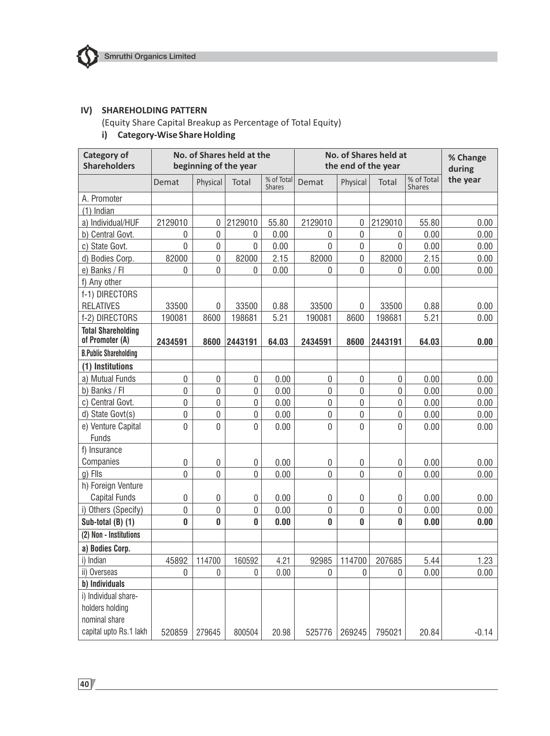## IV) SHAREHOLDING PATTERN

(Equity Share Capital Breakup as Percentage of Total Equity)

### i) Category-Wise Share Holding

| Category of Shareholders | No. of Shares held at the beginning of the year | | | | No. of Shares held at the end of the year | | | | % Change during the year |
|---|---|---|---|---|---|---|---|---|---|
| | Demat | Physical | Total | % of Total Shares | Demat | Physical | Total | % of Total Shares | |
| A. Promoter | | | | | | | | | |
| (1) Indian | | | | | | | | | |
| a) Individual/HUF | 2129010 | 0 | 2129010 | 55.80 | 2129010 | 0 | 2129010 | 55.80 | 0.00 |
| b) Central Govt. | 0 | 0 | 0 | 0.00 | 0 | 0 | 0 | 0.00 | 0.00 |
| c) State Govt. | 0 | 0 | 0 | 0.00 | 0 | 0 | 0 | 0.00 | 0.00 |
| d) Bodies Corp. | 82000 | 0 | 82000 | 2.15 | 82000 | 0 | 82000 | 2.15 | 0.00 |
| e) Banks / FI | 0 | 0 | 0 | 0.00 | 0 | 0 | 0 | 0.00 | 0.00 |
| f) Any other | | | | | | | | | |
| f-1) DIRECTORS RELATIVES | 33500 | 0 | 33500 | 0.88 | 33500 | 0 | 33500 | 0.88 | 0.00 |
| f-2) DIRECTORS | 190081 | 8600 | 198681 | 5.21 | 190081 | 8600 | 198681 | 5.21 | 0.00 |
| **Total Shareholding of Promoter (A)** | **2434591** | **8600** | **2443191** | **64.03** | **2434591** | **8600** | **2443191** | **64.03** | **0.00** |
| **B.Public Shareholding** | | | | | | | | | |
| **(1) Institutions** | | | | | | | | | |
| a) Mutual Funds | 0 | 0 | 0 | 0.00 | 0 | 0 | 0 | 0.00 | 0.00 |
| b) Banks / FI | 0 | 0 | 0 | 0.00 | 0 | 0 | 0 | 0.00 | 0.00 |
| c) Central Govt. | 0 | 0 | 0 | 0.00 | 0 | 0 | 0 | 0.00 | 0.00 |
| d) State Govt(s) | 0 | 0 | 0 | 0.00 | 0 | 0 | 0 | 0.00 | 0.00 |
| e) Venture Capital Funds | 0 | 0 | 0 | 0.00 | 0 | 0 | 0 | 0.00 | 0.00 |
| f) Insurance Companies | 0 | 0 | 0 | 0.00 | 0 | 0 | 0 | 0.00 | 0.00 |
| g) FIIs | 0 | 0 | 0 | 0.00 | 0 | 0 | 0 | 0.00 | 0.00 |
| h) Foreign Venture Capital Funds | 0 | 0 | 0 | 0.00 | 0 | 0 | 0 | 0.00 | 0.00 |
| i) Others (Specify) | 0 | 0 | 0 | 0.00 | 0 | 0 | 0 | 0.00 | 0.00 |
| **Sub-total (B) (1)** | **0** | **0** | **0** | **0.00** | **0** | **0** | **0** | **0.00** | **0.00** |
| **(2) Non - Institutions** | | | | | | | | | |
| **a) Bodies Corp.** | | | | | | | | | |
| i) Indian | 45892 | 114700 | 160592 | 4.21 | 92985 | 114700 | 207685 | 5.44 | 1.23 |
| ii) Overseas | 0 | 0 | 0 | 0.00 | 0 | 0 | 0 | 0.00 | 0.00 |
| **b) Individuals** | | | | | | | | | |
| i) Individual share-holders holding nominal share capital upto Rs.1 lakh | 520859 | 279645 | 800504 | 20.98 | 525776 | 269245 | 795021 | 20.84 | -0.14 |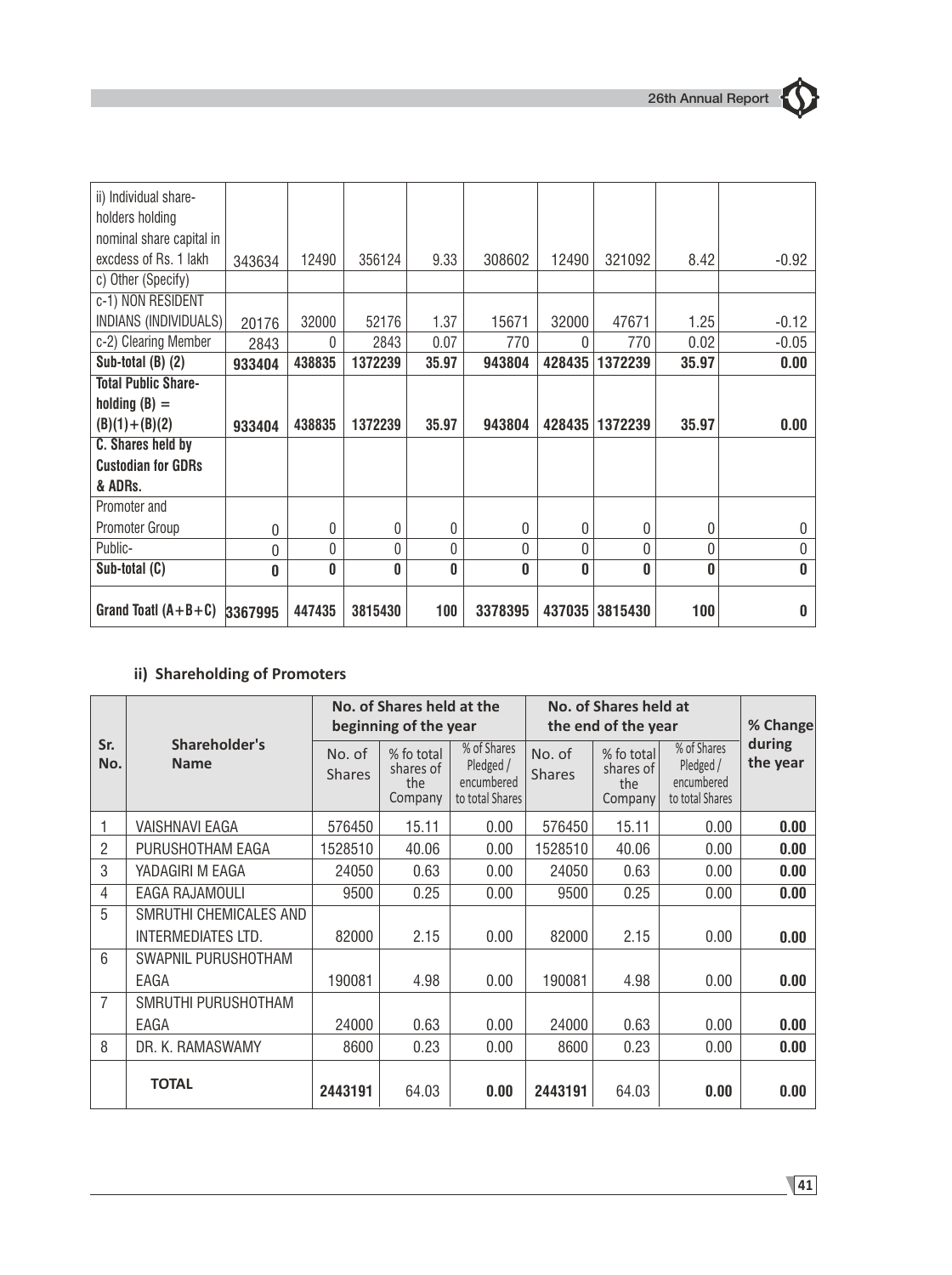| ii) Individual share-holders holding nominal share capital in excdess of Rs. 1 lakh | 343634 | 12490 | 356124 | 9.33 | 308602 | 12490 | 321092 | 8.42 | -0.92 |
|---|---|---|---|---|---|---|---|---|---|
| c) Other (Specify) | | | | | | | | | |
| c-1) NON RESIDENT INDIANS (INDIVIDUALS) | 20176 | 32000 | 52176 | 1.37 | 15671 | 32000 | 47671 | 1.25 | -0.12 |
| c-2) Clearing Member | 2843 | 0 | 2843 | 0.07 | 770 | 0 | 770 | 0.02 | -0.05 |
| **Sub-total (B) (2)** | **933404** | **438835** | **1372239** | **35.97** | **943804** | **428435** | **1372239** | **35.97** | **0.00** |
| **Total Public Share-holding (B) = (B)(1)+(B)(2)** | **933404** | **438835** | **1372239** | **35.97** | **943804** | **428435** | **1372239** | **35.97** | **0.00** |
| **C. Shares held by Custodian for GDRs & ADRs.** | | | | | | | | | |
| Promoter and Promoter Group | 0 | 0 | 0 | 0 | 0 | 0 | 0 | 0 | 0 |
| Public- | 0 | 0 | 0 | 0 | 0 | 0 | 0 | 0 | 0 |
| **Sub-total (C)** | **0** | **0** | **0** | **0** | **0** | **0** | **0** | **0** | **0** |
| **Grand Toatl (A+B+C)** | **3367995** | **447435** | **3815430** | **100** | **3378395** | **437035** | **3815430** | **100** | **0** |

### ii) Shareholding of Promoters

| Sr. No. | Shareholder's Name | No. of Shares held at the beginning of the year | | | No. of Shares held at the end of the year | | | % Change during the year |
|---|---|---|---|---|---|---|---|---|
| | | No. of Shares | % fo total shares of the Company | % of Shares Pledged / encumbered to total Shares | No. of Shares | % fo total shares of the Company | % of Shares Pledged / encumbered to total Shares | |
| 1 | VAISHNAVI EAGA | 576450 | 15.11 | 0.00 | 576450 | 15.11 | 0.00 | **0.00** |
| 2 | PURUSHOTHAM EAGA | 1528510 | 40.06 | 0.00 | 1528510 | 40.06 | 0.00 | **0.00** |
| 3 | YADAGIRI M EAGA | 24050 | 0.63 | 0.00 | 24050 | 0.63 | 0.00 | **0.00** |
| 4 | EAGA RAJAMOULI | 9500 | 0.25 | 0.00 | 9500 | 0.25 | 0.00 | **0.00** |
| 5 | SMRUTHI CHEMICALES AND INTERMEDIATES LTD. | 82000 | 2.15 | 0.00 | 82000 | 2.15 | 0.00 | **0.00** |
| 6 | SWAPNIL PURUSHOTHAM EAGA | 190081 | 4.98 | 0.00 | 190081 | 4.98 | 0.00 | **0.00** |
| 7 | SMRUTHI PURUSHOTHAM EAGA | 24000 | 0.63 | 0.00 | 24000 | 0.63 | 0.00 | **0.00** |
| 8 | DR. K. RAMASWAMY | 8600 | 0.23 | 0.00 | 8600 | 0.23 | 0.00 | **0.00** |
| | **TOTAL** | **2443191** | 64.03 | **0.00** | **2443191** | 64.03 | **0.00** | **0.00** |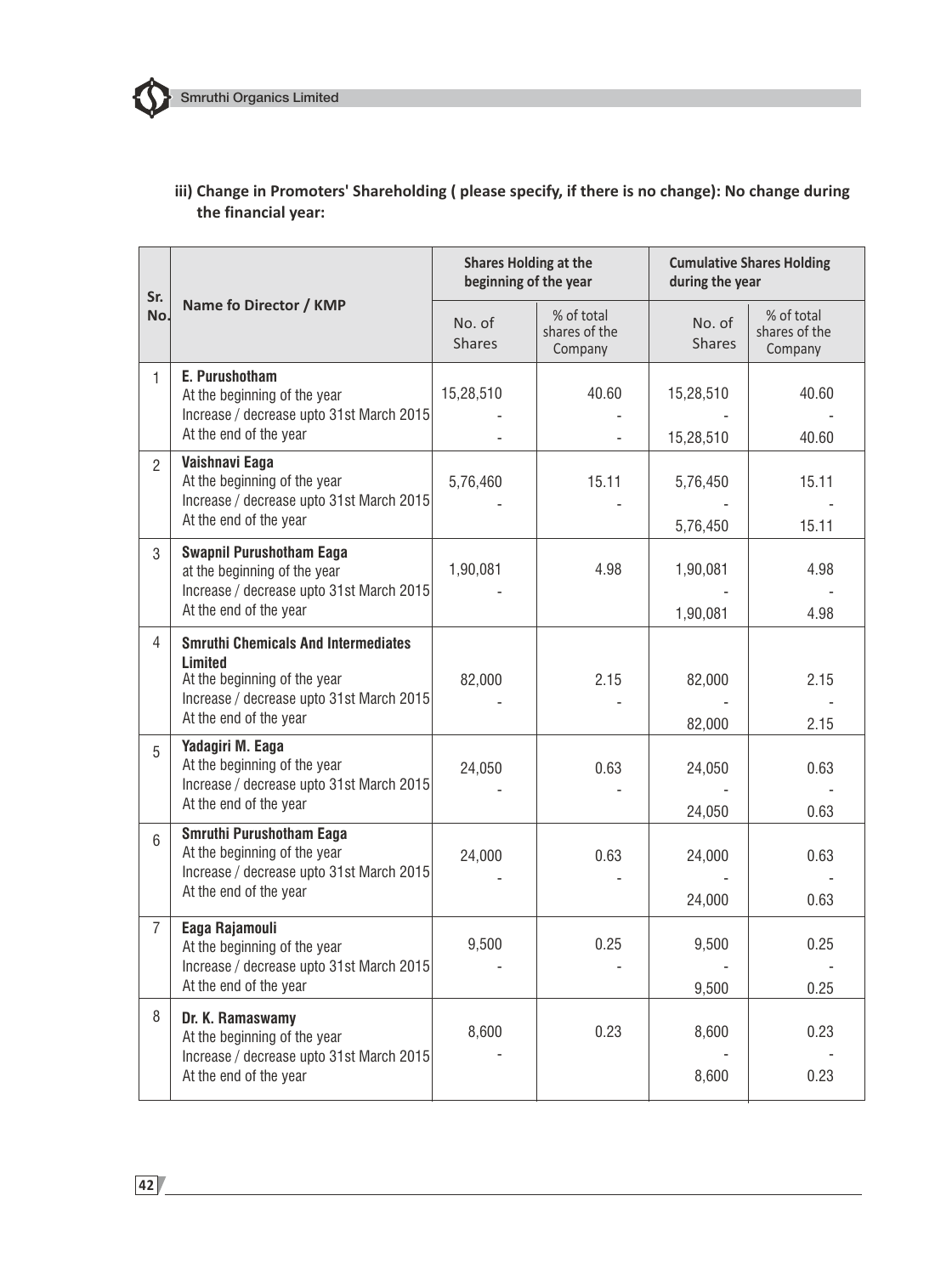### iii) Change in Promoters' Shareholding ( please specify, if there is no change): No change during the financial year:

| Sr. No. | Name fo Director / KMP | Shares Holding at the beginning of the year | | Cumulative Shares Holding during the year | |
|---|---|---|---|---|---|
| | | No. of Shares | % of total shares of the Company | No. of Shares | % of total shares of the Company |
| 1 | **E. Purushotham** | | | | |
| | At the beginning of the year | 15,28,510 | 40.60 | 15,28,510 | 40.60 |
| | Increase / decrease upto 31st March 2015 | - | - | - | - |
| | At the end of the year | - | - | 15,28,510 | 40.60 |
| 2 | **Vaishnavi Eaga** | | | | |
| | At the beginning of the year | 5,76,460 | 15.11 | 5,76,450 | 15.11 |
| | Increase / decrease upto 31st March 2015 | - | - | - | - |
| | At the end of the year | | | 5,76,450 | 15.11 |
| 3 | **Swapnil Purushotham Eaga** | | | | |
| | at the beginning of the year | 1,90,081 | 4.98 | 1,90,081 | 4.98 |
| | Increase / decrease upto 31st March 2015 | - | | - | - |
| | At the end of the year | | | 1,90,081 | 4.98 |
| 4 | **Smruthi Chemicals And Intermediates Limited** | | | | |
| | At the beginning of the year | 82,000 | 2.15 | 82,000 | 2.15 |
| | Increase / decrease upto 31st March 2015 | - | - | - | - |
| | At the end of the year | | | 82,000 | 2.15 |
| 5 | **Yadagiri M. Eaga** | | | | |
| | At the beginning of the year | 24,050 | 0.63 | 24,050 | 0.63 |
| | Increase / decrease upto 31st March 2015 | - | - | - | - |
| | At the end of the year | | | 24,050 | 0.63 |
| 6 | **Smruthi Purushotham Eaga** | | | | |
| | At the beginning of the year | 24,000 | 0.63 | 24,000 | 0.63 |
| | Increase / decrease upto 31st March 2015 | - | - | - | - |
| | At the end of the year | | | 24,000 | 0.63 |
| 7 | **Eaga Rajamouli** | | | | |
| | At the beginning of the year | 9,500 | 0.25 | 9,500 | 0.25 |
| | Increase / decrease upto 31st March 2015 | - | - | - | - |
| | At the end of the year | | | 9,500 | 0.25 |
| 8 | **Dr. K. Ramaswamy** | | | | |
| | At the beginning of the year | 8,600 | 0.23 | 8,600 | 0.23 |
| | Increase / decrease upto 31st March 2015 | - | | - | - |
| | At the end of the year | | | 8,600 | 0.23 |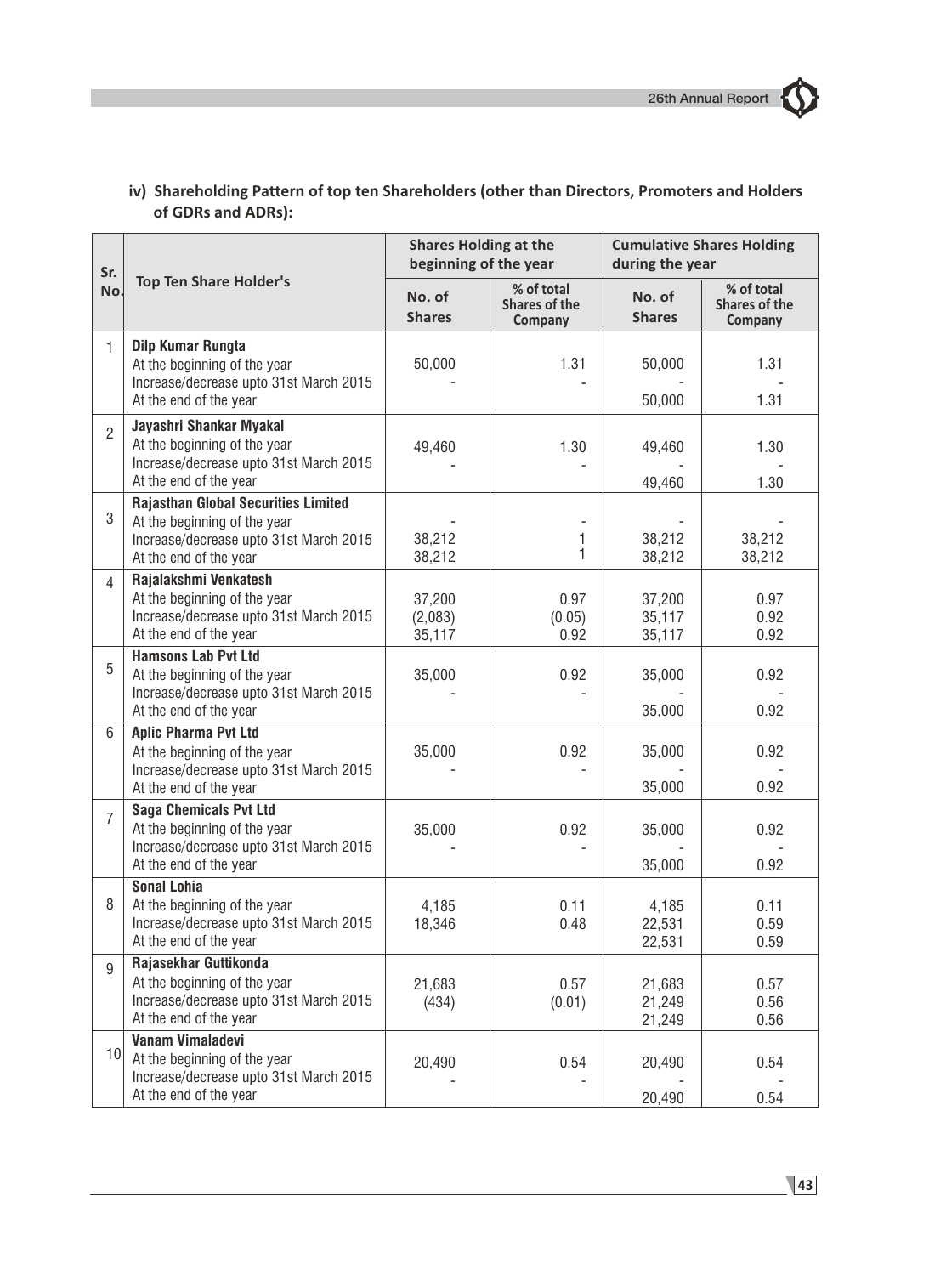### iv) Shareholding Pattern of top ten Shareholders (other than Directors, Promoters and Holders of GDRs and ADRs):

| Sr. No. | Top Ten Share Holder's | Shares Holding at the beginning of the year | | Cumulative Shares Holding during the year | |
|---|---|---|---|---|---|
| | | No. of Shares | % of total Shares of the Company | No. of Shares | % of total Shares of the Company |
| 1 | **Dilp Kumar Rungta** | | | | |
| | At the beginning of the year | 50,000 | 1.31 | 50,000 | 1.31 |
| | Increase/decrease upto 31st March 2015 | - | - | - | - |
| | At the end of the year | | | 50,000 | 1.31 |
| 2 | **Jayashri Shankar Myakal** | | | | |
| | At the beginning of the year | 49,460 | 1.30 | 49,460 | 1.30 |
| | Increase/decrease upto 31st March 2015 | - | - | - | - |
| | At the end of the year | | | 49,460 | 1.30 |
| 3 | **Rajasthan Global Securities Limited** | | | | |
| | At the beginning of the year | - | - | - | - |
| | Increase/decrease upto 31st March 2015 | 38,212 | 1 | 38,212 | 38,212 |
| | At the end of the year | 38,212 | 1 | 38,212 | 38,212 |
| 4 | **Rajalakshmi Venkatesh** | | | | |
| | At the beginning of the year | 37,200 | 0.97 | 37,200 | 0.97 |
| | Increase/decrease upto 31st March 2015 | (2,083) | (0.05) | 35,117 | 0.92 |
| | At the end of the year | 35,117 | 0.92 | 35,117 | 0.92 |
| 5 | **Hamsons Lab Pvt Ltd** | | | | |
| | At the beginning of the year | 35,000 | 0.92 | 35,000 | 0.92 |
| | Increase/decrease upto 31st March 2015 | - | - | - | - |
| | At the end of the year | | | 35,000 | 0.92 |
| 6 | **Aplic Pharma Pvt Ltd** | | | | |
| | At the beginning of the year | 35,000 | 0.92 | 35,000 | 0.92 |
| | Increase/decrease upto 31st March 2015 | - | - | - | - |
| | At the end of the year | | | 35,000 | 0.92 |
| 7 | **Saga Chemicals Pvt Ltd** | | | | |
| | At the beginning of the year | 35,000 | 0.92 | 35,000 | 0.92 |
| | Increase/decrease upto 31st March 2015 | - | - | - | - |
| | At the end of the year | | | 35,000 | 0.92 |
| 8 | **Sonal Lohia** | | | | |
| | At the beginning of the year | 4,185 | 0.11 | 4,185 | 0.11 |
| | Increase/decrease upto 31st March 2015 | 18,346 | 0.48 | 22,531 | 0.59 |
| | At the end of the year | | | 22,531 | 0.59 |
| 9 | **Rajasekhar Guttikonda** | | | | |
| | At the beginning of the year | 21,683 | 0.57 | 21,683 | 0.57 |
| | Increase/decrease upto 31st March 2015 | (434) | (0.01) | 21,249 | 0.56 |
| | At the end of the year | | | 21,249 | 0.56 |
| 10 | **Vanam Vimaladevi** | | | | |
| | At the beginning of the year | 20,490 | 0.54 | 20,490 | 0.54 |
| | Increase/decrease upto 31st March 2015 | - | - | - | - |
| | At the end of the year | | | 20,490 | 0.54 |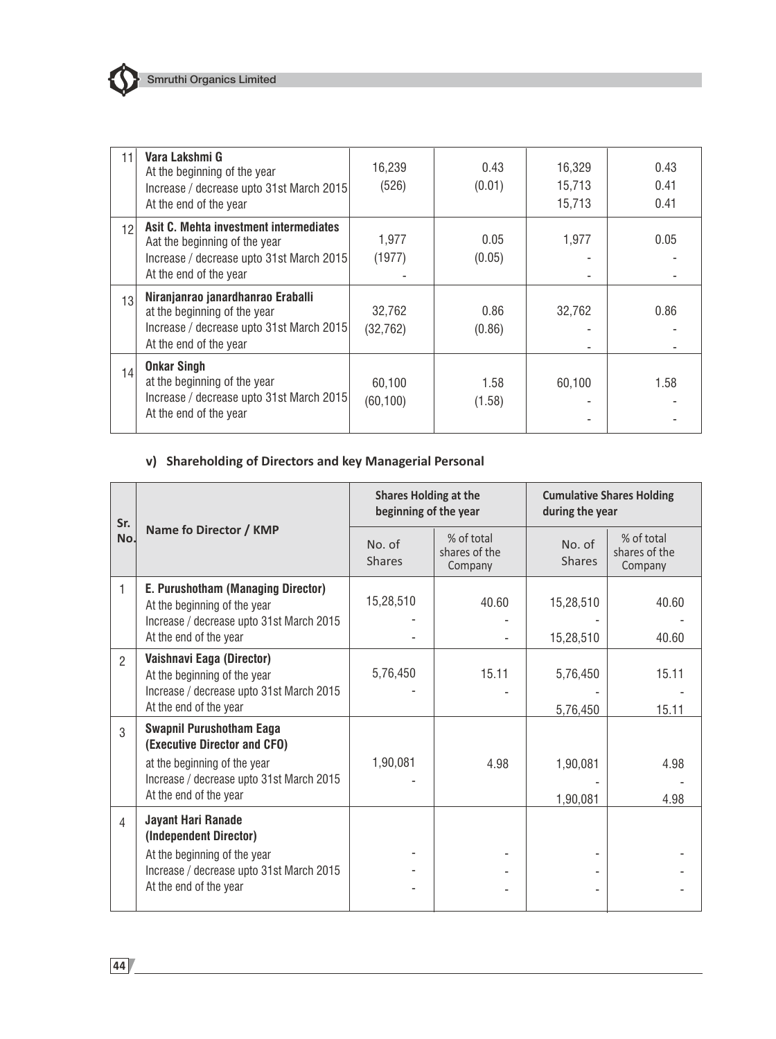| 11 | **Vara Lakshmi G**<br>At the beginning of the year<br>Increase / decrease upto 31st March 2015<br>At the end of the year | 16,239<br>(526) | 0.43<br>(0.01) | 16,329<br>15,713<br>15,713 | 0.43<br>0.41<br>0.41 |
|---|---|---|---|---|---|
| 12 | **Asit C. Mehta investment intermediates**<br>Aat the beginning of the year<br>Increase / decrease upto 31st March 2015<br>At the end of the year | 1,977<br>(1977)<br>- | 0.05<br>(0.05) | 1,977<br>-<br>- | 0.05<br>-<br>- |
| 13 | **Niranjanrao janardhanrao Eraballi**<br>at the beginning of the year<br>Increase / decrease upto 31st March 2015<br>At the end of the year | 32,762<br>(32,762) | 0.86<br>(0.86) | 32,762<br>-<br>- | 0.86<br>-<br>- |
| 14 | **Onkar Singh**<br>at the beginning of the year<br>Increase / decrease upto 31st March 2015<br>At the end of the year | 60,100<br>(60,100) | 1.58<br>(1.58) | 60,100<br>-<br>- | 1.58<br>-<br>- |

### v) Shareholding of Directors and key Managerial Personal

| Sr. No. | Name fo Director / KMP | Shares Holding at the beginning of the year | | Cumulative Shares Holding during the year | |
|---|---|---|---|---|---|
| | | No. of Shares | % of total shares of the Company | No. of Shares | % of total shares of the Company |
| 1 | **E. Purushotham (Managing Director)**<br>At the beginning of the year<br>Increase / decrease upto 31st March 2015<br>At the end of the year | 15,28,510<br>-<br>- | 40.60<br>-<br>- | 15,28,510<br>-<br>15,28,510 | 40.60<br>-<br>40.60 |
| 2 | **Vaishnavi Eaga (Director)**<br>At the beginning of the year<br>Increase / decrease upto 31st March 2015<br>At the end of the year | 5,76,450<br>- | 15.11<br>- | 5,76,450<br>-<br>5,76,450 | 15.11<br>-<br>15.11 |
| 3 | **Swapnil Purushotham Eaga (Executive Director and CFO)**<br>at the beginning of the year<br>Increase / decrease upto 31st March 2015<br>At the end of the year | 1,90,081<br>- | 4.98 | 1,90,081<br>-<br>1,90,081 | 4.98<br>-<br>4.98 |
| 4 | **Jayant Hari Ranade (Independent Director)**<br>At the beginning of the year<br>Increase / decrease upto 31st March 2015<br>At the end of the year | -<br>-<br>- | -<br>-<br>- | -<br>-<br>- | -<br>-<br>- |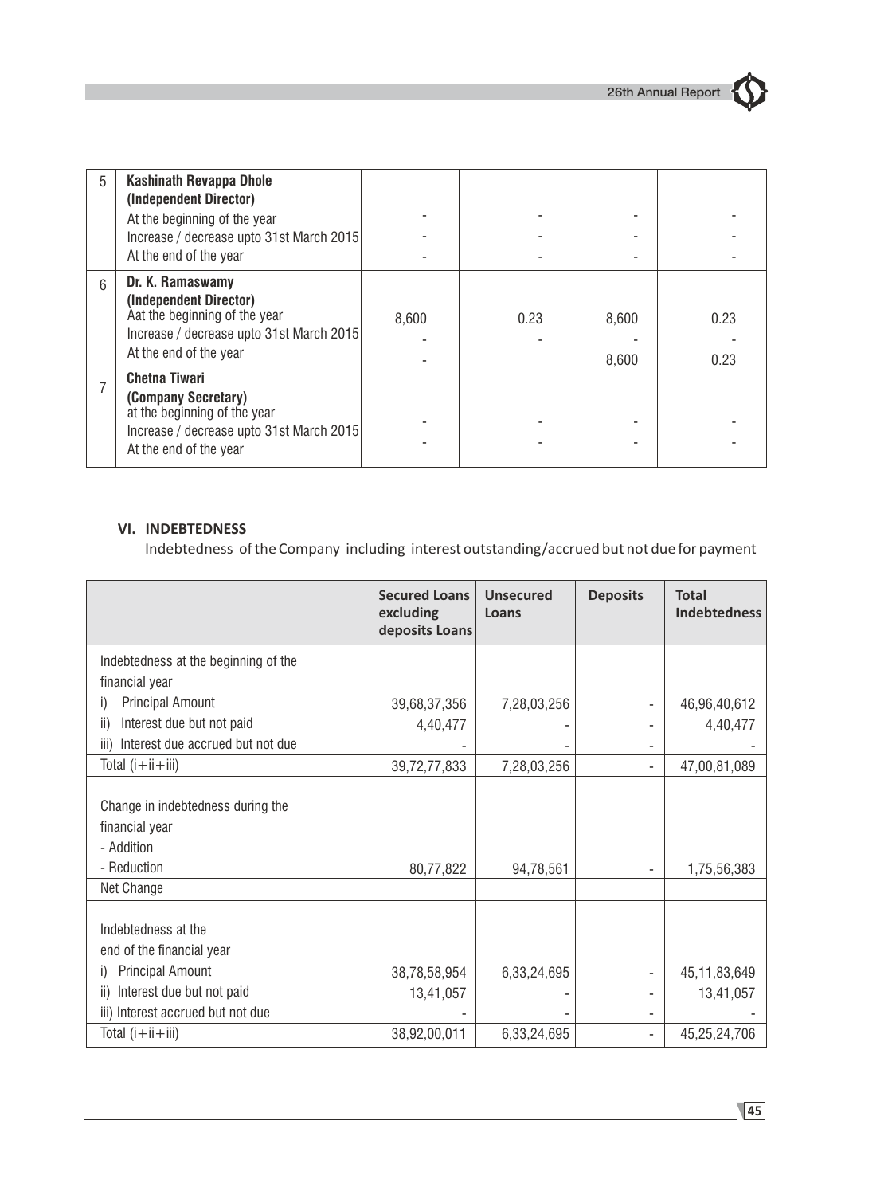| 5 | **Kashinath Revappa Dhole (Independent Director)** | | | | |
|---|---|---|---|---|---|
| | At the beginning of the year | - | - | - | - |
| | Increase / decrease upto 31st March 2015 | - | - | - | - |
| | At the end of the year | - | - | - | - |
| 6 | **Dr. K. Ramaswamy (Independent Director)** | | | | |
| | Aat the beginning of the year | 8,600 | 0.23 | 8,600 | 0.23 |
| | Increase / decrease upto 31st March 2015 | - | - | - | - |
| | At the end of the year | - | | 8,600 | 0.23 |
| 7 | **Chetna Tiwari (Company Secretary)** | | | | |
| | at the beginning of the year | - | - | - | - |
| | Increase / decrease upto 31st March 2015 | - | - | - | - |
| | At the end of the year | | | | |

## VI. INDEBTEDNESS

Indebtedness of the Company including interest outstanding/accrued but not due for payment

| | Secured Loans excluding deposits Loans | Unsecured Loans | Deposits | Total Indebtedness |
|---|---|---|---|---|
| Indebtedness at the beginning of the financial year | | | | |
| i) Principal Amount | 39,68,37,356 | 7,28,03,256 | - | 46,96,40,612 |
| ii) Interest due but not paid | 4,40,477 | - | - | 4,40,477 |
| iii) Interest due accrued but not due | - | - | - | - |
| Total (i+ii+iii) | 39,72,77,833 | 7,28,03,256 | - | 47,00,81,089 |
| Change in indebtedness during the financial year | | | | |
| - Addition | | | | |
| - Reduction | 80,77,822 | 94,78,561 | - | 1,75,56,383 |
| Net Change | | | | |
| Indebtedness at the end of the financial year | | | | |
| i) Principal Amount | 38,78,58,954 | 6,33,24,695 | - | 45,11,83,649 |
| ii) Interest due but not paid | 13,41,057 | - | - | 13,41,057 |
| iii) Interest accrued but not due | - | - | - | - |
| Total (i+ii+iii) | 38,92,00,011 | 6,33,24,695 | - | 45,25,24,706 |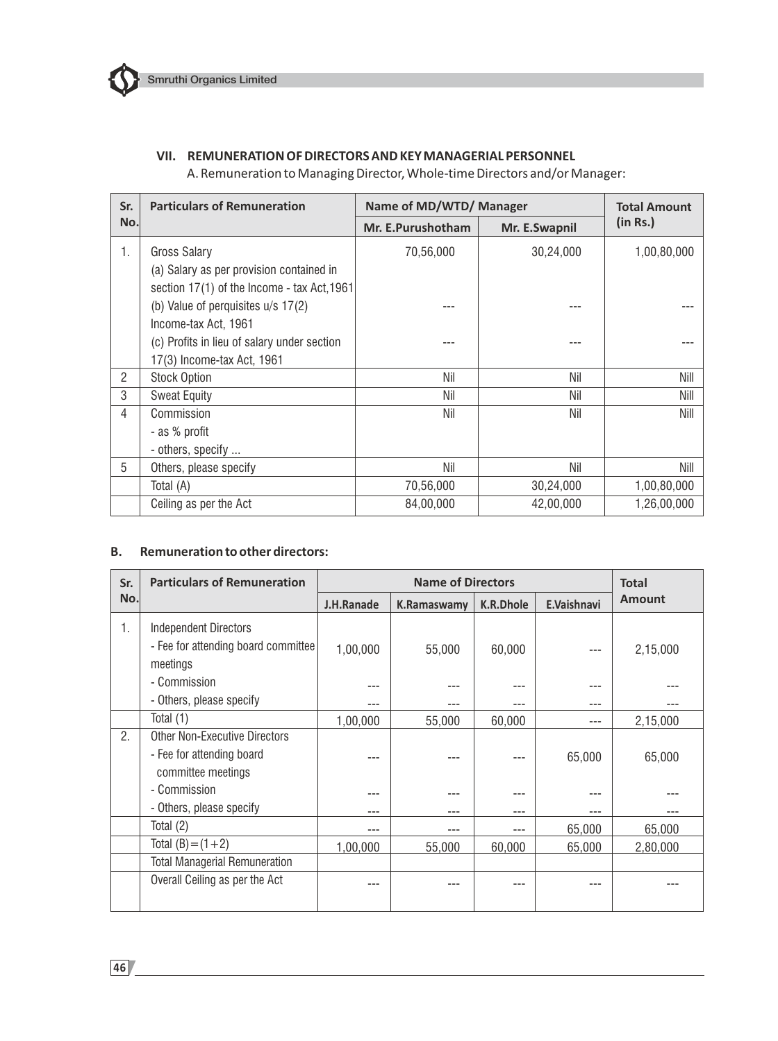## VII. REMUNERATION OF DIRECTORS AND KEY MANAGERIAL PERSONNEL

A. Remuneration to Managing Director, Whole-time Directors and/or Manager:

| Sr. No. | Particulars of Remuneration | Name of MD/WTD/ Manager | | Total Amount (in Rs.) |
|---|---|---|---|---|
| | | Mr. E.Purushotham | Mr. E.Swapnil | |
| 1. | Gross Salary<br>(a) Salary as per provision contained in section 17(1) of the Income - tax Act,1961 | 70,56,000 | 30,24,000 | 1,00,80,000 |
| | (b) Value of perquisites u/s 17(2) Income-tax Act, 1961 | --- | --- | --- |
| | (c) Profits in lieu of salary under section 17(3) Income-tax Act, 1961 | --- | --- | --- |
| 2 | Stock Option | Nil | Nil | Nill |
| 3 | Sweat Equity | Nil | Nil | Nill |
| 4 | Commission<br>- as % profit<br>- others, specify ... | Nil | Nil | Nill |
| 5 | Others, please specify | Nil | Nil | Nill |
| | Total (A) | 70,56,000 | 30,24,000 | 1,00,80,000 |
| | Ceiling as per the Act | 84,00,000 | 42,00,000 | 1,26,00,000 |

### B. Remuneration to other directors:

| Sr. No. | Particulars of Remuneration | Name of Directors | | | | Total Amount |
|---|---|---|---|---|---|---|
| | | J.H.Ranade | K.Ramaswamy | K.R.Dhole | E.Vaishnavi | |
| 1. | Independent Directors<br>- Fee for attending board committee meetings | 1,00,000 | 55,000 | 60,000 | --- | 2,15,000 |
| | - Commission | --- | --- | --- | --- | --- |
| | - Others, please specify | --- | --- | --- | --- | --- |
| | Total (1) | 1,00,000 | 55,000 | 60,000 | --- | 2,15,000 |
| 2. | Other Non-Executive Directors<br>- Fee for attending board committee meetings | --- | --- | --- | 65,000 | 65,000 |
| | - Commission | --- | --- | --- | --- | --- |
| | - Others, please specify | --- | --- | --- | --- | --- |
| | Total (2) | --- | --- | --- | 65,000 | 65,000 |
| | Total (B)=(1+2) | 1,00,000 | 55,000 | 60,000 | 65,000 | 2,80,000 |
| | Total Managerial Remuneration | | | | | |
| | Overall Ceiling as per the Act | --- | --- | --- | --- | --- |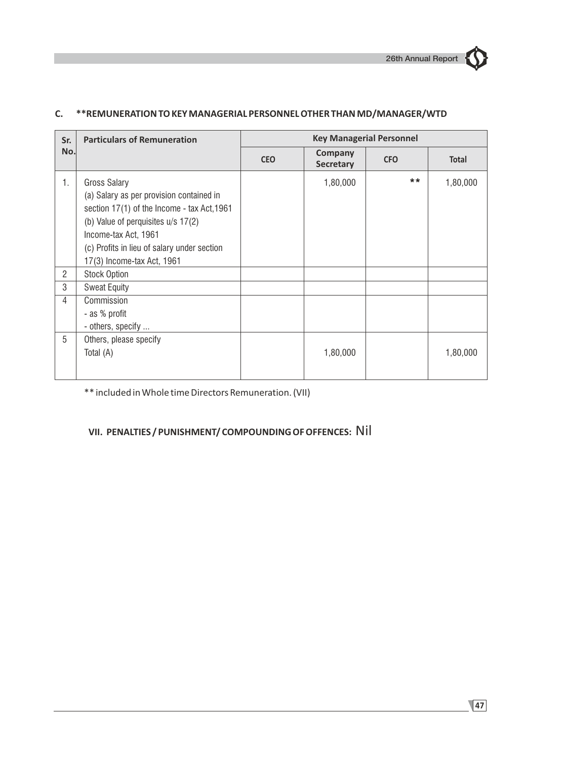## C. **REMUNERATION TO KEY MANAGERIAL PERSONNEL OTHER THAN MD/MANAGER/WTD

| Sr. No. | Particulars of Remuneration | Key Managerial Personnel | | | |
|---|---|---|---|---|---|
| | | CEO | Company Secretary | CFO | Total |
| 1. | Gross Salary<br>(a) Salary as per provision contained in section 17(1) of the Income - tax Act,1961<br>(b) Value of perquisites u/s 17(2) Income-tax Act, 1961<br>(c) Profits in lieu of salary under section 17(3) Income-tax Act, 1961 | | 1,80,000 | ** | 1,80,000 |
| 2 | Stock Option | | | | |
| 3 | Sweat Equity | | | | |
| 4 | Commission<br>- as % profit<br>- others, specify ... | | | | |
| 5 | Others, please specify<br>Total (A) | | 1,80,000 | | 1,80,000 |

** included in Whole time Directors Remuneration. (VII)

## VII. PENALTIES / PUNISHMENT/ COMPOUNDING OF OFFENCES: Nil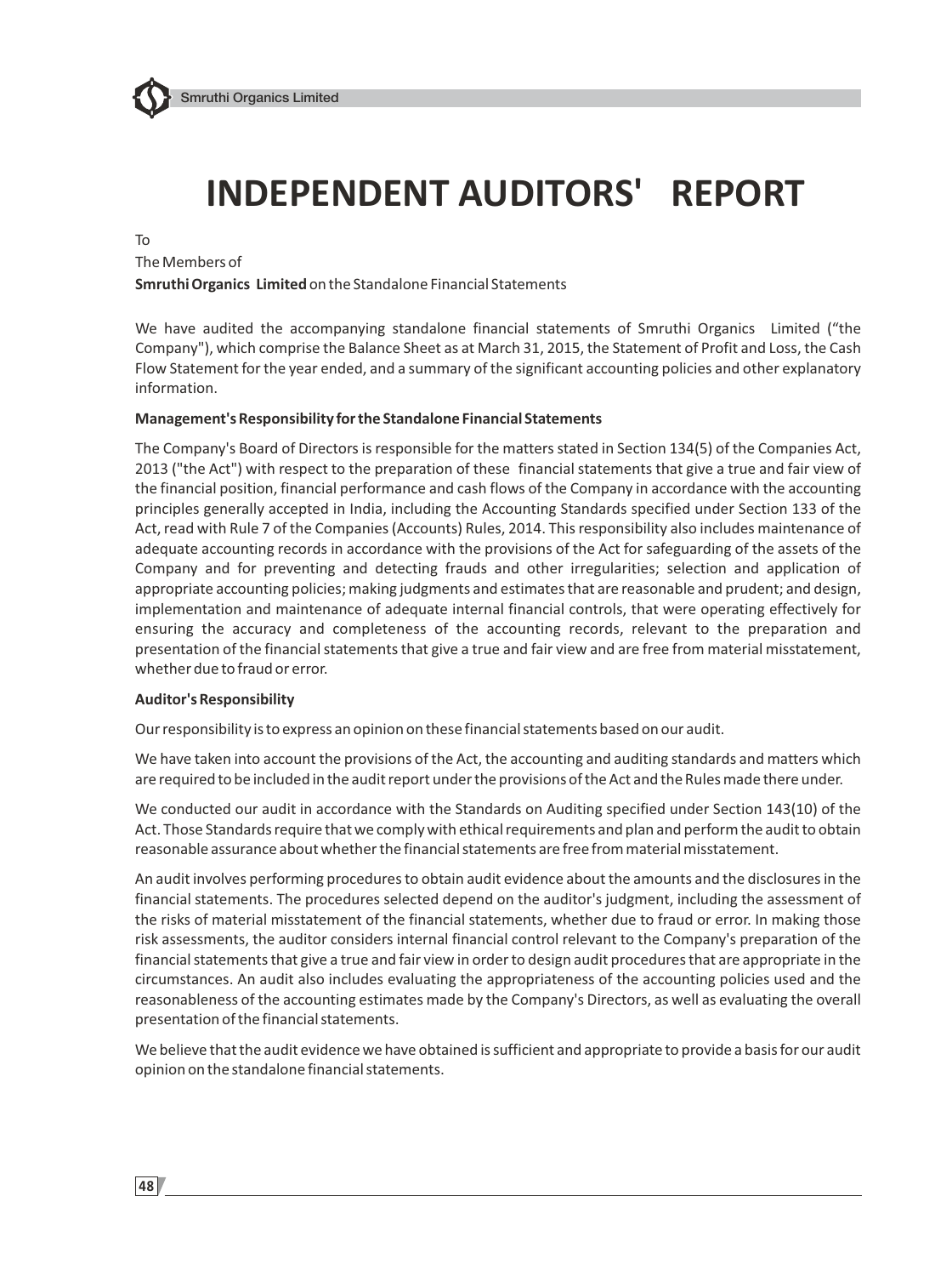# INDEPENDENT AUDITORS' REPORT

To
The Members of
**Smruthi Organics Limited** on the Standalone Financial Statements

We have audited the accompanying standalone financial statements of Smruthi Organics Limited ("the Company"), which comprise the Balance Sheet as at March 31, 2015, the Statement of Profit and Loss, the Cash Flow Statement for the year ended, and a summary of the significant accounting policies and other explanatory information.

**Management's Responsibility for the Standalone Financial Statements**

The Company's Board of Directors is responsible for the matters stated in Section 134(5) of the Companies Act, 2013 ("the Act") with respect to the preparation of these financial statements that give a true and fair view of the financial position, financial performance and cash flows of the Company in accordance with the accounting principles generally accepted in India, including the Accounting Standards specified under Section 133 of the Act, read with Rule 7 of the Companies (Accounts) Rules, 2014. This responsibility also includes maintenance of adequate accounting records in accordance with the provisions of the Act for safeguarding of the assets of the Company and for preventing and detecting frauds and other irregularities; selection and application of appropriate accounting policies; making judgments and estimates that are reasonable and prudent; and design, implementation and maintenance of adequate internal financial controls, that were operating effectively for ensuring the accuracy and completeness of the accounting records, relevant to the preparation and presentation of the financial statements that give a true and fair view and are free from material misstatement, whether due to fraud or error.

**Auditor's Responsibility**

Our responsibility is to express an opinion on these financial statements based on our audit.

We have taken into account the provisions of the Act, the accounting and auditing standards and matters which are required to be included in the audit report under the provisions of the Act and the Rules made there under.

We conducted our audit in accordance with the Standards on Auditing specified under Section 143(10) of the Act. Those Standards require that we comply with ethical requirements and plan and perform the audit to obtain reasonable assurance about whether the financial statements are free from material misstatement.

An audit involves performing procedures to obtain audit evidence about the amounts and the disclosures in the financial statements. The procedures selected depend on the auditor's judgment, including the assessment of the risks of material misstatement of the financial statements, whether due to fraud or error. In making those risk assessments, the auditor considers internal financial control relevant to the Company's preparation of the financial statements that give a true and fair view in order to design audit procedures that are appropriate in the circumstances. An audit also includes evaluating the appropriateness of the accounting policies used and the reasonableness of the accounting estimates made by the Company's Directors, as well as evaluating the overall presentation of the financial statements.

We believe that the audit evidence we have obtained is sufficient and appropriate to provide a basis for our audit opinion on the standalone financial statements.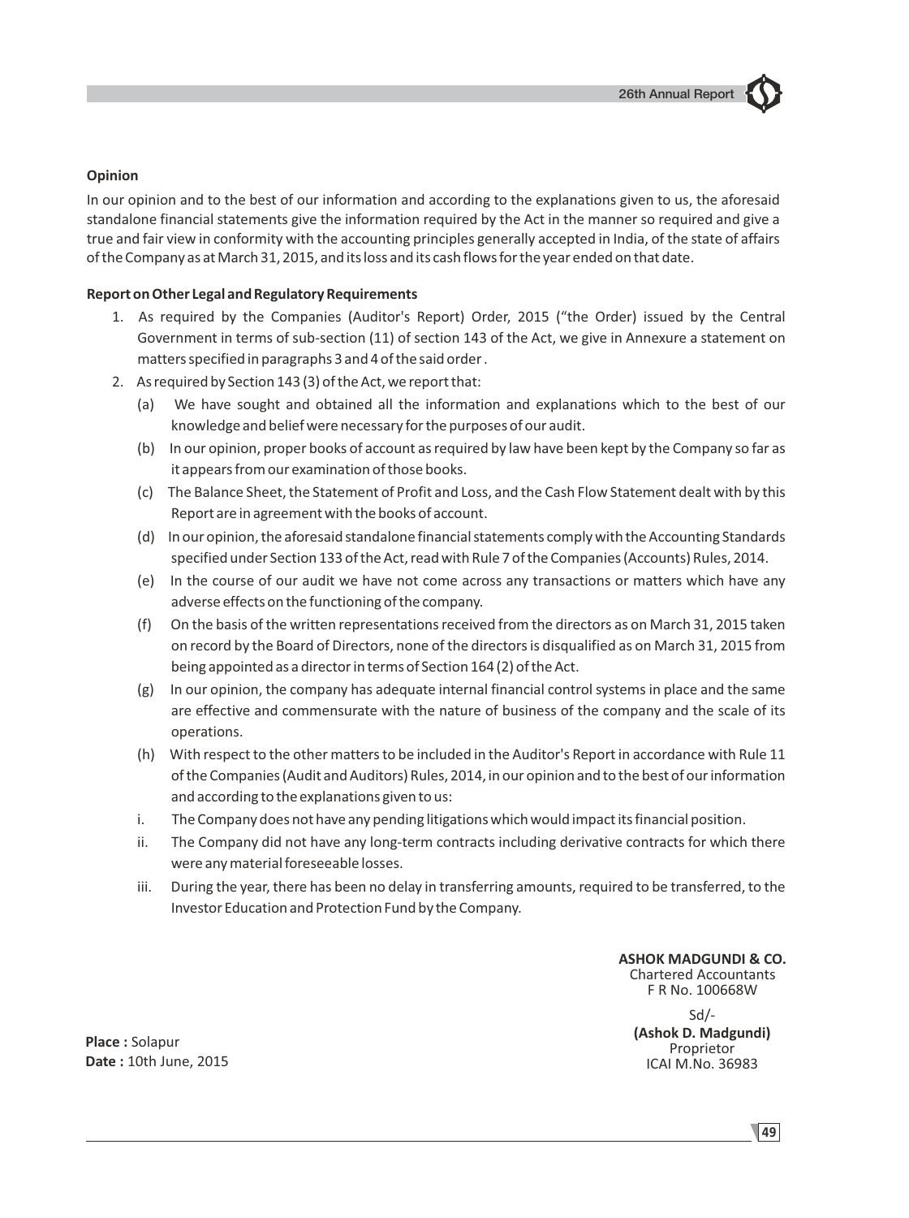**Opinion**

In our opinion and to the best of our information and according to the explanations given to us, the aforesaid standalone financial statements give the information required by the Act in the manner so required and give a true and fair view in conformity with the accounting principles generally accepted in India, of the state of affairs of the Company as at March 31, 2015, and its loss and its cash flows for the year ended on that date.

**Report on Other Legal and Regulatory Requirements**

1. As required by the Companies (Auditor's Report) Order, 2015 ("the Order) issued by the Central Government in terms of sub-section (11) of section 143 of the Act, we give in Annexure a statement on matters specified in paragraphs 3 and 4 of the said order .
2. As required by Section 143 (3) of the Act, we report that:
   (a) We have sought and obtained all the information and explanations which to the best of our knowledge and belief were necessary for the purposes of our audit.
   (b) In our opinion, proper books of account as required by law have been kept by the Company so far as it appears from our examination of those books.
   (c) The Balance Sheet, the Statement of Profit and Loss, and the Cash Flow Statement dealt with by this Report are in agreement with the books of account.
   (d) In our opinion, the aforesaid standalone financial statements comply with the Accounting Standards specified under Section 133 of the Act, read with Rule 7 of the Companies (Accounts) Rules, 2014.
   (e) In the course of our audit we have not come across any transactions or matters which have any adverse effects on the functioning of the company.
   (f) On the basis of the written representations received from the directors as on March 31, 2015 taken on record by the Board of Directors, none of the directors is disqualified as on March 31, 2015 from being appointed as a director in terms of Section 164 (2) of the Act.
   (g) In our opinion, the company has adequate internal financial control systems in place and the same are effective and commensurate with the nature of business of the company and the scale of its operations.
   (h) With respect to the other matters to be included in the Auditor's Report in accordance with Rule 11 of the Companies (Audit and Auditors) Rules, 2014, in our opinion and to the best of our information and according to the explanations given to us:
   i. The Company does not have any pending litigations which would impact its financial position.
   ii. The Company did not have any long-term contracts including derivative contracts for which there were any material foreseeable losses.
   iii. During the year, there has been no delay in transferring amounts, required to be transferred, to the Investor Education and Protection Fund by the Company.

**ASHOK MADGUNDI & CO.**
Chartered Accountants
F R No. 100668W

Sd/-
**(Ashok D. Madgundi)**
Proprietor
ICAI M.No. 36983

**Place :** Solapur
**Date :** 10th June, 2015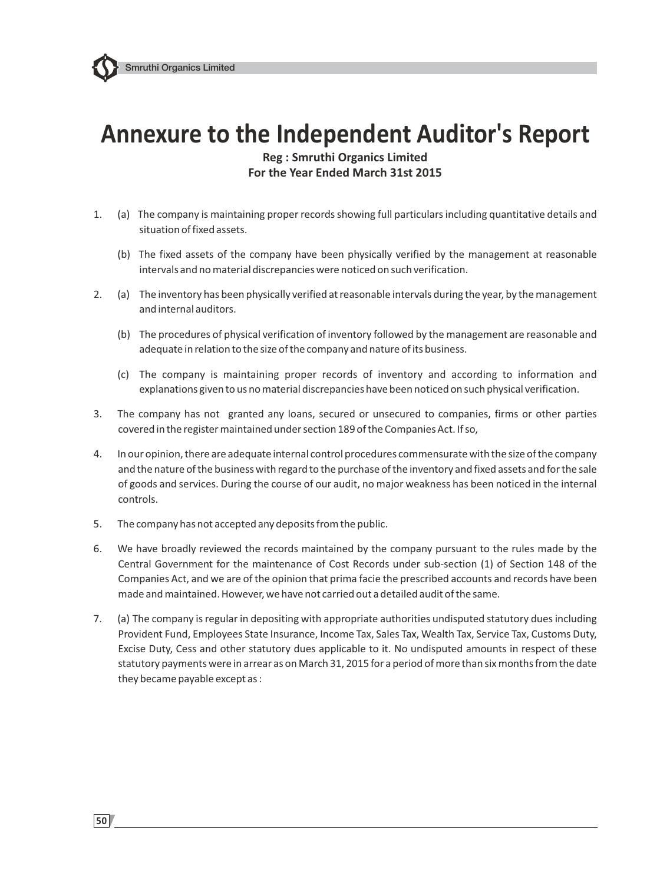# Annexure to the Independent Auditor's Report

**Reg : Smruthi Organics Limited**
**For the Year Ended March 31st 2015**

1. (a) The company is maintaining proper records showing full particulars including quantitative details and situation of fixed assets.

   (b) The fixed assets of the company have been physically verified by the management at reasonable intervals and no material discrepancies were noticed on such verification.

2. (a) The inventory has been physically verified at reasonable intervals during the year, by the management and internal auditors.

   (b) The procedures of physical verification of inventory followed by the management are reasonable and adequate in relation to the size of the company and nature of its business.

   (c) The company is maintaining proper records of inventory and according to information and explanations given to us no material discrepancies have been noticed on such physical verification.

3. The company has not granted any loans, secured or unsecured to companies, firms or other parties covered in the register maintained under section 189 of the Companies Act. If so,

4. In our opinion, there are adequate internal control procedures commensurate with the size of the company and the nature of the business with regard to the purchase of the inventory and fixed assets and for the sale of goods and services. During the course of our audit, no major weakness has been noticed in the internal controls.

5. The company has not accepted any deposits from the public.

6. We have broadly reviewed the records maintained by the company pursuant to the rules made by the Central Government for the maintenance of Cost Records under sub-section (1) of Section 148 of the Companies Act, and we are of the opinion that prima facie the prescribed accounts and records have been made and maintained. However, we have not carried out a detailed audit of the same.

7. (a) The company is regular in depositing with appropriate authorities undisputed statutory dues including Provident Fund, Employees State Insurance, Income Tax, Sales Tax, Wealth Tax, Service Tax, Customs Duty, Excise Duty, Cess and other statutory dues applicable to it. No undisputed amounts in respect of these statutory payments were in arrear as on March 31, 2015 for a period of more than six months from the date they became payable except as :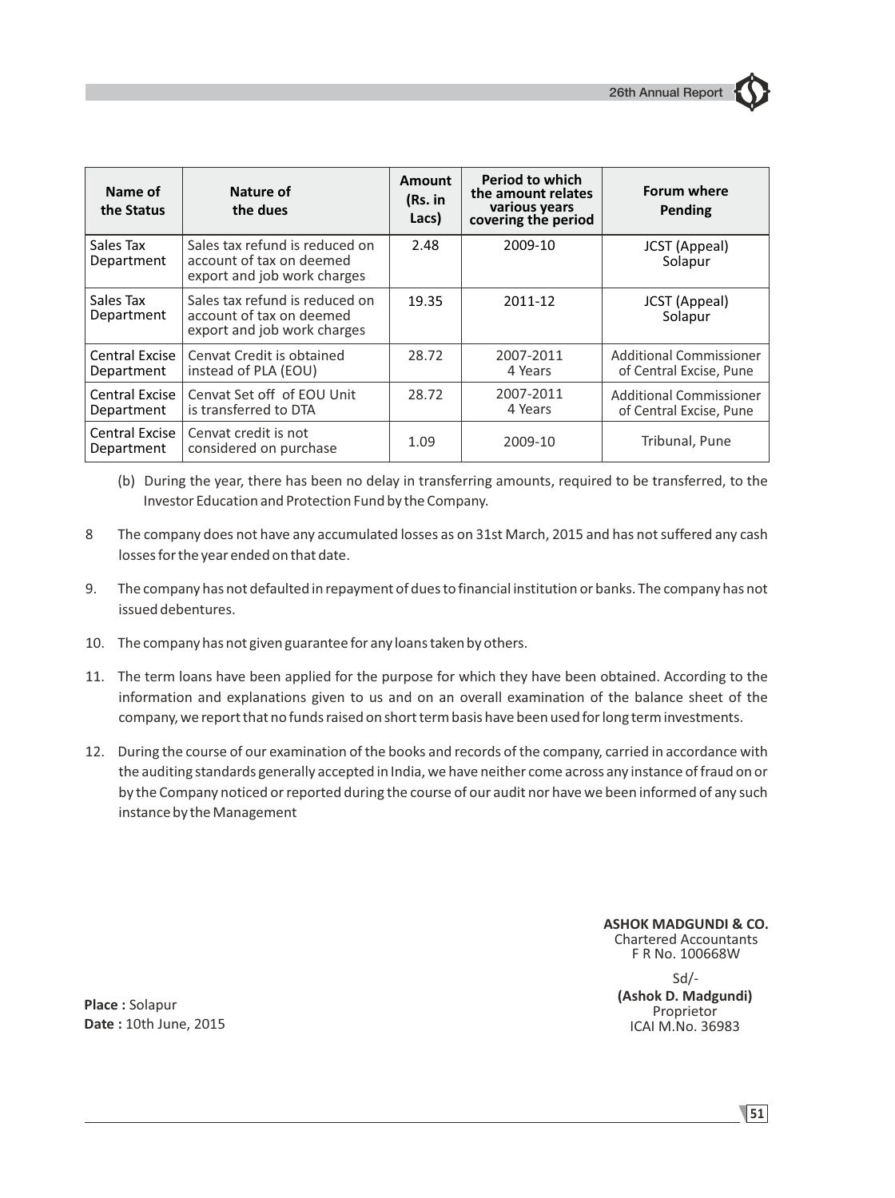| Name of the Status | Nature of the dues | Amount (Rs. in Lacs) | Period to which the amount relates various years covering the period | Forum where Pending |
|---|---|---|---|---|
| Sales Tax Department | Sales tax refund is reduced on account of tax on deemed export and job work charges | 2.48 | 2009-10 | JCST (Appeal) Solapur |
| Sales Tax Department | Sales tax refund is reduced on account of tax on deemed export and job work charges | 19.35 | 2011-12 | JCST (Appeal) Solapur |
| Central Excise Department | Cenvat Credit is obtained instead of PLA (EOU) | 28.72 | 2007-2011 4 Years | Additional Commissioner of Central Excise, Pune |
| Central Excise Department | Cenvat Set off of EOU Unit is transferred to DTA | 28.72 | 2007-2011 4 Years | Additional Commissioner of Central Excise, Pune |
| Central Excise Department | Cenvat credit is not considered on purchase | 1.09 | 2009-10 | Tribunal, Pune |

(b) During the year, there has been no delay in transferring amounts, required to be transferred, to the Investor Education and Protection Fund by the Company.

8 The company does not have any accumulated losses as on 31st March, 2015 and has not suffered any cash losses for the year ended on that date.

9. The company has not defaulted in repayment of dues to financial institution or banks. The company has not issued debentures.

10. The company has not given guarantee for any loans taken by others.

11. The term loans have been applied for the purpose for which they have been obtained. According to the information and explanations given to us and on an overall examination of the balance sheet of the company, we report that no funds raised on short term basis have been used for long term investments.

12. During the course of our examination of the books and records of the company, carried in accordance with the auditing standards generally accepted in India, we have neither come across any instance of fraud on or by the Company noticed or reported during the course of our audit nor have we been informed of any such instance by the Management

**ASHOK MADGUNDI & CO.**
Chartered Accountants
F R No. 100668W

Sd/-
**(Ashok D. Madgundi)**
Proprietor
ICAI M.No. 36983

**Place :** Solapur
**Date :** 10th June, 2015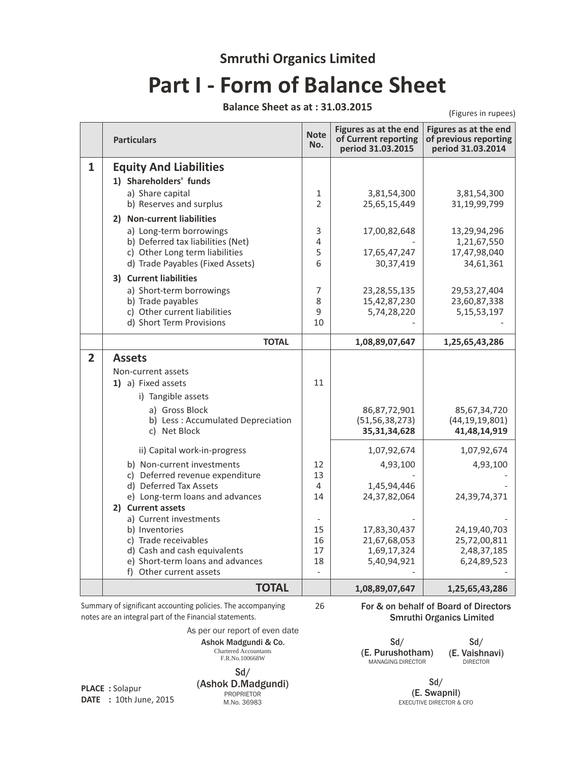## Smruthi Organics Limited

# Part I - Form of Balance Sheet

**Balance Sheet as at : 31.03.2015**

(Figures in rupees)

| | Particulars | Note No. | Figures as at the end of Current reporting period 31.03.2015 | Figures as at the end of previous reporting period 31.03.2014 |
|---|---|---|---|---|
| **1** | **Equity And Liabilities** | | | |
| | **1) Shareholders' funds** | | | |
| | a) Share capital | 1 | 3,81,54,300 | 3,81,54,300 |
| | b) Reserves and surplus | 2 | 25,65,15,449 | 31,19,99,799 |
| | **2) Non-current liabilities** | | | |
| | a) Long-term borrowings | 3 | 17,00,82,648 | 13,29,94,296 |
| | b) Deferred tax liabilities (Net) | 4 | - | 1,21,67,550 |
| | c) Other Long term liabilities | 5 | 17,65,47,247 | 17,47,98,040 |
| | d) Trade Payables (Fixed Assets) | 6 | 30,37,419 | 34,61,361 |
| | **3) Current liabilities** | | | |
| | a) Short-term borrowings | 7 | 23,28,55,135 | 29,53,27,404 |
| | b) Trade payables | 8 | 15,42,87,230 | 23,60,87,338 |
| | c) Other current liabilities | 9 | 5,74,28,220 | 5,15,53,197 |
| | d) Short Term Provisions | 10 | - | - |
| | **TOTAL** | | **1,08,89,07,647** | **1,25,65,43,286** |
| **2** | **Assets** | | | |
| | Non-current assets | | | |
| | **1)** a) Fixed assets | 11 | | |
| | i) Tangible assets | | | |
| | a) Gross Block | | 86,87,72,901 | 85,67,34,720 |
| | b) Less : Accumulated Depreciation | | (51,56,38,273) | (44,19,19,801) |
| | c) Net Block | | **35,31,34,628** | **41,48,14,919** |
| | ii) Capital work-in-progress | | 1,07,92,674 | 1,07,92,674 |
| | b) Non-current investments | 12 | 4,93,100 | 4,93,100 |
| | c) Deferred revenue expenditure | 13 | - | - |
| | d) Deferred Tax Assets | 4 | 1,45,94,446 | - |
| | e) Long-term loans and advances | 14 | 24,37,82,064 | 24,39,74,371 |
| | **2) Current assets** | | | |
| | a) Current investments | - | - | - |
| | b) Inventories | 15 | 17,83,30,437 | 24,19,40,703 |
| | c) Trade receivables | 16 | 21,67,68,053 | 25,72,00,811 |
| | d) Cash and cash equivalents | 17 | 1,69,17,324 | 2,48,37,185 |
| | e) Short-term loans and advances | 18 | 5,40,94,921 | 6,24,89,523 |
| | f) Other current assets | - | - | - |
| | **TOTAL** | | **1,08,89,07,647** | **1,25,65,43,286** |

Summary of significant accounting policies. The accompanying notes are an integral part of the Financial statements. 26

As per our report of even date
**Ashok Madgundi & Co.**
Chartered Accountants
F.R.No.100668W

Sd/
(**Ashok D.Madgundi**)
PROPRIETOR
M.No. 36983

**For & on behalf of Board of Directors**
**Smruthi Organics Limited**

Sd/
(**E. Purushotham**)
MANAGING DIRECTOR

Sd/
(**E. Vaishnavi**)
DIRECTOR

Sd/
(**E. Swapnil**)
EXECUTIVE DIRECTOR & CFO

**PLACE :** Solapur
**DATE :** 10th June, 2015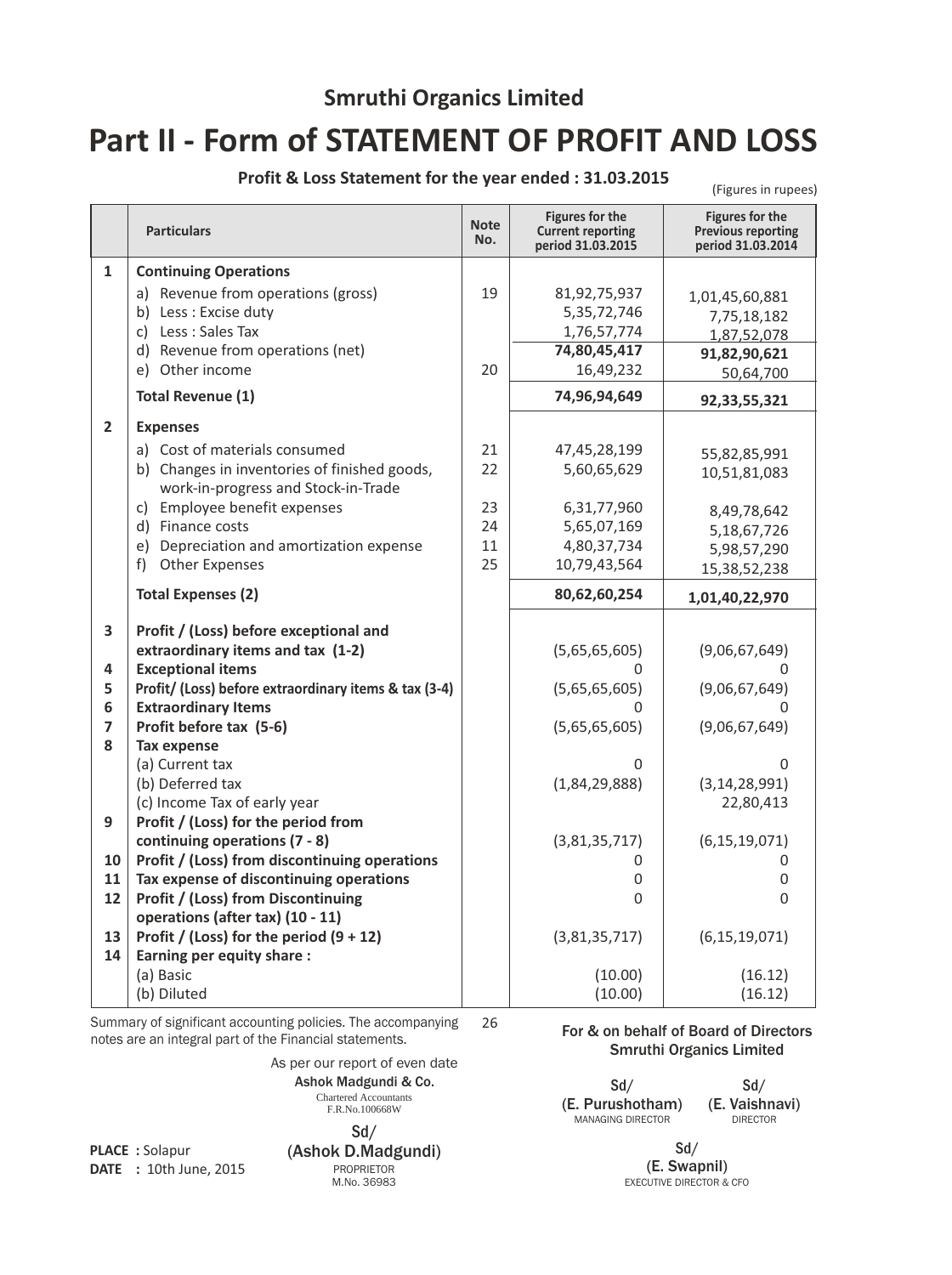## Smruthi Organics Limited

# Part II - Form of STATEMENT OF PROFIT AND LOSS

**Profit & Loss Statement for the year ended : 31.03.2015**

(Figures in rupees)

| | Particulars | Note No. | Figures for the Current reporting period 31.03.2015 | Figures for the Previous reporting period 31.03.2014 |
|---|---|---|---|---|
| **1** | **Continuing Operations** | | | |
| | a) Revenue from operations (gross) | 19 | 81,92,75,937 | 1,01,45,60,881 |
| | b) Less : Excise duty | | 5,35,72,746 | 7,75,18,182 |
| | c) Less : Sales Tax | | 1,76,57,774 | 1,87,52,078 |
| | d) Revenue from operations (net) | | **74,80,45,417** | **91,82,90,621** |
| | e) Other income | 20 | 16,49,232 | 50,64,700 |
| | **Total Revenue (1)** | | **74,96,94,649** | **92,33,55,321** |
| **2** | **Expenses** | | | |
| | a) Cost of materials consumed | 21 | 47,45,28,199 | 55,82,85,991 |
| | b) Changes in inventories of finished goods, work-in-progress and Stock-in-Trade | 22 | 5,60,65,629 | 10,51,81,083 |
| | c) Employee benefit expenses | 23 | 6,31,77,960 | 8,49,78,642 |
| | d) Finance costs | 24 | 5,65,07,169 | 5,18,67,726 |
| | e) Depreciation and amortization expense | 11 | 4,80,37,734 | 5,98,57,290 |
| | f) Other Expenses | 25 | 10,79,43,564 | 15,38,52,238 |
| | **Total Expenses (2)** | | **80,62,60,254** | **1,01,40,22,970** |
| **3** | **Profit / (Loss) before exceptional and extraordinary items and tax (1-2)** | | (5,65,65,605) | (9,06,67,649) |
| **4** | **Exceptional items** | | 0 | 0 |
| **5** | **Profit/ (Loss) before extraordinary items & tax (3-4)** | | (5,65,65,605) | (9,06,67,649) |
| **6** | **Extraordinary Items** | | 0 | 0 |
| **7** | **Profit before tax (5-6)** | | (5,65,65,605) | (9,06,67,649) |
| **8** | **Tax expense** | | | |
| | (a) Current tax | | 0 | 0 |
| | (b) Deferred tax | | (1,84,29,888) | (3,14,28,991) |
| | (c) Income Tax of early year | | | 22,80,413 |
| **9** | **Profit / (Loss) for the period from continuing operations (7 - 8)** | | (3,81,35,717) | (6,15,19,071) |
| **10** | **Profit / (Loss) from discontinuing operations** | | 0 | 0 |
| **11** | **Tax expense of discontinuing operations** | | 0 | 0 |
| **12** | **Profit / (Loss) from Discontinuing operations (after tax) (10 - 11)** | | 0 | 0 |
| **13** | **Profit / (Loss) for the period (9 + 12)** | | (3,81,35,717) | (6,15,19,071) |
| **14** | **Earning per equity share :** | | | |
| | (a) Basic | | (10.00) | (16.12) |
| | (b) Diluted | | (10.00) | (16.12) |

Summary of significant accounting policies. The accompanying notes are an integral part of the Financial statements. 26

As per our report of even date
Ashok Madgundi & Co.
Chartered Accountants
F.R.No.100668W

Sd/
(Ashok D.Madgundi)
PROPRIETOR
M.No. 36983

**PLACE :** Solapur
**DATE :** 10th June, 2015

For & on behalf of Board of Directors
Smruthi Organics Limited

Sd/
(E. Purushotham)
MANAGING DIRECTOR

Sd/
(E. Vaishnavi)
DIRECTOR

Sd/
(E. Swapnil)
EXECUTIVE DIRECTOR & CFO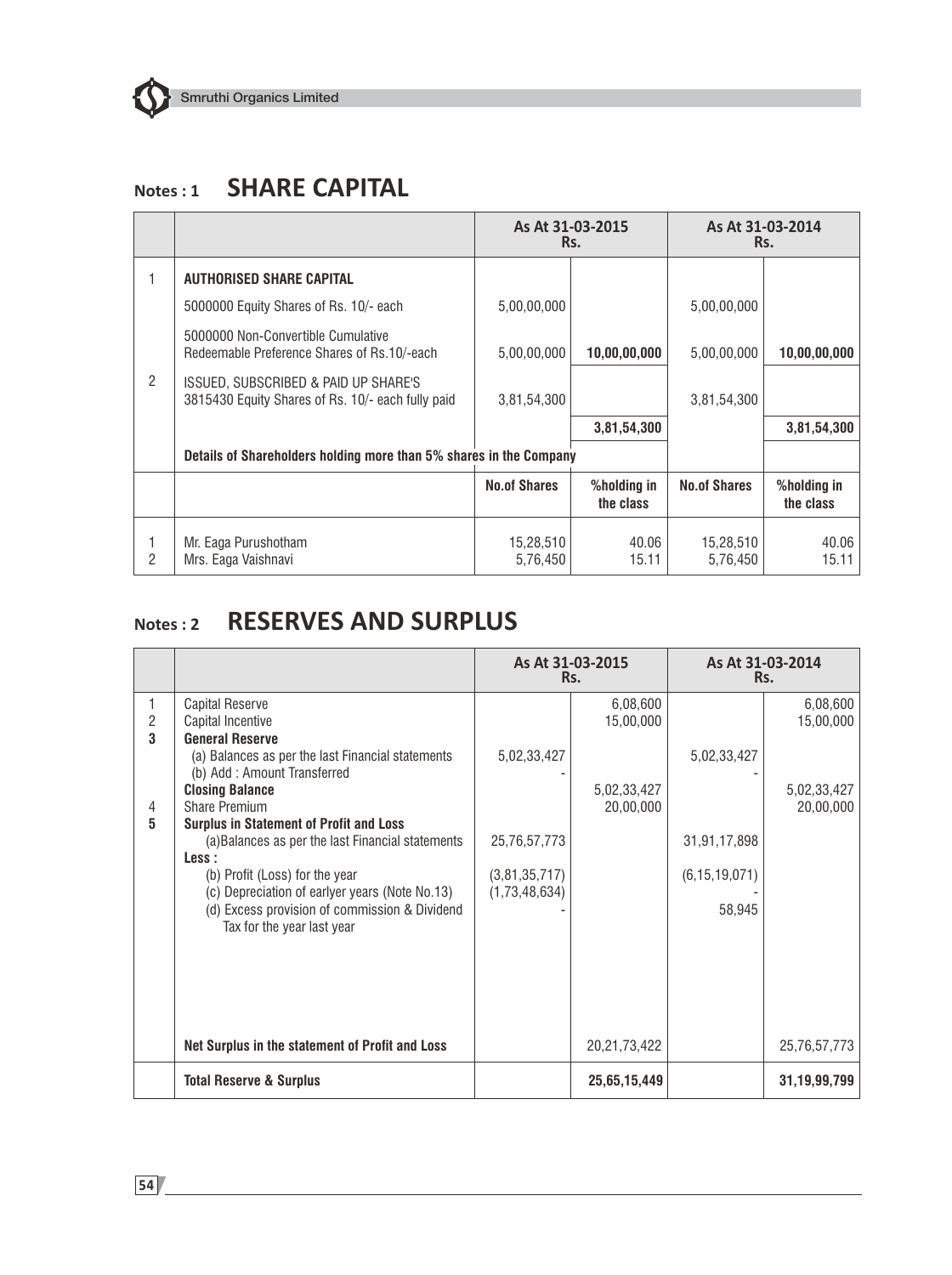## Notes : 1 SHARE CAPITAL

| | | As At 31-03-2015 Rs. | | As At 31-03-2014 Rs. | |
|---|---|---|---|---|---|
| 1 | **AUTHORISED SHARE CAPITAL** | | | | |
| | 5000000 Equity Shares of Rs. 10/- each | 5,00,00,000 | | 5,00,00,000 | |
| | 5000000 Non-Convertible Cumulative Redeemable Preference Shares of Rs.10/-each | 5,00,00,000 | **10,00,00,000** | 5,00,00,000 | **10,00,00,000** |
| 2 | ISSUED, SUBSCRIBED & PAID UP SHARE'S 3815430 Equity Shares of Rs. 10/- each fully paid | 3,81,54,300 | | 3,81,54,300 | |
| | | | **3,81,54,300** | | **3,81,54,300** |
| | **Details of Shareholders holding more than 5% shares in the Company** | | | | |
| | | **No.of Shares** | **%holding in the class** | **No.of Shares** | **%holding in the class** |
| 1 | Mr. Eaga Purushotham | 15,28,510 | 40.06 | 15,28,510 | 40.06 |
| 2 | Mrs. Eaga Vaishnavi | 5,76,450 | 15.11 | 5,76,450 | 15.11 |

## Notes : 2 RESERVES AND SURPLUS

| | | As At 31-03-2015 Rs. | | As At 31-03-2014 Rs. | |
|---|---|---|---|---|---|
| 1 | Capital Reserve | | 6,08,600 | | 6,08,600 |
| 2 | Capital Incentive | | 15,00,000 | | 15,00,000 |
| **3** | **General Reserve** | | | | |
| | (a) Balances as per the last Financial statements | 5,02,33,427 | | 5,02,33,427 | |
| | (b) Add : Amount Transferred | - | | - | |
| | **Closing Balance** | | 5,02,33,427 | | 5,02,33,427 |
| 4 | Share Premium | | 20,00,000 | | 20,00,000 |
| **5** | **Surplus in Statement of Profit and Loss** | | | | |
| | (a)Balances as per the last Financial statements | 25,76,57,773 | | 31,91,17,898 | |
| | **Less :** | | | | |
| | (b) Profit (Loss) for the year | (3,81,35,717) | | (6,15,19,071) | |
| | (c) Depreciation of earlyer years (Note No.13) | (1,73,48,634) | | - | |
| | (d) Excess provision of commission & Dividend Tax for the year last year | - | | 58,945 | |
| | **Net Surplus in the statement of Profit and Loss** | | 20,21,73,422 | | 25,76,57,773 |
| | **Total Reserve & Surplus** | | **25,65,15,449** | | **31,19,99,799** |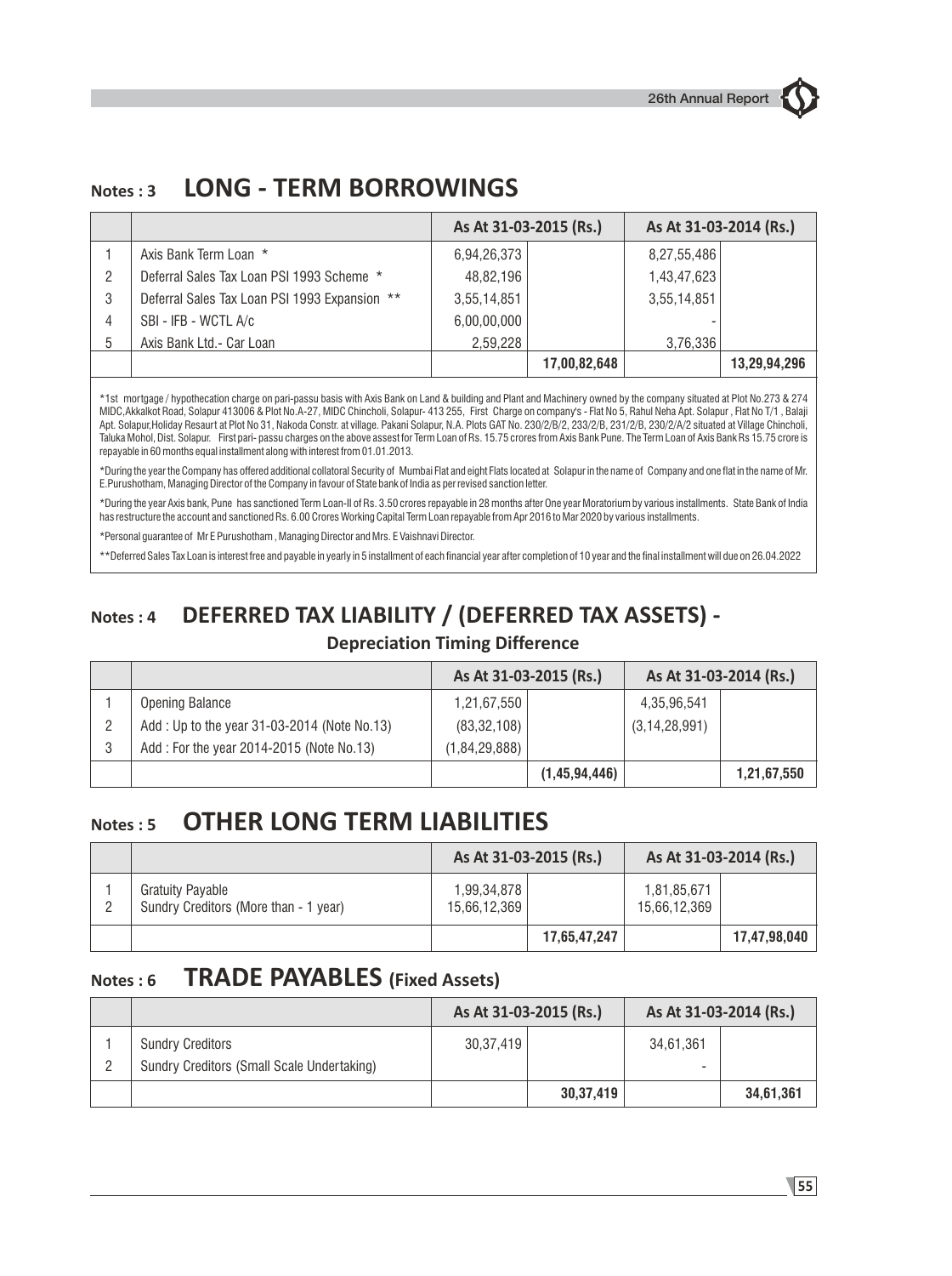## Notes : 3 LONG - TERM BORROWINGS

| | | As At 31-03-2015 (Rs.) | | As At 31-03-2014 (Rs.) | |
|---|---|---|---|---|---|
| 1 | Axis Bank Term Loan * | 6,94,26,373 | | 8,27,55,486 | |
| 2 | Deferral Sales Tax Loan PSI 1993 Scheme * | 48,82,196 | | 1,43,47,623 | |
| 3 | Deferral Sales Tax Loan PSI 1993 Expansion ** | 3,55,14,851 | | 3,55,14,851 | |
| 4 | SBI - IFB - WCTL A/c | 6,00,00,000 | | - | |
| 5 | Axis Bank Ltd.- Car Loan | 2,59,228 | | 3,76,336 | |
| | | | **17,00,82,648** | | **13,29,94,296** |

*1st mortgage / hypothecation charge on pari-passu basis with Axis Bank on Land & building and Plant and Machinery owned by the company situated at Plot No.273 & 274 MIDC,Akkalkot Road, Solapur 413006 & Plot No.A-27, MIDC Chincholi, Solapur- 413 255, First Charge on company's - Flat No 5, Rahul Neha Apt. Solapur , Flat No T/1 , Balaji Apt. Solapur,Holiday Resaurt at Plot No 31, Nakoda Constr. at village. Pakani Solapur, N.A. Plots GAT No. 230/2/B/2, 233/2/B, 231/2/B, 230/2/A/2 situated at Village Chincholi, Taluka Mohol, Dist. Solapur. First pari- passu charges on the above assest for Term Loan of Rs. 15.75 crores from Axis Bank Pune. The Term Loan of Axis Bank Rs 15.75 crore is repayable in 60 months equal installment along with interest from 01.01.2013.

*During the year the Company has offered additional collatoral Security of Mumbai Flat and eight Flats located at Solapur in the name of Company and one flat in the name of Mr. E.Purushotham, Managing Director of the Company in favour of State bank of India as per revised sanction letter.

*During the year Axis bank, Pune has sanctioned Term Loan-II of Rs. 3.50 crores repayable in 28 months after One year Moratorium by various installments. State Bank of India has restructure the account and sanctioned Rs. 6.00 Crores Working Capital Term Loan repayable from Apr 2016 to Mar 2020 by various installments.

*Personal guarantee of Mr E Purushotham , Managing Director and Mrs. E Vaishnavi Director.

**Deferred Sales Tax Loan is interest free and payable in yearly in 5 installment of each financial year after completion of 10 year and the final installment will due on 26.04.2022

## Notes : 4 DEFERRED TAX LIABILITY / (DEFERRED TAX ASSETS) -

### Depreciation Timing Difference

| | | As At 31-03-2015 (Rs.) | | As At 31-03-2014 (Rs.) | |
|---|---|---|---|---|---|
| 1 | Opening Balance | 1,21,67,550 | | 4,35,96,541 | |
| 2 | Add : Up to the year 31-03-2014 (Note No.13) | (83,32,108) | | (3,14,28,991) | |
| 3 | Add : For the year 2014-2015 (Note No.13) | (1,84,29,888) | | | |
| | | | **(1,45,94,446)** | | **1,21,67,550** |

## Notes : 5 OTHER LONG TERM LIABILITIES

| | | As At 31-03-2015 (Rs.) | | As At 31-03-2014 (Rs.) | |
|---|---|---|---|---|---|
| 1 | Gratuity Payable | 1,99,34,878 | | 1,81,85,671 | |
| 2 | Sundry Creditors (More than - 1 year) | 15,66,12,369 | | 15,66,12,369 | |
| | | | **17,65,47,247** | | **17,47,98,040** |

## Notes : 6 TRADE PAYABLES (Fixed Assets)

| | | As At 31-03-2015 (Rs.) | | As At 31-03-2014 (Rs.) | |
|---|---|---|---|---|---|
| 1 | Sundry Creditors | 30,37,419 | | 34,61,361 | |
| 2 | Sundry Creditors (Small Scale Undertaking) | | | - | |
| | | | **30,37,419** | | **34,61,361** |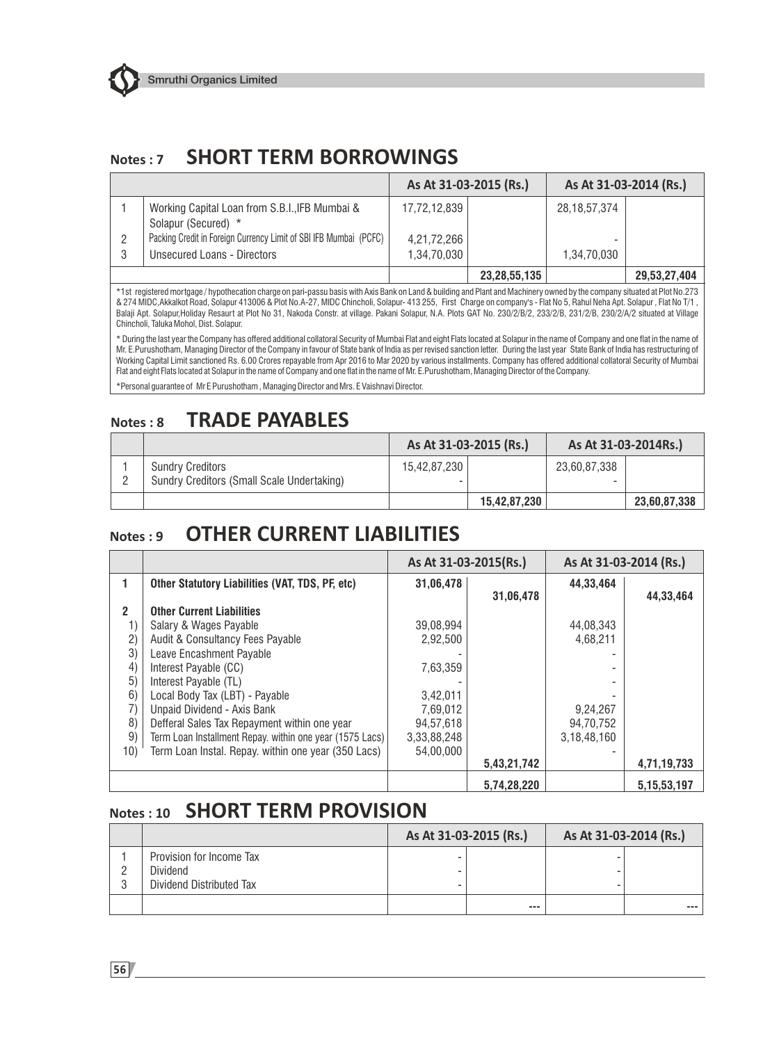## Notes : 7 SHORT TERM BORROWINGS

| | | As At 31-03-2015 (Rs.) | | As At 31-03-2014 (Rs.) | |
|---|---|---|---|---|---|
| 1 | Working Capital Loan from S.B.I.,IFB Mumbai & Solapur (Secured) * | 17,72,12,839 | | 28,18,57,374 | |
| 2 | Packing Credit in Foreign Currency Limit of SBI IFB Mumbai (PCFC) | 4,21,72,266 | | - | |
| 3 | Unsecured Loans - Directors | 1,34,70,030 | | 1,34,70,030 | |
| | | | 23,28,55,135 | | 29,53,27,404 |

*1st registered mortgage / hypothecation charge on pari-passu basis with Axis Bank on Land & building and Plant and Machinery owned by the company situated at Plot No.273 & 274 MIDC,Akkalkot Road, Solapur 413006 & Plot No.A-27, MIDC Chincholi, Solapur- 413 255, First Charge on company's - Flat No 5, Rahul Neha Apt. Solapur , Flat No T/1 , Balaji Apt. Solapur,Holiday Resaurt at Plot No 31, Nakoda Constr. at village. Pakani Solapur, N.A. Plots GAT No. 230/2/B/2, 233/2/B, 231/2/B, 230/2/A/2 situated at Village Chincholi, Taluka Mohol, Dist. Solapur.

* During the last year the Company has offered additional collatoral Security of Mumbai Flat and eight Flats located at Solapur in the name of Company and one flat in the name of Mr. E.Purushotham, Managing Director of the Company in favour of State bank of India as per revised sanction letter. During the last year State Bank of India has restructuring of Working Capital Limit sanctioned Rs. 6.00 Crores repayable from Apr 2016 to Mar 2020 by various installments. Company has offered additional collatoral Security of Mumbai Flat and eight Flats located at Solapur in the name of Company and one flat in the name of Mr. E.Purushotham, Managing Director of the Company.

*Personal guarantee of Mr E Purushotham , Managing Director and Mrs. E Vaishnavi Director.

## Notes : 8 TRADE PAYABLES

| | | As At 31-03-2015 (Rs.) | | As At 31-03-2014Rs.) | |
|---|---|---|---|---|---|
| 1 | Sundry Creditors | 15,42,87,230 | | 23,60,87,338 | |
| 2 | Sundry Creditors (Small Scale Undertaking) | - | | - | |
| | | | 15,42,87,230 | | 23,60,87,338 |

## Notes : 9 OTHER CURRENT LIABILITIES

| | | As At 31-03-2015(Rs.) | | As At 31-03-2014 (Rs.) | |
|---|---|---|---|---|---|
| **1** | **Other Statutory Liabilities (VAT, TDS, PF, etc)** | **31,06,478** | **31,06,478** | **44,33,464** | **44,33,464** |
| **2** | **Other Current Liabilities** | | | | |
| 1) | Salary & Wages Payable | 39,08,994 | | 44,08,343 | |
| 2) | Audit & Consultancy Fees Payable | 2,92,500 | | 4,68,211 | |
| 3) | Leave Encashment Payable | - | | - | |
| 4) | Interest Payable (CC) | 7,63,359 | | - | |
| 5) | Interest Payable (TL) | - | | - | |
| 6) | Local Body Tax (LBT) - Payable | 3,42,011 | | - | |
| 7) | Unpaid Dividend - Axis Bank | 7,69,012 | | 9,24,267 | |
| 8) | Defferal Sales Tax Repayment within one year | 94,57,618 | | 94,70,752 | |
| 9) | Term Loan Installment Repay. within one year (1575 Lacs) | 3,33,88,248 | | 3,18,48,160 | |
| 10) | Term Loan Instal. Repay. within one year (350 Lacs) | 54,00,000 | 5,43,21,742 | - | 4,71,19,733 |
| | | | 5,74,28,220 | | 5,15,53,197 |

## Notes : 10 SHORT TERM PROVISION

| | | As At 31-03-2015 (Rs.) | | As At 31-03-2014 (Rs.) | |
|---|---|---|---|---|---|
| 1 | Provision for Income Tax | - | | - | |
| 2 | Dividend | - | | - | |
| 3 | Dividend Distributed Tax | - | | - | |
| | | | --- | | --- |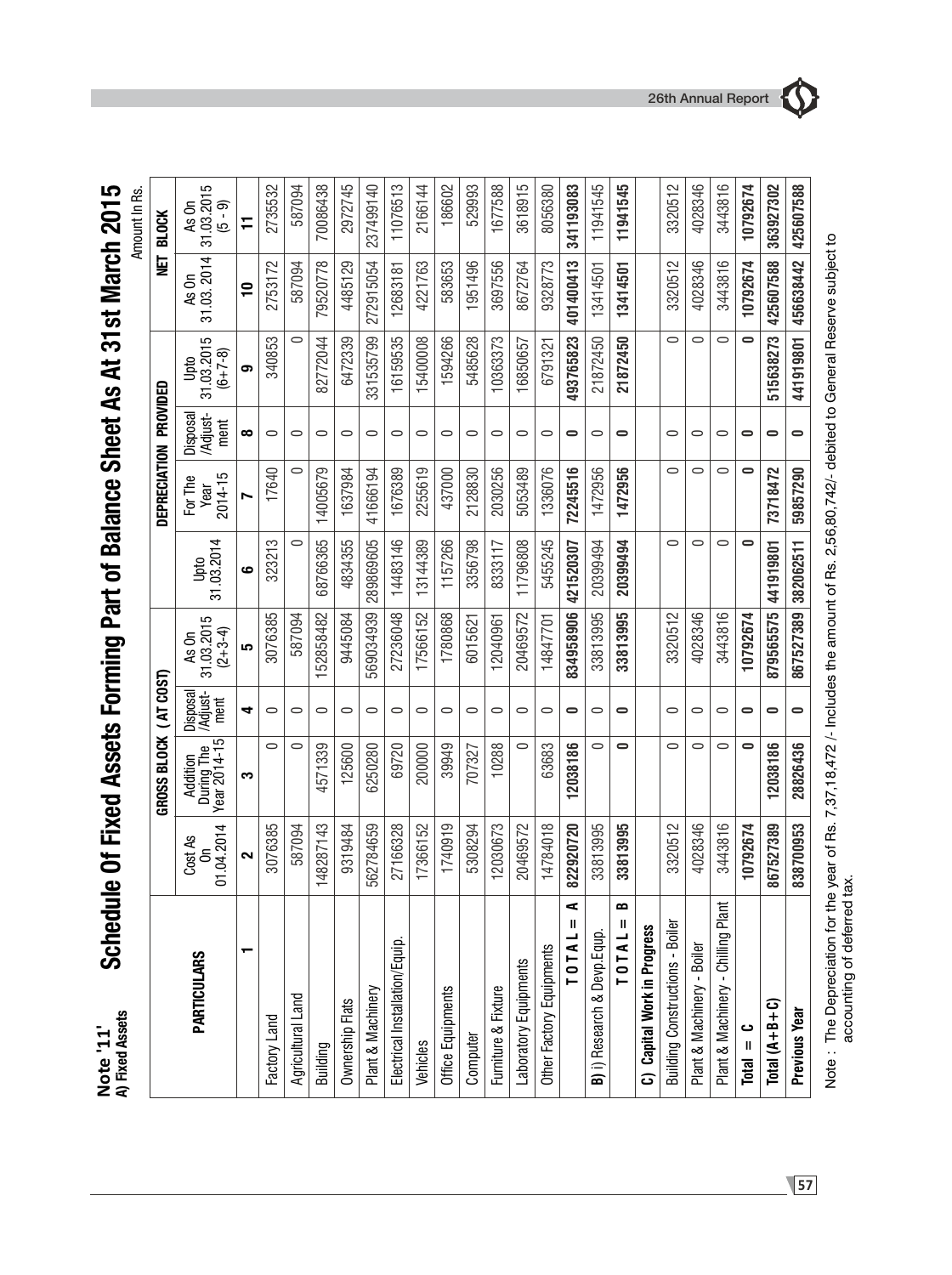**Note '11'**
**A) Fixed Assets**

# Schedule Of Fixed Assets Forming Part of Balance Sheet As At 31st March 2015

Amount In Rs.

| PARTICULARS | GROSS BLOCK (AT COST) | | | | DEPRECIATION PROVIDED | | | | NET BLOCK | |
|---|---|---|---|---|---|---|---|---|---|---|
| | Cost As On 01.04.2014 | Addition During The Year 2014-15 | Disposal /Adjust-ment | As On 31.03.2015 (2+3-4) | Upto 31.03.2014 | For The Year 2014-15 | Disposal /Adjust-ment | Upto 31.03.2015 (6+7-8) | As On 31.03.2014 | As On 31.03.2015 (5 - 9) |
| 1 | 2 | 3 | 4 | 5 | 6 | 7 | 8 | 9 | 10 | 11 |
| Factory Land | 3076385 | 0 | 0 | 3076385 | 323213 | 17640 | 0 | 340853 | 2753172 | 2735532 |
| Agricultural Land | 587094 | 0 | 0 | 587094 | 0 | 0 | 0 | 0 | 587094 | 587094 |
| Building | 148287143 | 4571339 | 0 | 152858482 | 68766365 | 14005679 | 0 | 82772044 | 79520778 | 70086438 |
| Ownership Flats | 9319484 | 125600 | 0 | 9445084 | 4834355 | 1637984 | 0 | 6472339 | 4485129 | 2972745 |
| Plant & Machinery | 562784659 | 6250280 | 0 | 569034939 | 289869605 | 41666194 | 0 | 331535799 | 272915054 | 237499140 |
| Electrical Installation/Equip. | 27166328 | 69720 | 0 | 27236048 | 14483146 | 1676389 | 0 | 16159535 | 12683181 | 11076513 |
| Vehicles | 17366152 | 200000 | 0 | 17566152 | 13144389 | 2255619 | 0 | 15400008 | 4221763 | 2166144 |
| Office Equipments | 1740919 | 39949 | 0 | 1780868 | 1157266 | 437000 | 0 | 1594266 | 583653 | 186602 |
| Computer | 5308294 | 707327 | 0 | 6015621 | 3356798 | 2128830 | 0 | 5485628 | 1951496 | 529993 |
| Furniture & Fixture | 12030673 | 10288 | 0 | 12040961 | 8333117 | 2030256 | 0 | 10363373 | 3697556 | 1677588 |
| Laboratory Equipments | 20469572 | 0 | 0 | 20469572 | 11796808 | 5053489 | 0 | 16850657 | 8672764 | 3618915 |
| Other Factory Equipments | 14784018 | 63683 | 0 | 14847701 | 5455245 | 1336076 | 0 | 6791321 | 9328773 | 8056380 |
| **T O T A L = A** | **822920720** | **12038186** | **0** | **834958906** | **421520307** | **72245516** | **0** | **493765823** | **401400413** | **341193083** |
| **B)** i) Research & Devp.Equp. | 33813995 | 0 | 0 | 33813995 | 20399494 | 1472956 | 0 | 21872450 | 13414501 | 11941545 |
| **T O T A L = B** | **33813995** | **0** | **0** | **33813995** | **20399494** | **1472956** | **0** | **21872450** | **13414501** | **11941545** |
| **C) Capital Work in Progress** | | | | | | | | | | |
| Building Constructions - Boiler | 3320512 | 0 | 0 | 3320512 | 0 | 0 | 0 | 0 | 3320512 | 3320512 |
| Plant & Machinery - Boiler | 4028346 | 0 | 0 | 4028346 | 0 | 0 | 0 | 0 | 4028346 | 4028346 |
| Plant & Machinery - Chilling Plant | 3443816 | 0 | 0 | 3443816 | 0 | 0 | 0 | 0 | 3443816 | 3443816 |
| **Total = C** | **10792674** | **0** | **0** | **10792674** | **0** | **0** | **0** | **0** | **10792674** | **10792674** |
| **Total (A+B+C)** | **867527389** | **12038186** | **0** | **879565575** | **441919801** | **73718472** | **0** | **515638273** | **425607588** | **363927302** |
| **Previous Year** | **838700953** | **28826436** | **0** | **867527389** | **382062511** | **59857290** | **0** | **441919801** | **456638442** | **425607588** |

Note : The Depreciation for the year of Rs. 7,37,18,472 /- Includes the amount of Rs. 2,56,80,742/- debited to General Reserve subject to accounting of deferred tax.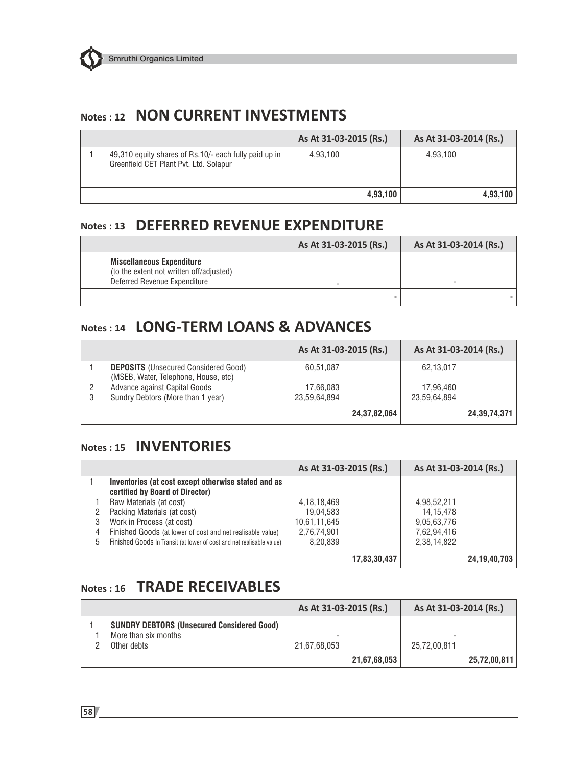## Notes : 12 NON CURRENT INVESTMENTS

| | | As At 31-03-2015 (Rs.) | | As At 31-03-2014 (Rs.) | |
|---|---|---|---|---|---|
| 1 | 49,310 equity shares of Rs.10/- each fully paid up in Greenfield CET Plant Pvt. Ltd. Solapur | 4,93,100 | | 4,93,100 | |
| | | | **4,93,100** | | **4,93,100** |

## Notes : 13 DEFERRED REVENUE EXPENDITURE

| | | As At 31-03-2015 (Rs.) | | As At 31-03-2014 (Rs.) | |
|---|---|---|---|---|---|
| | **Miscellaneous Expenditure** (to the extent not written off/adjusted) Deferred Revenue Expenditure | - | | - | |
| | | | - | | - |

## Notes : 14 LONG-TERM LOANS & ADVANCES

| | | As At 31-03-2015 (Rs.) | | As At 31-03-2014 (Rs.) | |
|---|---|---|---|---|---|
| 1 | **DEPOSITS** (Unsecured Considered Good) (MSEB, Water, Telephone, House, etc) | 60,51,087 | | 62,13,017 | |
| 2 | Advance against Capital Goods | 17,66,083 | | 17,96,460 | |
| 3 | Sundry Debtors (More than 1 year) | 23,59,64,894 | | 23,59,64,894 | |
| | | | **24,37,82,064** | | **24,39,74,371** |

## Notes : 15 INVENTORIES

| | | As At 31-03-2015 (Rs.) | | As At 31-03-2014 (Rs.) | |
|---|---|---|---|---|---|
| 1 | **Inventories (at cost except otherwise stated and as certified by Board of Director)** | | | | |
| 1 | Raw Materials (at cost) | 4,18,18,469 | | 4,98,52,211 | |
| 2 | Packing Materials (at cost) | 19,04,583 | | 14,15,478 | |
| 3 | Work in Process (at cost) | 10,61,11,645 | | 9,05,63,776 | |
| 4 | Finished Goods (at lower of cost and net realisable value) | 2,76,74,901 | | 7,62,94,416 | |
| 5 | Finished Goods In Transit (at lower of cost and net realisable value) | 8,20,839 | | 2,38,14,822 | |
| | | | **17,83,30,437** | | **24,19,40,703** |

## Notes : 16 TRADE RECEIVABLES

| | | As At 31-03-2015 (Rs.) | | As At 31-03-2014 (Rs.) | |
|---|---|---|---|---|---|
| 1 | **SUNDRY DEBTORS (Unsecured Considered Good)** | | | | |
| 1 | More than six months | - | | - | |
| 2 | Other debts | 21,67,68,053 | | 25,72,00,811 | |
| | | | **21,67,68,053** | | **25,72,00,811** |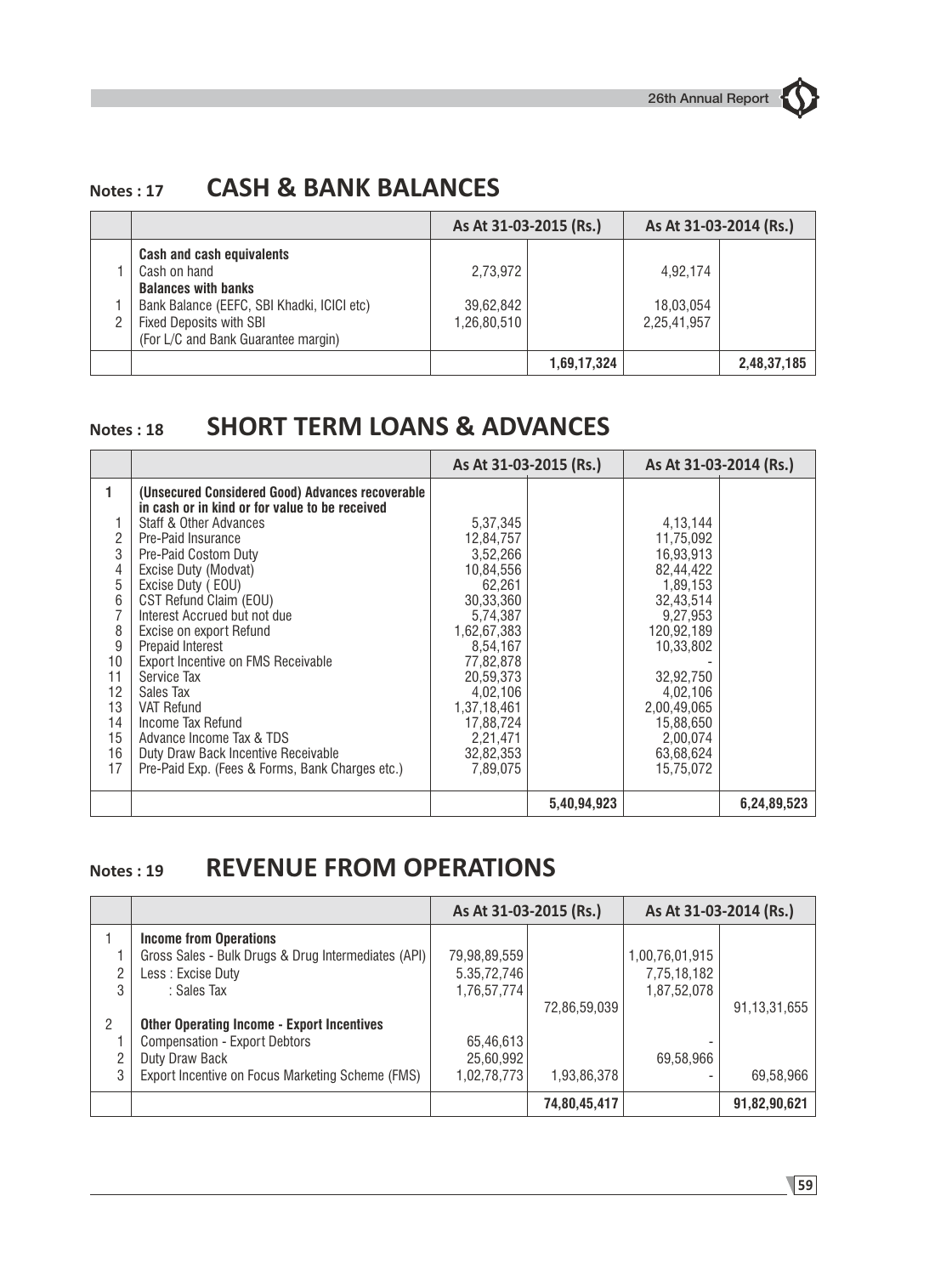## Notes : 17 CASH & BANK BALANCES

| | | As At 31-03-2015 (Rs.) | | As At 31-03-2014 (Rs.) | |
|---|---|---|---|---|---|
| | **Cash and cash equivalents** | | | | |
| 1 | Cash on hand | 2,73,972 | | 4,92,174 | |
| | **Balances with banks** | | | | |
| 1 | Bank Balance (EEFC, SBI Khadki, ICICI etc) | 39,62,842 | | 18,03,054 | |
| 2 | Fixed Deposits with SBI (For L/C and Bank Guarantee margin) | 1,26,80,510 | | 2,25,41,957 | |
| | | | **1,69,17,324** | | **2,48,37,185** |

## Notes : 18 SHORT TERM LOANS & ADVANCES

| | | As At 31-03-2015 (Rs.) | | As At 31-03-2014 (Rs.) | |
|---|---|---|---|---|---|
| **1** | **(Unsecured Considered Good) Advances recoverable in cash or in kind or for value to be received** | | | | |
| 1 | Staff & Other Advances | 5,37,345 | | 4,13,144 | |
| 2 | Pre-Paid Insurance | 12,84,757 | | 11,75,092 | |
| 3 | Pre-Paid Costom Duty | 3,52,266 | | 16,93,913 | |
| 4 | Excise Duty (Modvat) | 10,84,556 | | 82,44,422 | |
| 5 | Excise Duty ( EOU) | 62,261 | | 1,89,153 | |
| 6 | CST Refund Claim (EOU) | 30,33,360 | | 32,43,514 | |
| 7 | Interest Accrued but not due | 5,74,387 | | 9,27,953 | |
| 8 | Excise on export Refund | 1,62,67,383 | | 120,92,189 | |
| 9 | Prepaid Interest | 8,54,167 | | 10,33,802 | |
| 10 | Export Incentive on FMS Receivable | 77,82,878 | | - | |
| 11 | Service Tax | 20,59,373 | | 32,92,750 | |
| 12 | Sales Tax | 4,02,106 | | 4,02,106 | |
| 13 | VAT Refund | 1,37,18,461 | | 2,00,49,065 | |
| 14 | Income Tax Refund | 17,88,724 | | 15,88,650 | |
| 15 | Advance Income Tax & TDS | 2,21,471 | | 2,00,074 | |
| 16 | Duty Draw Back Incentive Receivable | 32,82,353 | | 63,68,624 | |
| 17 | Pre-Paid Exp. (Fees & Forms, Bank Charges etc.) | 7,89,075 | | 15,75,072 | |
| | | | **5,40,94,923** | | **6,24,89,523** |

## Notes : 19 REVENUE FROM OPERATIONS

| | | As At 31-03-2015 (Rs.) | | As At 31-03-2014 (Rs.) | |
|---|---|---|---|---|---|
| 1 | **Income from Operations** | | | | |
| 1 | Gross Sales - Bulk Drugs & Drug Intermediates (API) | 79,98,89,559 | | 1,00,76,01,915 | |
| 2 | Less : Excise Duty | 5.35,72,746 | | 7,75,18,182 | |
| 3 | : Sales Tax | 1,76,57,774 | | 1,87,52,078 | |
| | | | 72,86,59,039 | | 91,13,31,655 |
| 2 | **Other Operating Income - Export Incentives** | | | | |
| 1 | Compensation - Export Debtors | 65,46,613 | | - | |
| 2 | Duty Draw Back | 25,60,992 | | 69,58,966 | |
| 3 | Export Incentive on Focus Marketing Scheme (FMS) | 1,02,78,773 | 1,93,86,378 | - | 69,58,966 |
| | | | **74,80,45,417** | | **91,82,90,621** |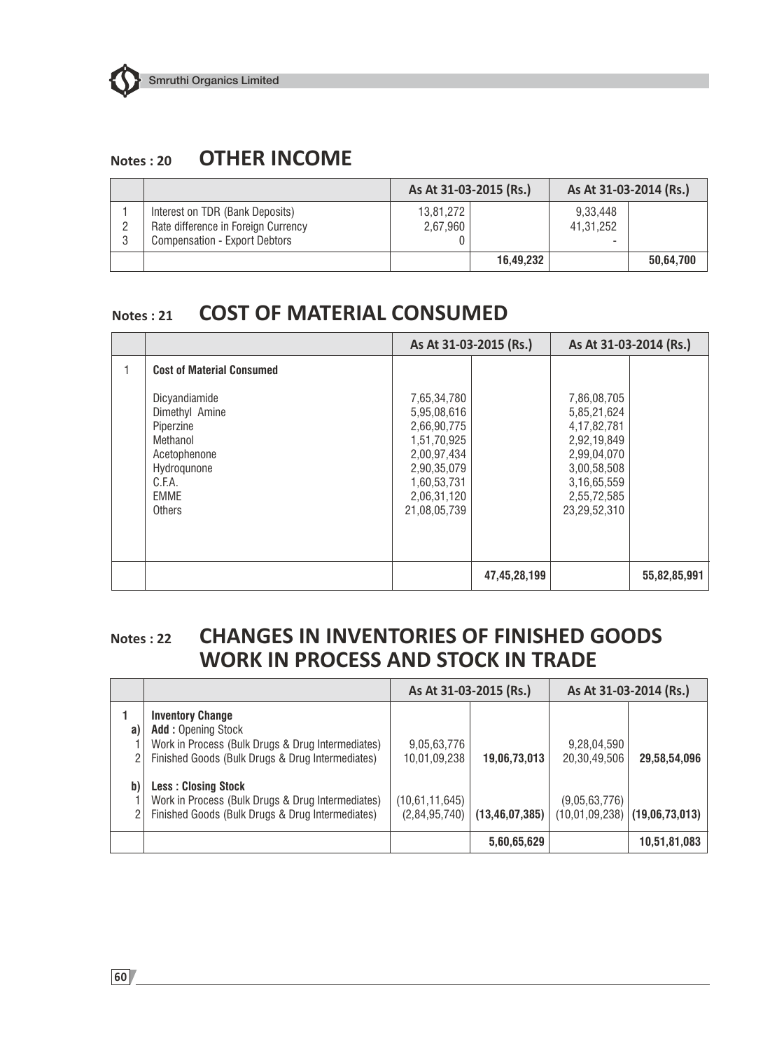## Notes : 20 OTHER INCOME

| | | As At 31-03-2015 (Rs.) | | As At 31-03-2014 (Rs.) | |
|---|---|---|---|---|---|
| 1 | Interest on TDR (Bank Deposits) | 13,81,272 | | 9,33,448 | |
| 2 | Rate difference in Foreign Currency | 2,67,960 | | 41,31,252 | |
| 3 | Compensation - Export Debtors | 0 | | - | |
| | | | 16,49,232 | | 50,64,700 |

## Notes : 21 COST OF MATERIAL CONSUMED

| | | As At 31-03-2015 (Rs.) | | As At 31-03-2014 (Rs.) | |
|---|---|---|---|---|---|
| 1 | **Cost of Material Consumed** | | | | |
| | Dicyandiamide | 7,65,34,780 | | 7,86,08,705 | |
| | Dimethyl Amine | 5,95,08,616 | | 5,85,21,624 | |
| | Piperzine | 2,66,90,775 | | 4,17,82,781 | |
| | Methanol | 1,51,70,925 | | 2,92,19,849 | |
| | Acetophenone | 2,00,97,434 | | 2,99,04,070 | |
| | Hydroqunone | 2,90,35,079 | | 3,00,58,508 | |
| | C.F.A. | 1,60,53,731 | | 3,16,65,559 | |
| | EMME | 2,06,31,120 | | 2,55,72,585 | |
| | Others | 21,08,05,739 | | 23,29,52,310 | |
| | | | 47,45,28,199 | | 55,82,85,991 |

## Notes : 22 CHANGES IN INVENTORIES OF FINISHED GOODS WORK IN PROCESS AND STOCK IN TRADE

| | | As At 31-03-2015 (Rs.) | | As At 31-03-2014 (Rs.) | |
|---|---|---|---|---|---|
| 1 | **Inventory Change** | | | | |
| a) | **Add :** Opening Stock | | | | |
| 1 | Work in Process (Bulk Drugs & Drug Intermediates) | 9,05,63,776 | | 9,28,04,590 | |
| 2 | Finished Goods (Bulk Drugs & Drug Intermediates) | 10,01,09,238 | 19,06,73,013 | 20,30,49,506 | 29,58,54,096 |
| b) | **Less : Closing Stock** | | | | |
| 1 | Work in Process (Bulk Drugs & Drug Intermediates) | (10,61,11,645) | | (9,05,63,776) | |
| 2 | Finished Goods (Bulk Drugs & Drug Intermediates) | (2,84,95,740) | (13,46,07,385) | (10,01,09,238) | (19,06,73,013) |
| | | | 5,60,65,629 | | 10,51,81,083 |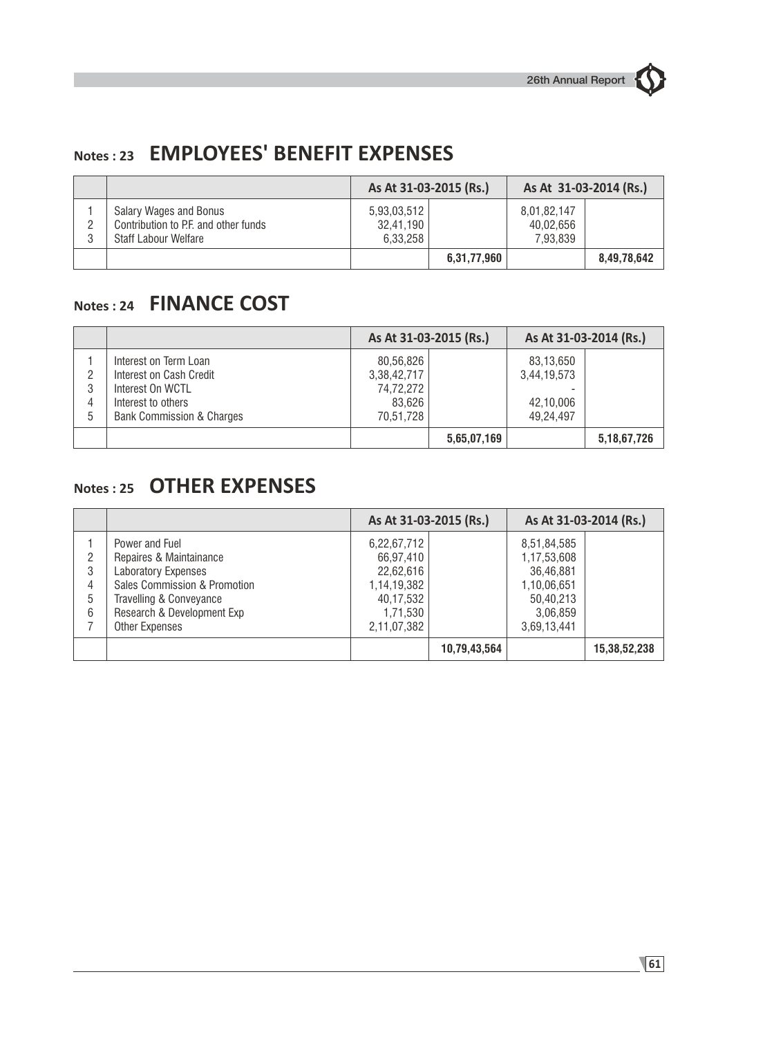## Notes : 23 EMPLOYEES' BENEFIT EXPENSES

| | | As At 31-03-2015 (Rs.) | | As At 31-03-2014 (Rs.) | |
|---|---|---|---|---|---|
| 1 | Salary Wages and Bonus | 5,93,03,512 | | 8,01,82,147 | |
| 2 | Contribution to P.F. and other funds | 32,41,190 | | 40,02,656 | |
| 3 | Staff Labour Welfare | 6,33,258 | | 7,93,839 | |
| | | | 6,31,77,960 | | 8,49,78,642 |

## Notes : 24 FINANCE COST

| | | As At 31-03-2015 (Rs.) | | As At 31-03-2014 (Rs.) | |
|---|---|---|---|---|---|
| 1 | Interest on Term Loan | 80,56,826 | | 83,13,650 | |
| 2 | Interest on Cash Credit | 3,38,42,717 | | 3,44,19,573 | |
| 3 | Interest On WCTL | 74,72,272 | | - | |
| 4 | Interest to others | 83,626 | | 42,10,006 | |
| 5 | Bank Commission & Charges | 70,51,728 | | 49,24,497 | |
| | | | 5,65,07,169 | | 5,18,67,726 |

## Notes : 25 OTHER EXPENSES

| | | As At 31-03-2015 (Rs.) | | As At 31-03-2014 (Rs.) | |
|---|---|---|---|---|---|
| 1 | Power and Fuel | 6,22,67,712 | | 8,51,84,585 | |
| 2 | Repaires & Maintainance | 66,97,410 | | 1,17,53,608 | |
| 3 | Laboratory Expenses | 22,62,616 | | 36,46,881 | |
| 4 | Sales Commission & Promotion | 1,14,19,382 | | 1,10,06,651 | |
| 5 | Travelling & Conveyance | 40,17,532 | | 50,40,213 | |
| 6 | Research & Development Exp | 1,71,530 | | 3,06,859 | |
| 7 | Other Expenses | 2,11,07,382 | | 3,69,13,441 | |
| | | | 10,79,43,564 | | 15,38,52,238 |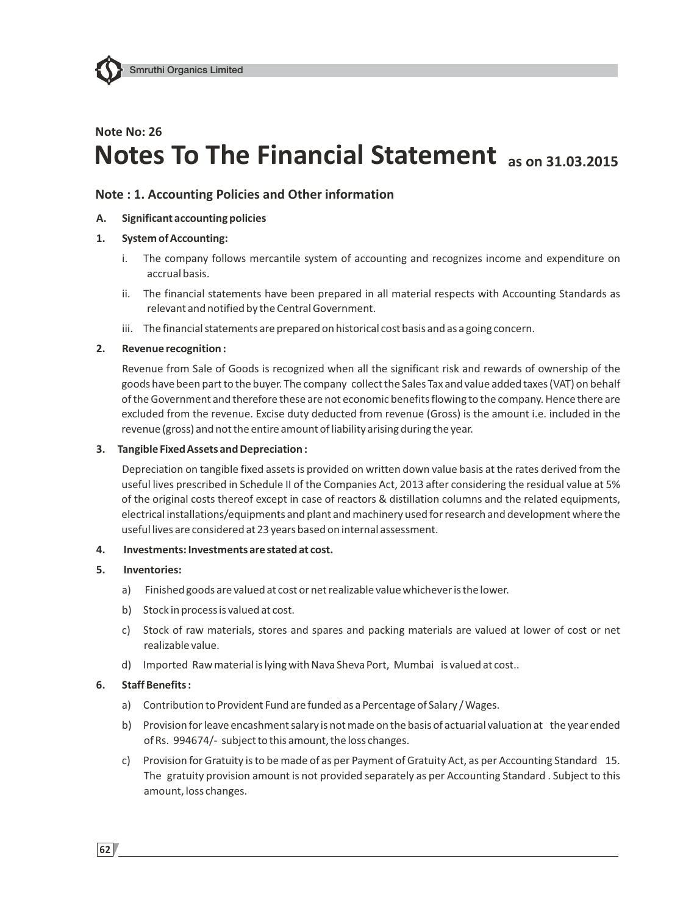Note No: 26

# Notes To The Financial Statement as on 31.03.2015

## Note : 1. Accounting Policies and Other information

**A. Significant accounting policies**

**1. System of Accounting:**

i. The company follows mercantile system of accounting and recognizes income and expenditure on accrual basis.

ii. The financial statements have been prepared in all material respects with Accounting Standards as relevant and notified by the Central Government.

iii. The financial statements are prepared on historical cost basis and as a going concern.

**2. Revenue recognition :**

Revenue from Sale of Goods is recognized when all the significant risk and rewards of ownership of the goods have been part to the buyer. The company collect the Sales Tax and value added taxes (VAT) on behalf of the Government and therefore these are not economic benefits flowing to the company. Hence there are excluded from the revenue. Excise duty deducted from revenue (Gross) is the amount i.e. included in the revenue (gross) and not the entire amount of liability arising during the year.

**3. Tangible Fixed Assets and Depreciation :**

Depreciation on tangible fixed assets is provided on written down value basis at the rates derived from the useful lives prescribed in Schedule II of the Companies Act, 2013 after considering the residual value at 5% of the original costs thereof except in case of reactors & distillation columns and the related equipments, electrical installations/equipments and plant and machinery used for research and development where the useful lives are considered at 23 years based on internal assessment.

**4. Investments: Investments are stated at cost.**

**5. Inventories:**

a) Finished goods are valued at cost or net realizable value whichever is the lower.

b) Stock in process is valued at cost.

c) Stock of raw materials, stores and spares and packing materials are valued at lower of cost or net realizable value.

d) Imported Raw material is lying with Nava Sheva Port, Mumbai is valued at cost..

**6. Staff Benefits :**

a) Contribution to Provident Fund are funded as a Percentage of Salary / Wages.

b) Provision for leave encashment salary is not made on the basis of actuarial valuation at the year ended of Rs. 994674/- subject to this amount, the loss changes.

c) Provision for Gratuity is to be made of as per Payment of Gratuity Act, as per Accounting Standard 15. The gratuity provision amount is not provided separately as per Accounting Standard . Subject to this amount, loss changes.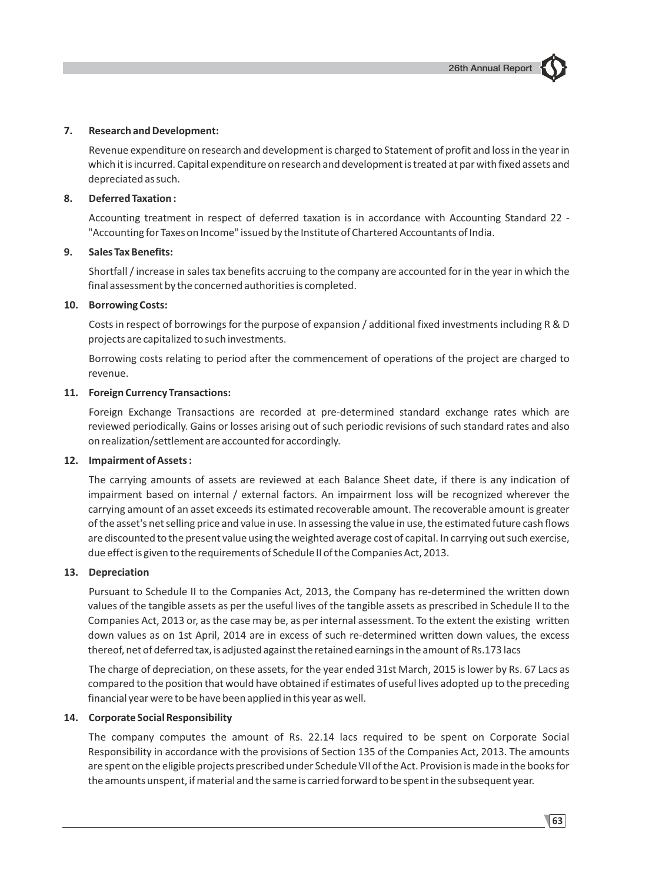**7. Research and Development:**

Revenue expenditure on research and development is charged to Statement of profit and loss in the year in which it is incurred. Capital expenditure on research and development is treated at par with fixed assets and depreciated as such.

**8. Deferred Taxation :**

Accounting treatment in respect of deferred taxation is in accordance with Accounting Standard 22 - "Accounting for Taxes on Income" issued by the Institute of Chartered Accountants of India.

**9. Sales Tax Benefits:**

Shortfall / increase in sales tax benefits accruing to the company are accounted for in the year in which the final assessment by the concerned authorities is completed.

**10. Borrowing Costs:**

Costs in respect of borrowings for the purpose of expansion / additional fixed investments including R & D projects are capitalized to such investments.

Borrowing costs relating to period after the commencement of operations of the project are charged to revenue.

**11. Foreign Currency Transactions:**

Foreign Exchange Transactions are recorded at pre-determined standard exchange rates which are reviewed periodically. Gains or losses arising out of such periodic revisions of such standard rates and also on realization/settlement are accounted for accordingly.

**12. Impairment of Assets :**

The carrying amounts of assets are reviewed at each Balance Sheet date, if there is any indication of impairment based on internal / external factors. An impairment loss will be recognized wherever the carrying amount of an asset exceeds its estimated recoverable amount. The recoverable amount is greater of the asset's net selling price and value in use. In assessing the value in use, the estimated future cash flows are discounted to the present value using the weighted average cost of capital. In carrying out such exercise, due effect is given to the requirements of Schedule II of the Companies Act, 2013.

**13. Depreciation**

Pursuant to Schedule II to the Companies Act, 2013, the Company has re-determined the written down values of the tangible assets as per the useful lives of the tangible assets as prescribed in Schedule II to the Companies Act, 2013 or, as the case may be, as per internal assessment. To the extent the existing written down values as on 1st April, 2014 are in excess of such re-determined written down values, the excess thereof, net of deferred tax, is adjusted against the retained earnings in the amount of Rs.173 lacs

The charge of depreciation, on these assets, for the year ended 31st March, 2015 is lower by Rs. 67 Lacs as compared to the position that would have obtained if estimates of useful lives adopted up to the preceding financial year were to be have been applied in this year as well.

**14. Corporate Social Responsibility**

The company computes the amount of Rs. 22.14 lacs required to be spent on Corporate Social Responsibility in accordance with the provisions of Section 135 of the Companies Act, 2013. The amounts are spent on the eligible projects prescribed under Schedule VII of the Act. Provision is made in the books for the amounts unspent, if material and the same is carried forward to be spent in the subsequent year.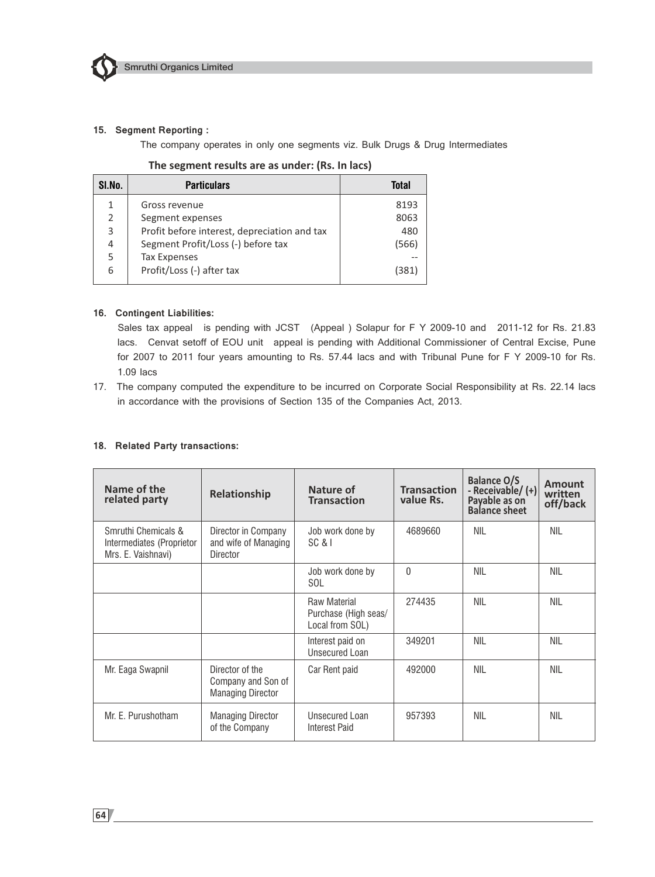### 15. Segment Reporting :

The company operates in only one segments viz. Bulk Drugs & Drug Intermediates

**The segment results are as under: (Rs. In lacs)**

| Sl.No. | Particulars | Total |
|---|---|---|
| 1 | Gross revenue | 8193 |
| 2 | Segment expenses | 8063 |
| 3 | Profit before interest, depreciation and tax | 480 |
| 4 | Segment Profit/Loss (-) before tax | (566) |
| 5 | Tax Expenses | -- |
| 6 | Profit/Loss (-) after tax | (381) |

### 16. Contingent Liabilities:

Sales tax appeal is pending with JCST (Appeal ) Solapur for F Y 2009-10 and 2011-12 for Rs. 21.83 lacs. Cenvat setoff of EOU unit appeal is pending with Additional Commissioner of Central Excise, Pune for 2007 to 2011 four years amounting to Rs. 57.44 lacs and with Tribunal Pune for F Y 2009-10 for Rs. 1.09 lacs

17. The company computed the expenditure to be incurred on Corporate Social Responsibility at Rs. 22.14 lacs in accordance with the provisions of Section 135 of the Companies Act, 2013.

### 18. Related Party transactions:

| Name of the related party | Relationship | Nature of Transaction | Transaction value Rs. | Balance O/S - Receivable/ (+) Payable as on Balance sheet | Amount written off/back |
|---|---|---|---|---|---|
| Smruthi Chemicals & Intermediates (Proprietor Mrs. E. Vaishnavi) | Director in Company and wife of Managing Director | Job work done by SC & I | 4689660 | NIL | NIL |
| | | Job work done by SOL | 0 | NIL | NIL |
| | | Raw Material Purchase (High seas/ Local from SOL) | 274435 | NIL | NIL |
| | | Interest paid on Unsecured Loan | 349201 | NIL | NIL |
| Mr. Eaga Swapnil | Director of the Company and Son of Managing Director | Car Rent paid | 492000 | NIL | NIL |
| Mr. E. Purushotham | Managing Director of the Company | Unsecured Loan Interest Paid | 957393 | NIL | NIL |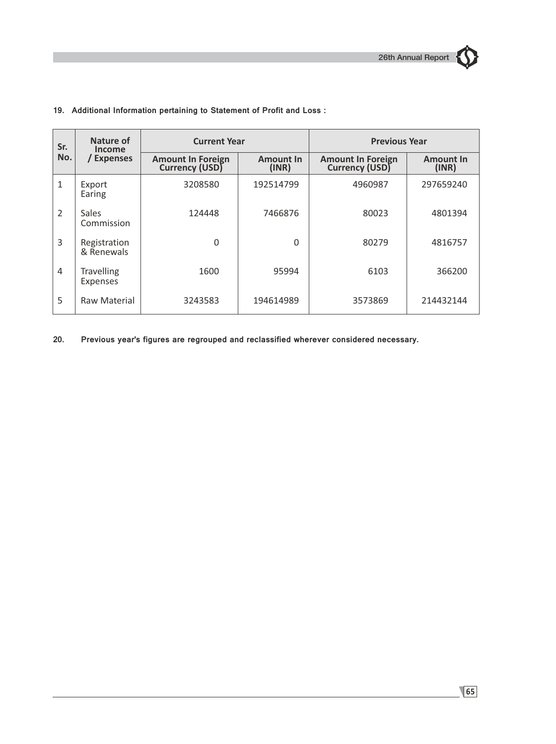**19. Additional Information pertaining to Statement of Profit and Loss :**

| Sr. No. | Nature of Income / Expenses | Current Year | | Previous Year | |
|---|---|---|---|---|---|
| | | Amount In Foreign Currency (USD) | Amount In (INR) | Amount In Foreign Currency (USD) | Amount In (INR) |
| 1 | Export Earing | 3208580 | 192514799 | 4960987 | 297659240 |
| 2 | Sales Commission | 124448 | 7466876 | 80023 | 4801394 |
| 3 | Registration & Renewals | 0 | 0 | 80279 | 4816757 |
| 4 | Travelling Expenses | 1600 | 95994 | 6103 | 366200 |
| 5 | Raw Material | 3243583 | 194614989 | 3573869 | 214432144 |

**20. Previous year's figures are regrouped and reclassified wherever considered necessary.**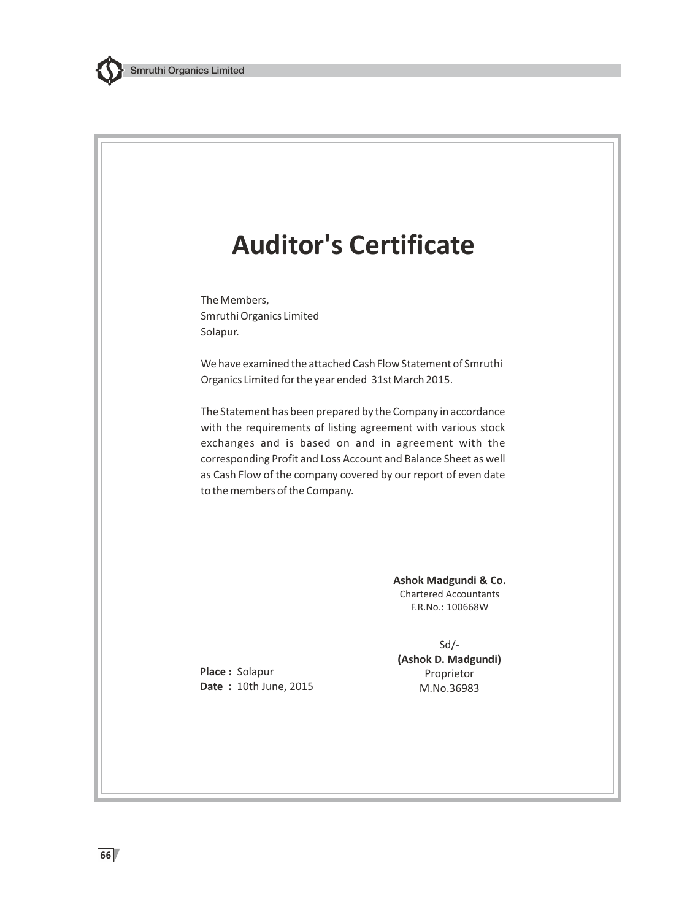# Auditor's Certificate

The Members,
Smruthi Organics Limited
Solapur.

We have examined the attached Cash Flow Statement of Smruthi Organics Limited for the year ended 31st March 2015.

The Statement has been prepared by the Company in accordance with the requirements of listing agreement with various stock exchanges and is based on and in agreement with the corresponding Profit and Loss Account and Balance Sheet as well as Cash Flow of the company covered by our report of even date to the members of the Company.

**Ashok Madgundi & Co.**
Chartered Accountants
F.R.No.: 100668W

Sd/-
**(Ashok D. Madgundi)**
Proprietor
M.No.36983

**Place :** Solapur
**Date :** 10th June, 2015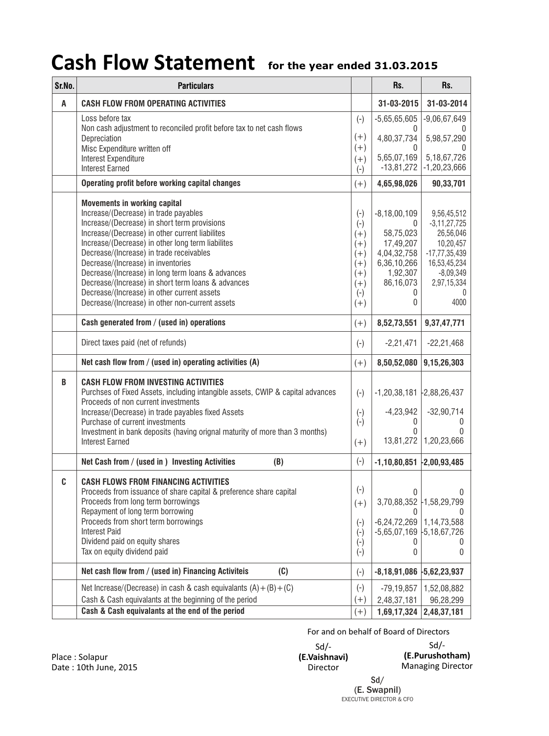# Cash Flow Statement for the year ended 31.03.2015

| Sr.No. | Particulars | | Rs. | Rs. |
|---|---|---|---|---|
| A | **CASH FLOW FROM OPERATING ACTIVITIES** | | **31-03-2015** | **31-03-2014** |
| | Loss before tax | (-) | -5,65,65,605 | -9,06,67,649 |
| | Non cash adjustment to reconciled profit before tax to net cash flows | | 0 | 0 |
| | Depreciation | (+) | 4,80,37,734 | 5,98,57,290 |
| | Misc Expenditure written off | (+) | 0 | 0 |
| | Interest Expenditure | (+) | 5,65,07,169 | 5,18,67,726 |
| | Interest Earned | (-) | -13,81,272 | -1,20,23,666 |
| | **Operating profit before working capital changes** | (+) | **4,65,98,026** | **90,33,701** |
| | **Movements in working capital** | | | |
| | Increase/(Decrease) in trade payables | (-) | -8,18,00,109 | 9,56,45,512 |
| | Increase/(Decrease) in short term provisions | (-) | 0 | -3,11,27,725 |
| | Increase/(Decrease) in other current liabilites | (+) | 58,75,023 | 26,56,046 |
| | Increase/(Decrease) in other long term liabilites | (+) | 17,49,207 | 10,20,457 |
| | Decrease/(Increase) in trade receivables | (+) | 4,04,32,758 | -17,77,35,439 |
| | Decrease/(Increase) in inventories | (+) | 6,36,10,266 | 16,53,45,234 |
| | Decrease/(Increase) in long term loans & advances | (+) | 1,92,307 | -8,09,349 |
| | Decrease/(Increase) in short term loans & advances | (+) | 86,16,073 | 2,97,15,334 |
| | Decrease/(Increase) in other current assets | (-) | 0 | 0 |
| | Decrease/(Increase) in other non-current assets | (+) | 0 | 4000 |
| | **Cash generated from / (used in) operations** | (+) | **8,52,73,551** | **9,37,47,771** |
| | Direct taxes paid (net of refunds) | (-) | -2,21,471 | -22,21,468 |
| | **Net cash flow from / (used in) operating activities (A)** | (+) | **8,50,52,080** | **9,15,26,303** |
| B | **CASH FLOW FROM INVESTING ACTIVITIES** | | | |
| | Purchses of Fixed Assets, including intangible assets, CWIP & capital advances | (-) | -1,20,38,181 | -2,88,26,437 |
| | Proceeds of non current investments | | | |
| | Increase/(Decrease) in trade payables fixed Assets | (-) | -4,23,942 | -32,90,714 |
| | Purchase of current investments | (-) | 0 | 0 |
| | Investment in bank deposits (having orignal maturity of more than 3 months) | | 0 | 0 |
| | Interest Earned | (+) | 13,81,272 | 1,20,23,666 |
| | **Net Cash from / (used in ) Investing Activities (B)** | (-) | **-1,10,80,851** | **-2,00,93,485** |
| C | **CASH FLOWS FROM FINANCING ACTIVITIES** | | | |
| | Proceeds from issuance of share capital & preference share capital | (-) | 0 | 0 |
| | Proceeds from long term borrowings | (+) | 3,70,88,352 | -1,58,29,799 |
| | Repayment of long term borrowing | | 0 | 0 |
| | Proceeds from short term borrowings | (-) | -6,24,72,269 | 1,14,73,588 |
| | Interest Paid | (-) | -5,65,07,169 | -5,18,67,726 |
| | Dividend paid on equity shares | (-) | 0 | 0 |
| | Tax on equity dividend paid | (-) | 0 | 0 |
| | **Net cash flow from / (used in) Financing Activiteis (C)** | (-) | **-8,18,91,086** | **-5,62,23,937** |
| | Net Increase/(Decrease) in cash & cash equivalants (A)+(B)+(C) | (-) | -79,19,857 | 1,52,08,882 |
| | Cash & Cash equivalants at the beginning of the period | (+) | 2,48,37,181 | 96,28,299 |
| | **Cash & Cash equivalants at the end of the period** | (+) | **1,69,17,324** | **2,48,37,181** |

For and on behalf of Board of Directors

Place : Solapur
Date : 10th June, 2015

Sd/-
**(E.Vaishnavi)**
Director

Sd/-
**(E.Purushotham)**
Managing Director

Sd/
(E. Swapnil)
EXECUTIVE DIRECTOR & CFO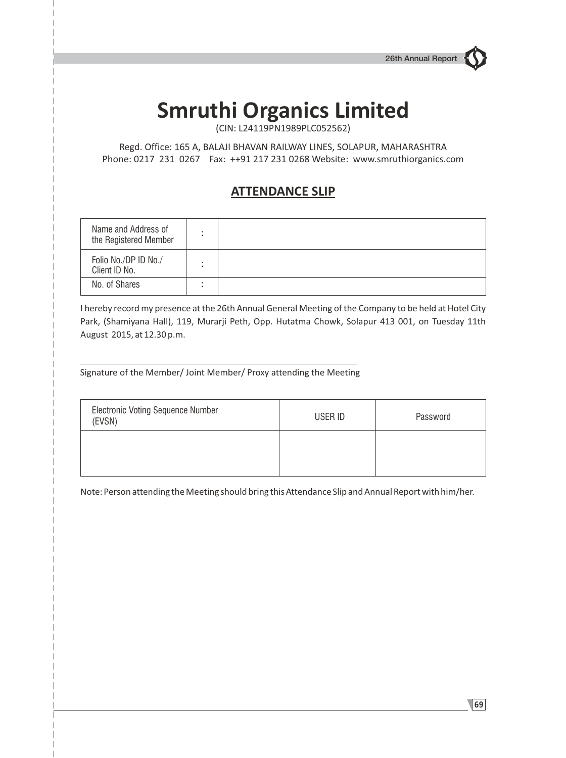# Smruthi Organics Limited

(CIN: L24119PN1989PLC052562)

Regd. Office: 165 A, BALAJI BHAVAN RAILWAY LINES, SOLAPUR, MAHARASHTRA
Phone: 0217 231 0267 Fax: ++91 217 231 0268 Website: www.smruthiorganics.com

## ATTENDANCE SLIP

| Name and Address of the Registered Member | : | |
|---|---|---|
| Folio No./DP ID No./ Client ID No. | : | |
| No. of Shares | : | |

I hereby record my presence at the 26th Annual General Meeting of the Company to be held at Hotel City Park, (Shamiyana Hall), 119, Murarji Peth, Opp. Hutatma Chowk, Solapur 413 001, on Tuesday 11th August 2015, at 12.30 p.m.

Signature of the Member/ Joint Member/ Proxy attending the Meeting

| Electronic Voting Sequence Number (EVSN) | USER ID | Password |
|---|---|---|
| | | |

Note: Person attending the Meeting should bring this Attendance Slip and Annual Report with him/her.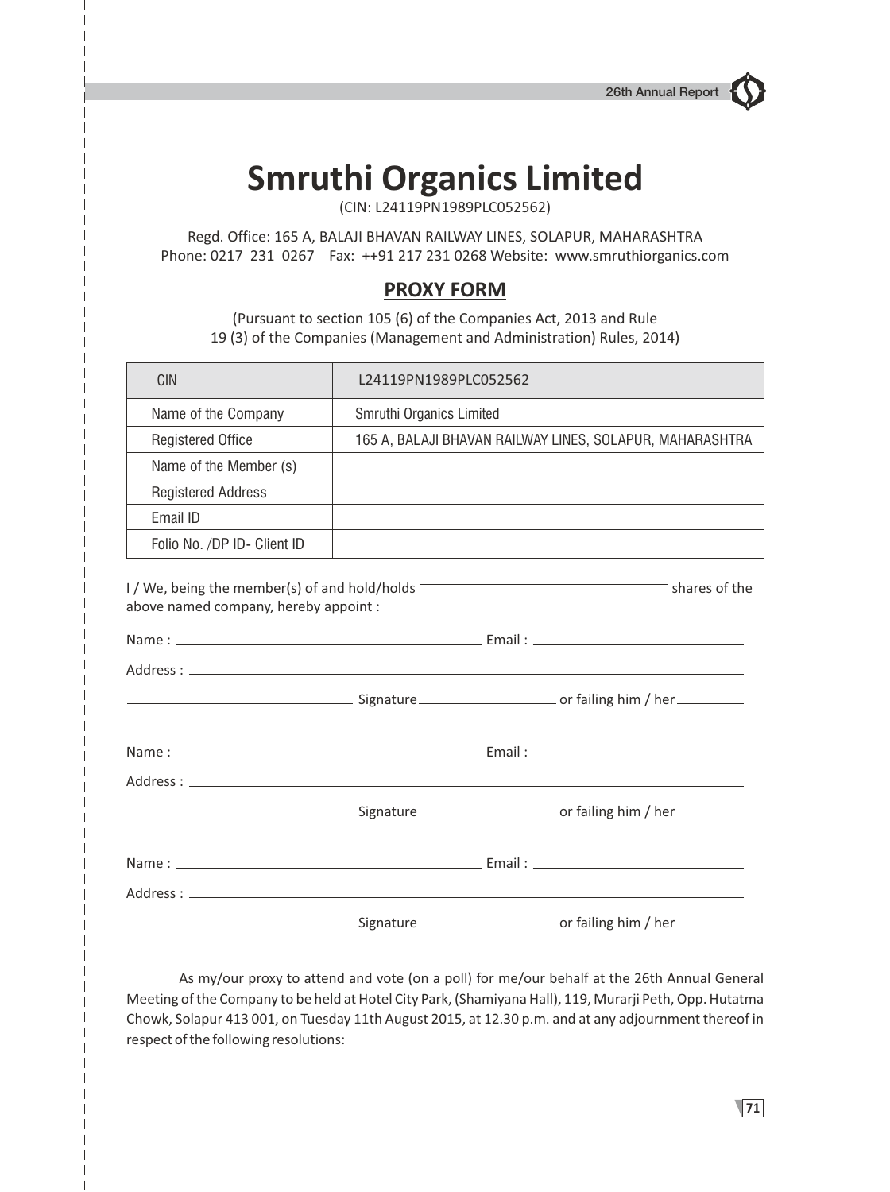# Smruthi Organics Limited

(CIN: L24119PN1989PLC052562)

Regd. Office: 165 A, BALAJI BHAVAN RAILWAY LINES, SOLAPUR, MAHARASHTRA
Phone: 0217 231 0267 Fax: ++91 217 231 0268 Website: www.smruthiorganics.com

## PROXY FORM

(Pursuant to section 105 (6) of the Companies Act, 2013 and Rule 19 (3) of the Companies (Management and Administration) Rules, 2014)

| CIN | L24119PN1989PLC052562 |
|---|---|
| Name of the Company | Smruthi Organics Limited |
| Registered Office | 165 A, BALAJI BHAVAN RAILWAY LINES, SOLAPUR, MAHARASHTRA |
| Name of the Member (s) | |
| Registered Address | |
| Email ID | |
| Folio No. /DP ID- Client ID | |

I / We, being the member(s) of and hold/holds ______________________ shares of the above named company, hereby appoint :

Name : ______________________________ Email : ______________________

Address : ______________________________________________________

______________________ Signature______________ or failing him / her________

Name : ______________________________ Email : ______________________

Address : ______________________________________________________

______________________ Signature______________ or failing him / her________

Name : ______________________________ Email : ______________________

Address : ______________________________________________________

______________________ Signature______________ or failing him / her________

As my/our proxy to attend and vote (on a poll) for me/our behalf at the 26th Annual General Meeting of the Company to be held at Hotel City Park, (Shamiyana Hall), 119, Murarji Peth, Opp. Hutatma Chowk, Solapur 413 001, on Tuesday 11th August 2015, at 12.30 p.m. and at any adjournment thereof in respect of the following resolutions: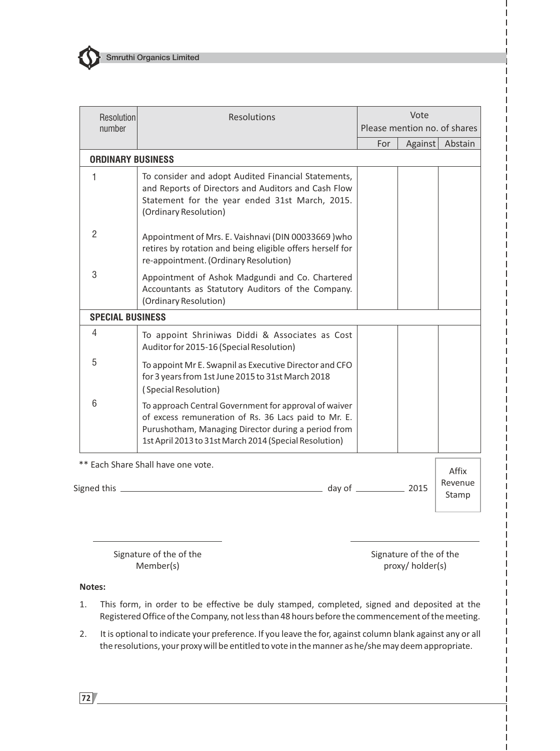| Resolution number | Resolutions | Vote Please mention no. of shares | | |
|---|---|---|---|---|
| | | For | Against | Abstain |
| **ORDINARY BUSINESS** | | | | |
| 1 | To consider and adopt Audited Financial Statements, and Reports of Directors and Auditors and Cash Flow Statement for the year ended 31st March, 2015. (Ordinary Resolution) | | | |
| 2 | Appointment of Mrs. E. Vaishnavi (DIN 00033669 )who retires by rotation and being eligible offers herself for re-appointment. (Ordinary Resolution) | | | |
| 3 | Appointment of Ashok Madgundi and Co. Chartered Accountants as Statutory Auditors of the Company. (Ordinary Resolution) | | | |
| **SPECIAL BUSINESS** | | | | |
| 4 | To appoint Shriniwas Diddi & Associates as Cost Auditor for 2015-16 (Special Resolution) | | | |
| 5 | To appoint Mr E. Swapnil as Executive Director and CFO for 3 years from 1st June 2015 to 31st March 2018 ( Special Resolution) | | | |
| 6 | To approach Central Government for approval of waiver of excess remuneration of Rs. 36 Lacs paid to Mr. E. Purushotham, Managing Director during a period from 1st April 2013 to 31st March 2014 (Special Resolution) | | | |

** Each Share Shall have one vote.

Signed this ________________________ day of __________ 2015

Affix Revenue Stamp

______________________
Signature of the of the Member(s)

______________________
Signature of the of the proxy/ holder(s)

**Notes:**

1. This form, in order to be effective be duly stamped, completed, signed and deposited at the Registered Office of the Company, not less than 48 hours before the commencement of the meeting.
2. It is optional to indicate your preference. If you leave the for, against column blank against any or all the resolutions, your proxy will be entitled to vote in the manner as he/she may deem appropriate.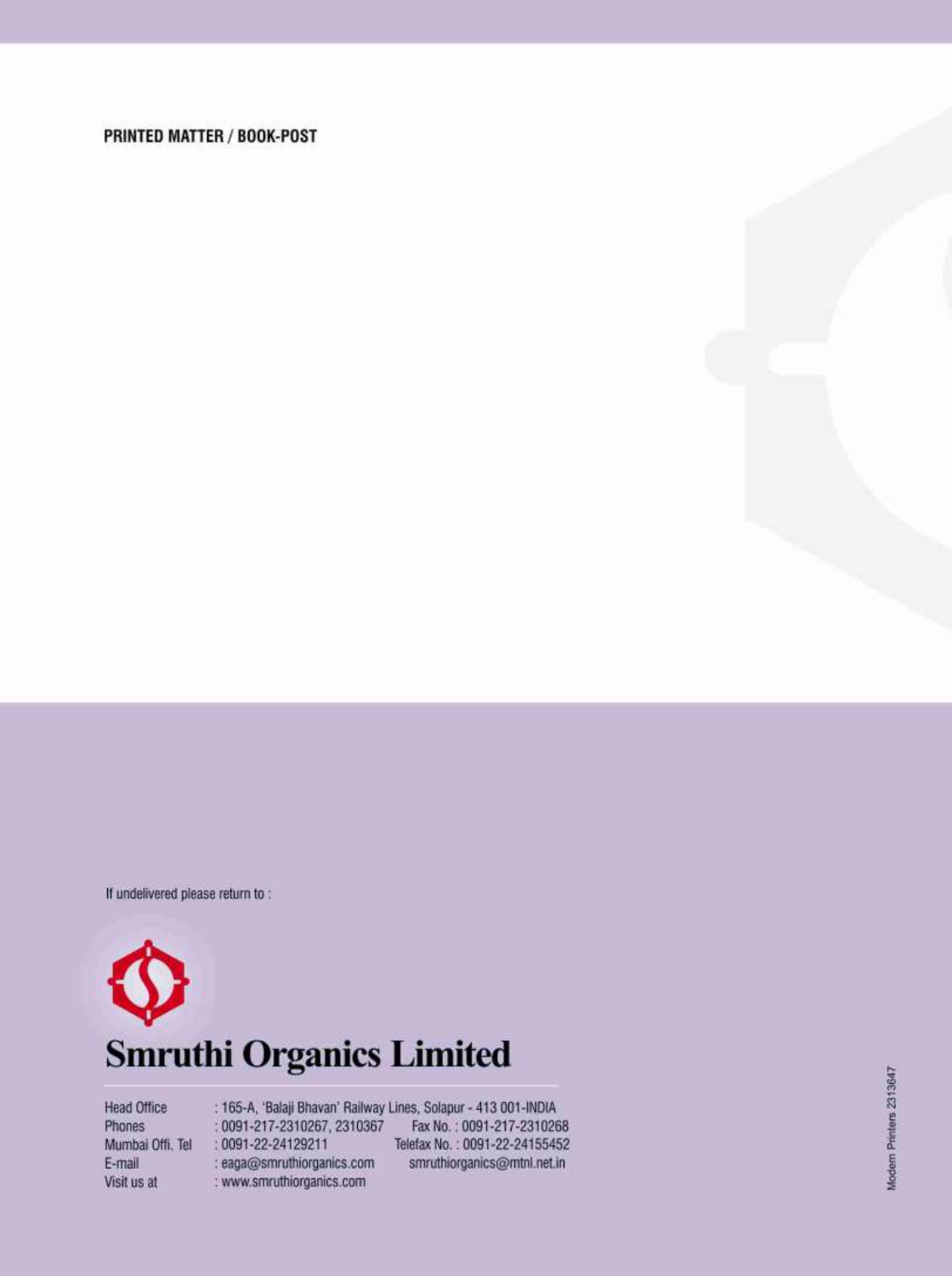PRINTED MATTER / BOOK-POST

If undelivered please return to :

# Smruthi Organics Limited

| | |
|---|---|
| Head Office | : 165-A, 'Balaji Bhavan' Railway Lines, Solapur - 413 001-INDIA |
| Phones | : 0091-217-2310267, 2310367 Fax No. : 0091-217-2310268 |
| Mumbai Offi. Tel | : 0091-22-24129211 Telefax No. : 0091-22-24155452 |
| E-mail | : eaga@smruthiorganics.com smruthiorganics@mtnl.net.in |
| Visit us at | : www.smruthiorganics.com |

Modern Printers 2313647